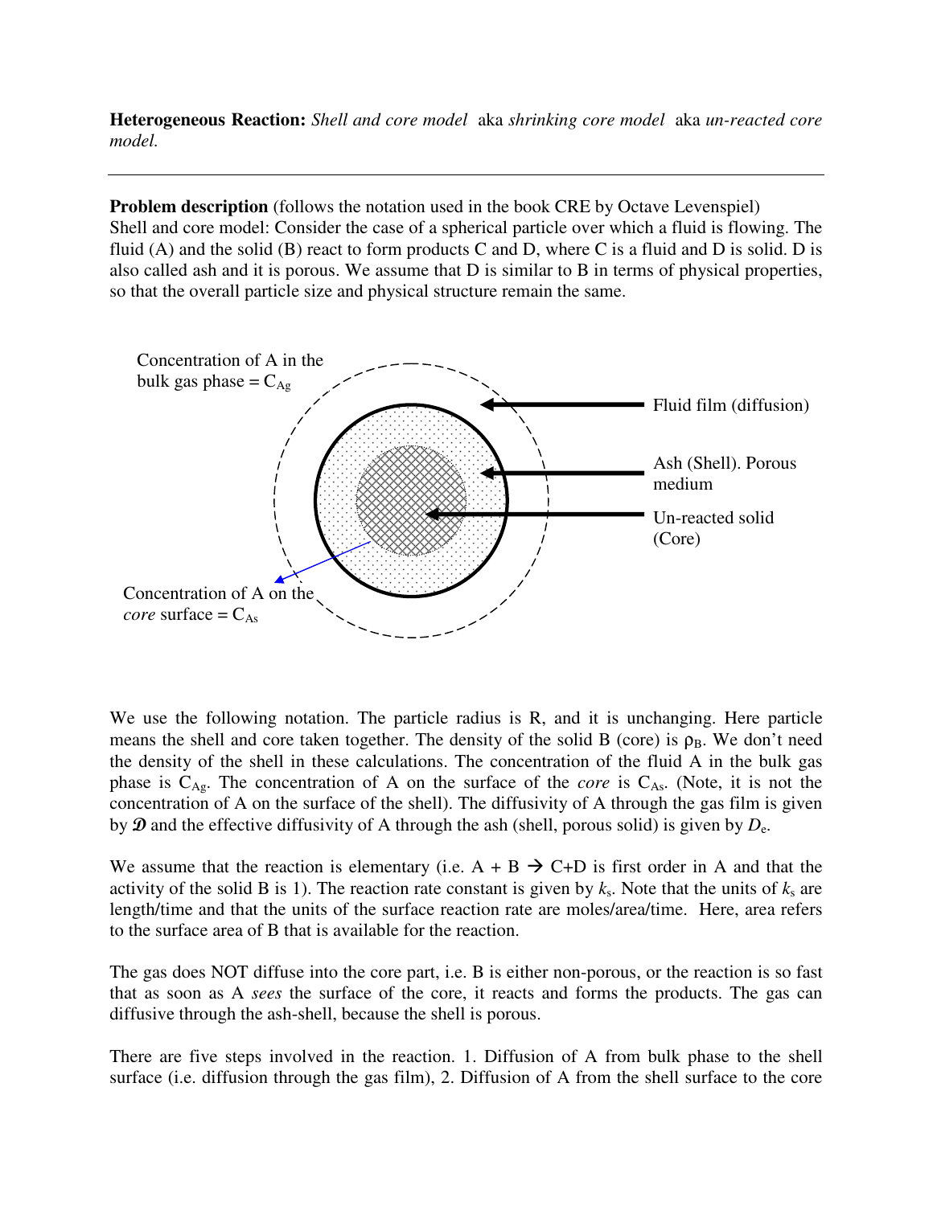**Heterogeneous Reaction:** *Shell and core model* aka *shrinking core model* aka *un-reacted core model.*

---

**Problem description** (follows the notation used in the book CRE by Octave Levenspiel)
Shell and core model: Consider the case of a spherical particle over which a fluid is flowing. The fluid (A) and the solid (B) react to form products C and D, where C is a fluid and D is solid. D is also called ash and it is porous. We assume that D is similar to B in terms of physical properties, so that the overall particle size and physical structure remain the same.

Concentration of A in the bulk gas phase = $C_{Ag}$

Fluid film (diffusion)

Ash (Shell). Porous medium

Un-reacted solid (Core)

Concentration of A on the *core* surface = $C_{As}$

We use the following notation. The particle radius is R, and it is unchanging. Here particle means the shell and core taken together. The density of the solid B (core) is $\rho_B$. We don't need the density of the shell in these calculations. The concentration of the fluid A in the bulk gas phase is $C_{Ag}$. The concentration of A on the surface of the *core* is $C_{As}$. (Note, it is not the concentration of A on the surface of the shell). The diffusivity of A through the gas film is given by $\mathcal{D}$ and the effective diffusivity of A through the ash (shell, porous solid) is given by $D_e$.

We assume that the reaction is elementary (i.e. A + B → C+D is first order in A and that the activity of the solid B is 1). The reaction rate constant is given by $k_s$. Note that the units of $k_s$ are length/time and that the units of the surface reaction rate are moles/area/time. Here, area refers to the surface area of B that is available for the reaction.

The gas does NOT diffuse into the core part, i.e. B is either non-porous, or the reaction is so fast that as soon as A *sees* the surface of the core, it reacts and forms the products. The gas can diffusive through the ash-shell, because the shell is porous.

There are five steps involved in the reaction. 1. Diffusion of A from bulk phase to the shell surface (i.e. diffusion through the gas film), 2. Diffusion of A from the shell surface to the core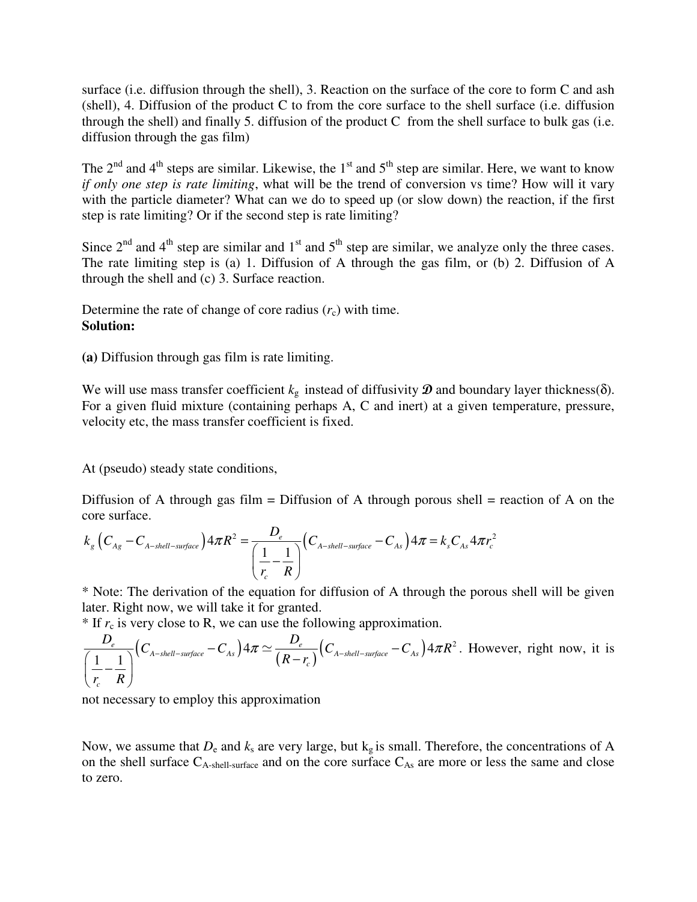surface (i.e. diffusion through the shell), 3. Reaction on the surface of the core to form C and ash (shell), 4. Diffusion of the product C to from the core surface to the shell surface (i.e. diffusion through the shell) and finally 5. diffusion of the product C from the shell surface to bulk gas (i.e. diffusion through the gas film)

The 2nd and 4th steps are similar. Likewise, the 1st and 5th step are similar. Here, we want to know *if only one step is rate limiting*, what will be the trend of conversion vs time? How will it vary with the particle diameter? What can we do to speed up (or slow down) the reaction, if the first step is rate limiting? Or if the second step is rate limiting?

Since 2nd and 4th step are similar and 1st and 5th step are similar, we analyze only the three cases. The rate limiting step is (a) 1. Diffusion of A through the gas film, or (b) 2. Diffusion of A through the shell and (c) 3. Surface reaction.

Determine the rate of change of core radius ($r_c$) with time.

**Solution:**

**(a)** Diffusion through gas film is rate limiting.

We will use mass transfer coefficient $k_g$ instead of diffusivity $\mathcal{D}$ and boundary layer thickness($\delta$). For a given fluid mixture (containing perhaps A, C and inert) at a given temperature, pressure, velocity etc, the mass transfer coefficient is fixed.

At (pseudo) steady state conditions,

Diffusion of A through gas film = Diffusion of A through porous shell = reaction of A on the core surface.

$$k_g\left(C_{Ag}-C_{A-shell-surface}\right)4\pi R^2=\frac{D_e}{\left(\dfrac{1}{r_c}-\dfrac{1}{R}\right)}\left(C_{A-shell-surface}-C_{As}\right)4\pi=k_s C_{As}4\pi r_c^2$$

* Note: The derivation of the equation for diffusion of A through the porous shell will be given later. Right now, we will take it for granted.

* If $r_c$ is very close to R, we can use the following approximation.

$$\frac{D_e}{\left(\dfrac{1}{r_c}-\dfrac{1}{R}\right)}\left(C_{A-shell-surface}-C_{As}\right)4\pi\simeq\frac{D_e}{\left(R-r_c\right)}\left(C_{A-shell-surface}-C_{As}\right)4\pi R^2$$

However, right now, it is not necessary to employ this approximation

Now, we assume that $D_e$ and $k_s$ are very large, but $k_g$ is small. Therefore, the concentrations of A on the shell surface $C_{A-shell-surface}$ and on the core surface $C_{As}$ are more or less the same and close to zero.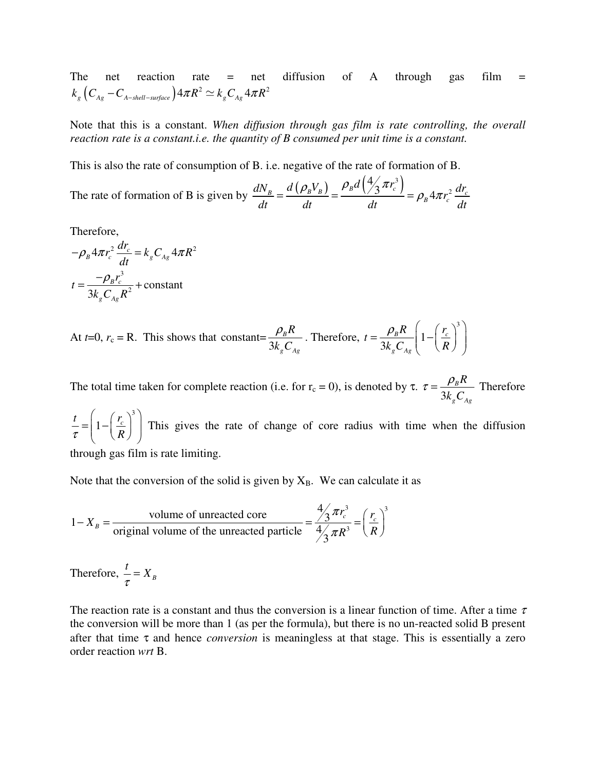The net reaction rate = net diffusion of A through gas film = $k_g \left( C_{Ag} - C_{A-shell-surface} \right) 4\pi R^2 \simeq k_g C_{Ag} 4\pi R^2$

Note that this is a constant. *When diffusion through gas film is rate controlling, the overall reaction rate is a constant.i.e. the quantity of B consumed per unit time is a constant.*

This is also the rate of consumption of B. i.e. negative of the rate of formation of B.

The rate of formation of B is given by $\frac{dN_B}{dt} = \frac{d\left(\rho_B V_B\right)}{dt} = \frac{\rho_B d\left(\frac{4}{3}\pi r_c^3\right)}{dt} = \rho_B 4\pi r_c^2 \frac{dr_c}{dt}$

Therefore,

$$-\rho_B 4\pi r_c^2 \frac{dr_c}{dt} = k_g C_{Ag} 4\pi R^2$$

$$t = \frac{-\rho_B r_c^3}{3k_g C_{Ag} R^2} + \text{constant}$$

At $t$=0, $r_c = R$. This shows that constant= $\frac{\rho_B R}{3k_g C_{Ag}}$. Therefore, $t = \frac{\rho_B R}{3k_g C_{Ag}} \left( 1 - \left( \frac{r_c}{R} \right)^3 \right)$

The total time taken for complete reaction (i.e. for $r_c = 0$), is denoted by $\tau$. $\tau = \frac{\rho_B R}{3k_g C_{Ag}}$ Therefore $\frac{t}{\tau} = \left( 1 - \left( \frac{r_c}{R} \right)^3 \right)$ This gives the rate of change of core radius with time when the diffusion through gas film is rate limiting.

Note that the conversion of the solid is given by $X_B$. We can calculate it as

$$1 - X_B = \frac{\text{volume of unreacted core}}{\text{original volume of the unreacted particle}} = \frac{\frac{4}{3}\pi r_c^3}{\frac{4}{3}\pi R^3} = \left( \frac{r_c}{R} \right)^3$$

Therefore, $\frac{t}{\tau} = X_B$

The reaction rate is a constant and thus the conversion is a linear function of time. After a time $\tau$ the conversion will be more than 1 (as per the formula), but there is no un-reacted solid B present after that time $\tau$ and hence *conversion* is meaningless at that stage. This is essentially a zero order reaction *wrt* B.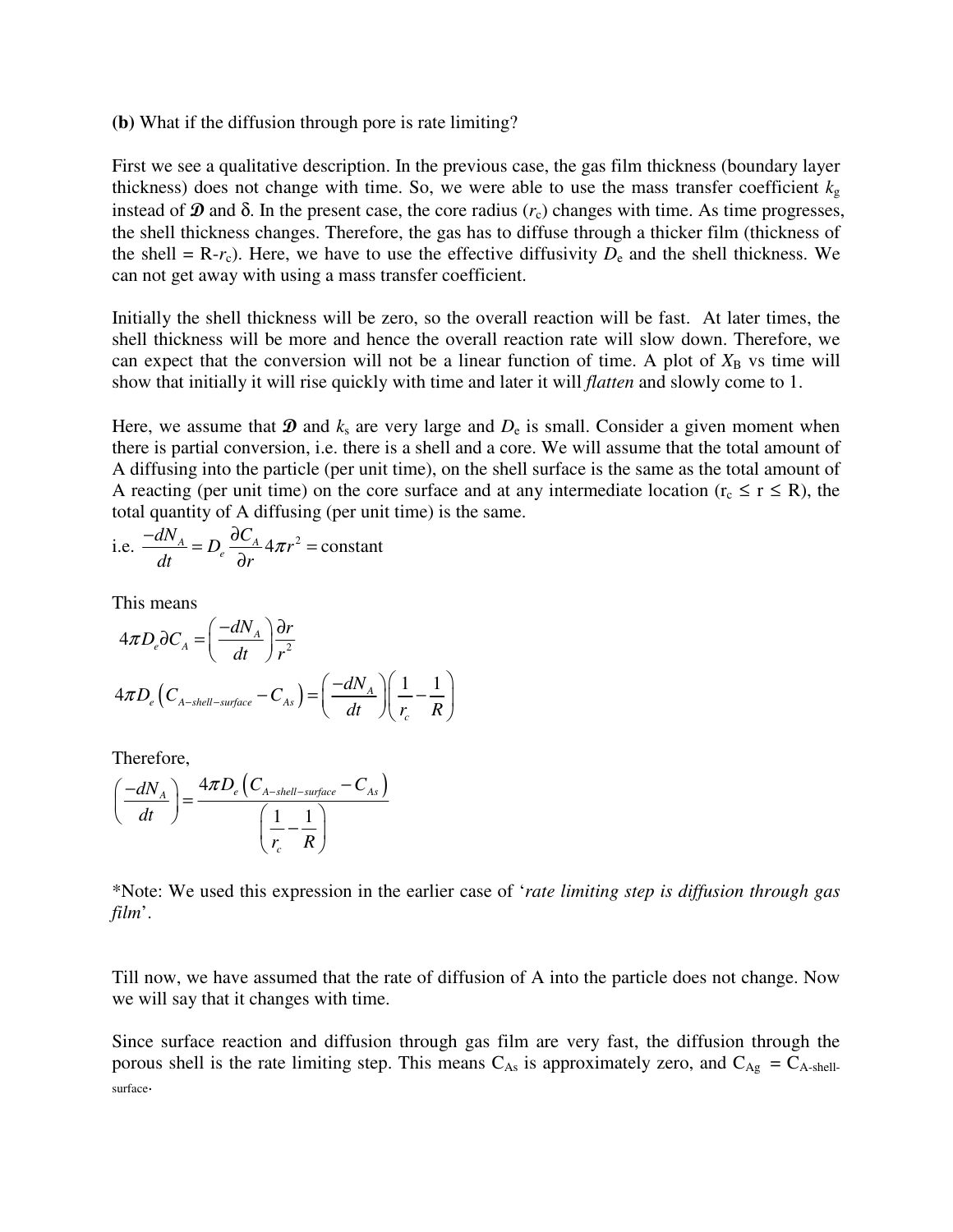**(b)** What if the diffusion through pore is rate limiting?

First we see a qualitative description. In the previous case, the gas film thickness (boundary layer thickness) does not change with time. So, we were able to use the mass transfer coefficient $k_g$ instead of $\mathcal{D}$ and δ. In the present case, the core radius ($r_c$) changes with time. As time progresses, the shell thickness changes. Therefore, the gas has to diffuse through a thicker film (thickness of the shell = R-$r_c$). Here, we have to use the effective diffusivity $D_e$ and the shell thickness. We can not get away with using a mass transfer coefficient.

Initially the shell thickness will be zero, so the overall reaction will be fast. At later times, the shell thickness will be more and hence the overall reaction rate will slow down. Therefore, we can expect that the conversion will not be a linear function of time. A plot of $X_B$ vs time will show that initially it will rise quickly with time and later it will *flatten* and slowly come to 1.

Here, we assume that $\mathcal{D}$ and $k_s$ are very large and $D_e$ is small. Consider a given moment when there is partial conversion, i.e. there is a shell and a core. We will assume that the total amount of A diffusing into the particle (per unit time), on the shell surface is the same as the total amount of A reacting (per unit time) on the core surface and at any intermediate location ($r_c \le r \le R$), the total quantity of A diffusing (per unit time) is the same.

i.e. $\dfrac{-dN_A}{dt} = D_e \dfrac{\partial C_A}{\partial r} 4\pi r^2 = \text{constant}$

This means

$$4\pi D_e \partial C_A = \left(\frac{-dN_A}{dt}\right)\frac{\partial r}{r^2}$$

$$4\pi D_e \left(C_{A-shell-surface} - C_{As}\right) = \left(\frac{-dN_A}{dt}\right)\left(\frac{1}{r_c} - \frac{1}{R}\right)$$

Therefore,

$$\left(\frac{-dN_A}{dt}\right) = \frac{4\pi D_e \left(C_{A-shell-surface} - C_{As}\right)}{\left(\dfrac{1}{r_c} - \dfrac{1}{R}\right)}$$

*Note: We used this expression in the earlier case of '*rate limiting step is diffusion through gas film*'.

Till now, we have assumed that the rate of diffusion of A into the particle does not change. Now we will say that it changes with time.

Since surface reaction and diffusion through gas film are very fast, the diffusion through the porous shell is the rate limiting step. This means $C_{As}$ is approximately zero, and $C_{Ag} = C_{A-shell-surface}$.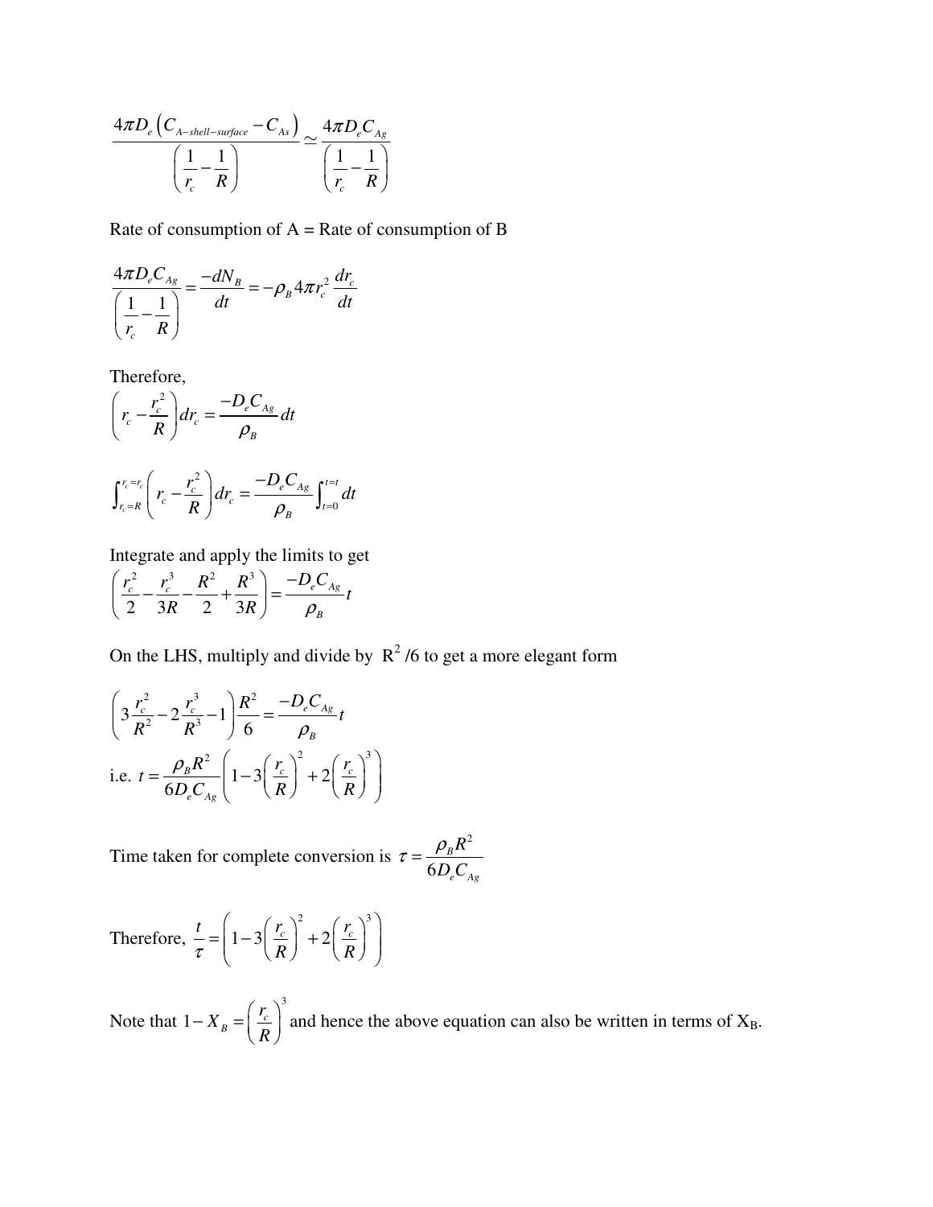$$\frac{4\pi D_e\left(C_{A-shell-surface}-C_{As}\right)}{\left(\dfrac{1}{r_c}-\dfrac{1}{R}\right)} \simeq \frac{4\pi D_e C_{Ag}}{\left(\dfrac{1}{r_c}-\dfrac{1}{R}\right)}$$

Rate of consumption of A = Rate of consumption of B

$$\frac{4\pi D_e C_{Ag}}{\left(\dfrac{1}{r_c}-\dfrac{1}{R}\right)} = \frac{-dN_B}{dt} = -\rho_B 4\pi r_c^2 \frac{dr_c}{dt}$$

Therefore,

$$\left(r_c - \frac{r_c^2}{R}\right)dr_c = \frac{-D_e C_{Ag}}{\rho_B}dt$$

$$\int_{r_c=R}^{r_c=r_c}\left(r_c - \frac{r_c^2}{R}\right)dr_c = \frac{-D_e C_{Ag}}{\rho_B}\int_{t=0}^{t=t}dt$$

Integrate and apply the limits to get

$$\left(\frac{r_c^2}{2} - \frac{r_c^3}{3R} - \frac{R^2}{2} + \frac{R^3}{3R}\right) = \frac{-D_e C_{Ag}}{\rho_B}t$$

On the LHS, multiply and divide by $R^2/6$ to get a more elegant form

$$\left(3\frac{r_c^2}{R^2} - 2\frac{r_c^3}{R^3} - 1\right)\frac{R^2}{6} = \frac{-D_e C_{Ag}}{\rho_B}t$$

i.e. $t = \dfrac{\rho_B R^2}{6D_e C_{Ag}}\left(1 - 3\left(\dfrac{r_c}{R}\right)^2 + 2\left(\dfrac{r_c}{R}\right)^3\right)$

Time taken for complete conversion is $\tau = \dfrac{\rho_B R^2}{6D_e C_{Ag}}$

Therefore, $\dfrac{t}{\tau} = \left(1 - 3\left(\dfrac{r_c}{R}\right)^2 + 2\left(\dfrac{r_c}{R}\right)^3\right)$

Note that $1 - X_B = \left(\dfrac{r_c}{R}\right)^3$ and hence the above equation can also be written in terms of $X_B$.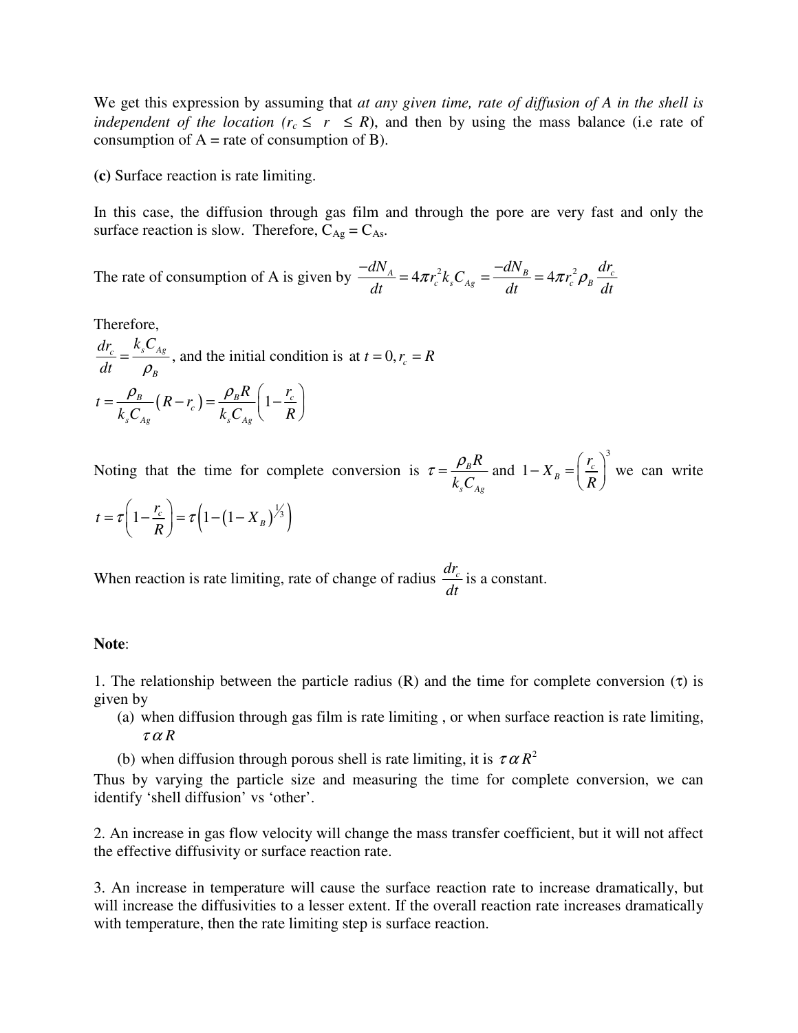We get this expression by assuming that *at any given time, rate of diffusion of A in the shell is independent of the location ($r_c \leq r \leq R$)*, and then by using the mass balance (i.e rate of consumption of A = rate of consumption of B).

**(c)** Surface reaction is rate limiting.

In this case, the diffusion through gas film and through the pore are very fast and only the surface reaction is slow. Therefore, $C_{Ag} = C_{As}$.

The rate of consumption of A is given by $\frac{-dN_A}{dt} = 4\pi r_c^2 k_s C_{Ag} = \frac{-dN_B}{dt} = 4\pi r_c^2 \rho_B \frac{dr_c}{dt}$

Therefore,

$\frac{dr_c}{dt} = \frac{k_s C_{Ag}}{\rho_B}$, and the initial condition is at $t = 0, r_c = R$

$$t = \frac{\rho_B}{k_s C_{Ag}}\left(R - r_c\right) = \frac{\rho_B R}{k_s C_{Ag}}\left(1 - \frac{r_c}{R}\right)$$

Noting that the time for complete conversion is $\tau = \frac{\rho_B R}{k_s C_{Ag}}$ and $1 - X_B = \left(\frac{r_c}{R}\right)^3$ we can write

$$t = \tau\left(1 - \frac{r_c}{R}\right) = \tau\left(1 - \left(1 - X_B\right)^{1/3}\right)$$

When reaction is rate limiting, rate of change of radius $\frac{dr_c}{dt}$ is a constant.

**Note**:

1. The relationship between the particle radius (R) and the time for complete conversion ($\tau$) is given by

   (a) when diffusion through gas film is rate limiting , or when surface reaction is rate limiting, $\tau \alpha R$

   (b) when diffusion through porous shell is rate limiting, it is $\tau \alpha R^2$

Thus by varying the particle size and measuring the time for complete conversion, we can identify 'shell diffusion' vs 'other'.

2. An increase in gas flow velocity will change the mass transfer coefficient, but it will not affect the effective diffusivity or surface reaction rate.

3. An increase in temperature will cause the surface reaction rate to increase dramatically, but will increase the diffusivities to a lesser extent. If the overall reaction rate increases dramatically with temperature, then the rate limiting step is surface reaction.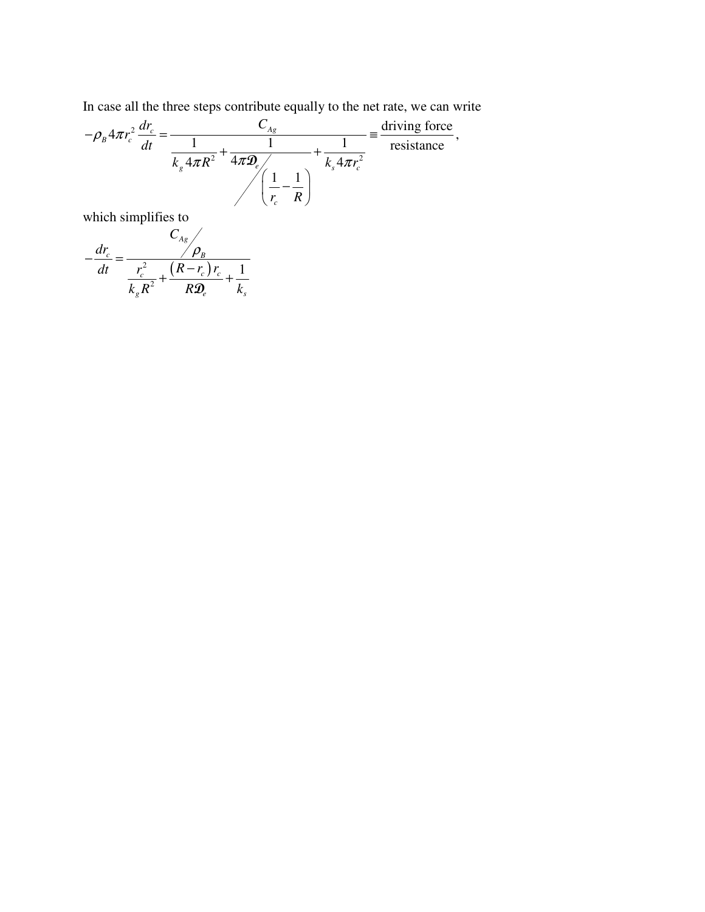In case all the three steps contribute equally to the net rate, we can write

$$-\rho_B 4\pi r_c^2 \frac{dr_c}{dt} = \frac{C_{Ag}}{\dfrac{1}{k_g 4\pi R^2} + \dfrac{1}{4\pi \mathcal{D}_e \Big/ \left(\dfrac{1}{r_c} - \dfrac{1}{R}\right)} + \dfrac{1}{k_s 4\pi r_c^2}} \equiv \frac{\text{driving force}}{\text{resistance}},$$

which simplifies to

$$-\frac{dr_c}{dt} = \frac{C_{Ag} \big/ \rho_B}{\dfrac{r_c^2}{k_g R^2} + \dfrac{(R - r_c) r_c}{R \mathcal{D}_e} + \dfrac{1}{k_s}}$$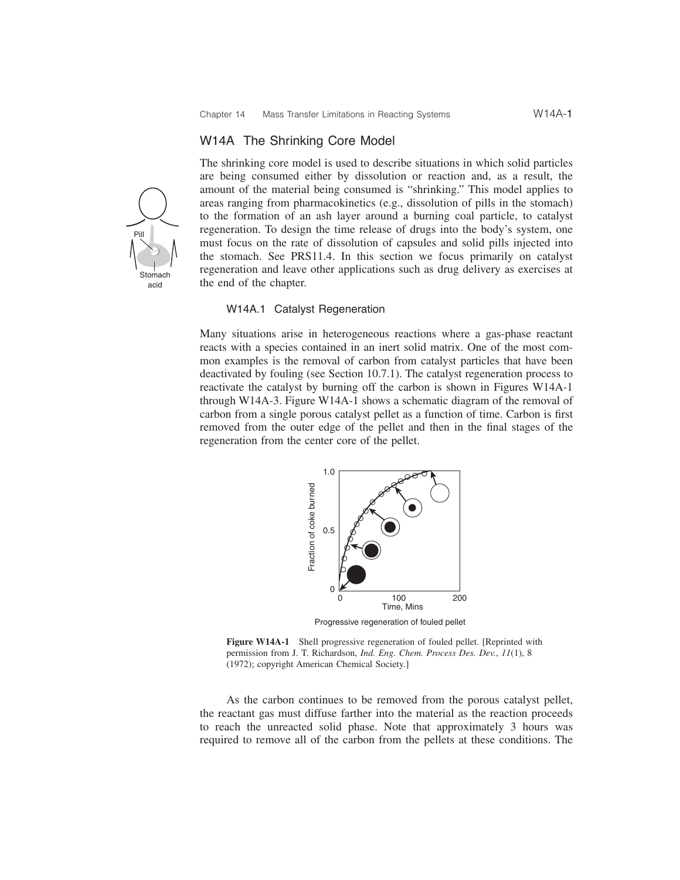## W14A The Shrinking Core Model

The shrinking core model is used to describe situations in which solid particles are being consumed either by dissolution or reaction and, as a result, the amount of the material being consumed is "shrinking." This model applies to areas ranging from pharmacokinetics (e.g., dissolution of pills in the stomach) to the formation of an ash layer around a burning coal particle, to catalyst regeneration. To design the time release of drugs into the body's system, one must focus on the rate of dissolution of capsules and solid pills injected into the stomach. See PRS11.4. In this section we focus primarily on catalyst regeneration and leave other applications such as drug delivery as exercises at the end of the chapter.

### W14A.1 Catalyst Regeneration

Many situations arise in heterogeneous reactions where a gas-phase reactant reacts with a species contained in an inert solid matrix. One of the most common examples is the removal of carbon from catalyst particles that have been deactivated by fouling (see Section 10.7.1). The catalyst regeneration process to reactivate the catalyst by burning off the carbon is shown in Figures W14A-1 through W14A-3. Figure W14A-1 shows a schematic diagram of the removal of carbon from a single porous catalyst pellet as a function of time. Carbon is first removed from the outer edge of the pellet and then in the final stages of the regeneration from the center core of the pellet.

Progressive regeneration of fouled pellet

**Figure W14A-1** Shell progressive regeneration of fouled pellet. [Reprinted with permission from J. T. Richardson, *Ind. Eng. Chem. Process Des. Dev.*, *11*(1), 8 (1972); copyright American Chemical Society.]

As the carbon continues to be removed from the porous catalyst pellet, the reactant gas must diffuse farther into the material as the reaction proceeds to reach the unreacted solid phase. Note that approximately 3 hours was required to remove all of the carbon from the pellets at these conditions. The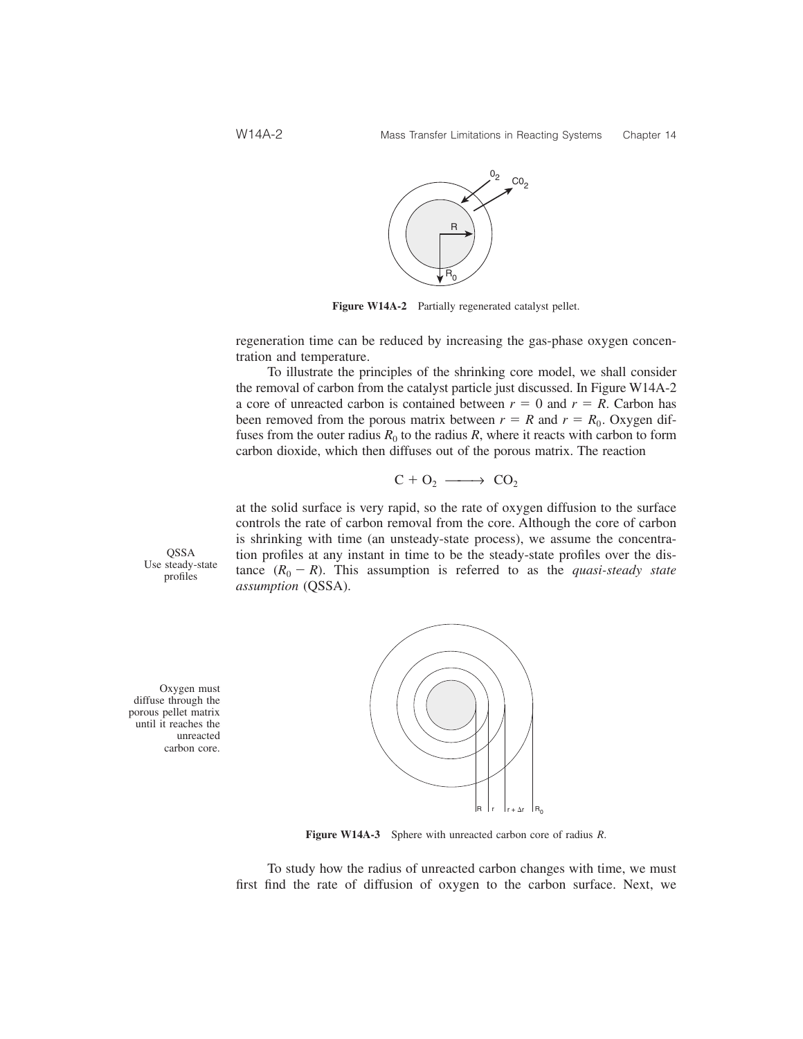Figure W14A-2 Partially regenerated catalyst pellet.

regeneration time can be reduced by increasing the gas-phase oxygen concentration and temperature.

To illustrate the principles of the shrinking core model, we shall consider the removal of carbon from the catalyst particle just discussed. In Figure W14A-2 a core of unreacted carbon is contained between $r = 0$ and $r = R$. Carbon has been removed from the porous matrix between $r = R$ and $r = R_0$. Oxygen diffuses from the outer radius $R_0$ to the radius $R$, where it reacts with carbon to form carbon dioxide, which then diffuses out of the porous matrix. The reaction

$$C + O_2 \longrightarrow CO_2$$

at the solid surface is very rapid, so the rate of oxygen diffusion to the surface controls the rate of carbon removal from the core. Although the core of carbon is shrinking with time (an unsteady-state process), we assume the concentration profiles at any instant in time to be the steady-state profiles over the distance $(R_0 - R)$. This assumption is referred to as the *quasi-steady state assumption* (QSSA).

QSSA
Use steady-state profiles

Oxygen must diffuse through the porous pellet matrix until it reaches the unreacted carbon core.

Figure W14A-3 Sphere with unreacted carbon core of radius $R$.

To study how the radius of unreacted carbon changes with time, we must first find the rate of diffusion of oxygen to the carbon surface. Next, we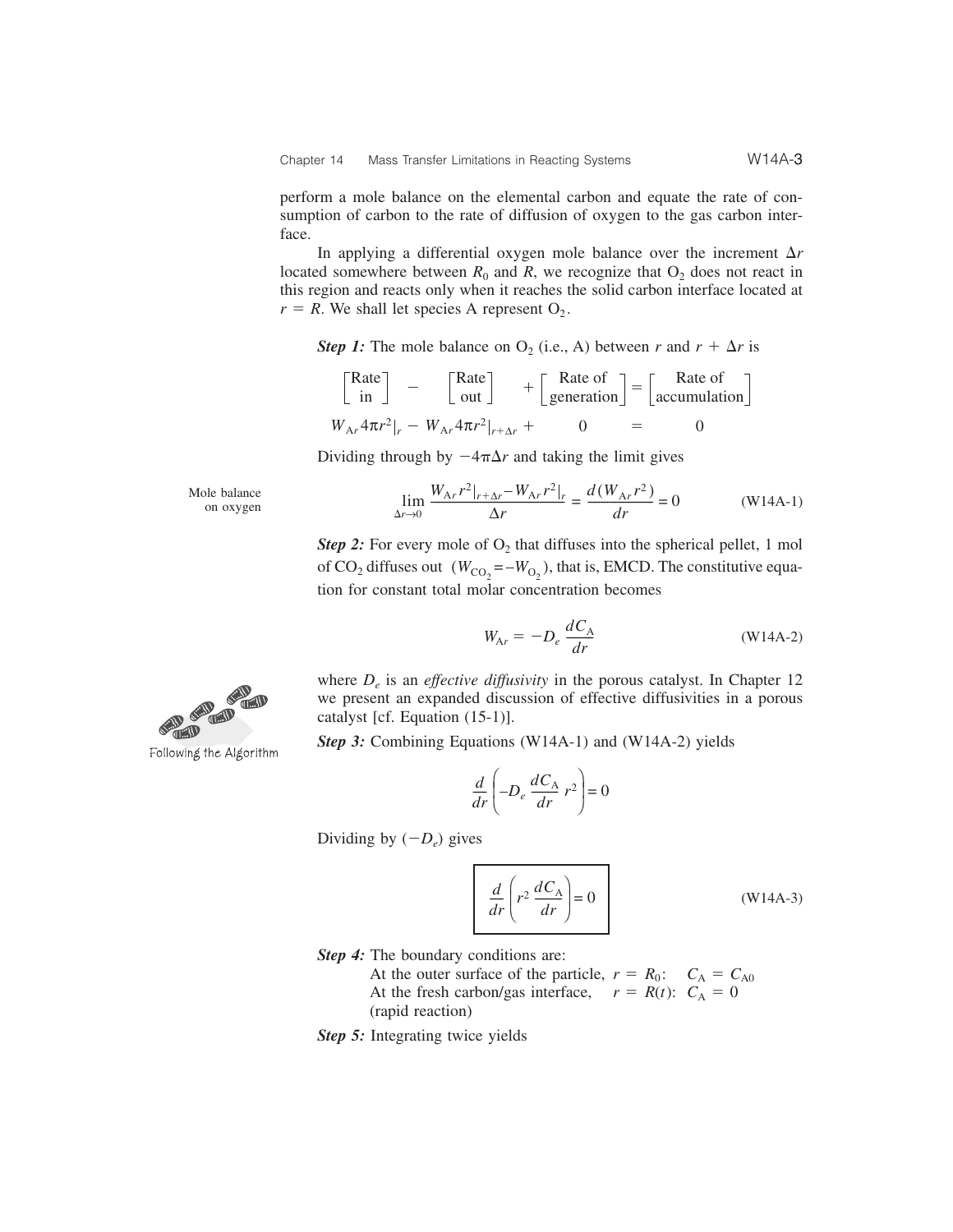perform a mole balance on the elemental carbon and equate the rate of consumption of carbon to the rate of diffusion of oxygen to the gas carbon interface.

In applying a differential oxygen mole balance over the increment $\Delta r$ located somewhere between $R_0$ and $R$, we recognize that $O_2$ does not react in this region and reacts only when it reaches the solid carbon interface located at $r = R$. We shall let species A represent $O_2$.

***Step 1:*** The mole balance on $O_2$ (i.e., A) between $r$ and $r + \Delta r$ is

$$\begin{bmatrix}\text{Rate}\\ \text{in}\end{bmatrix} - \begin{bmatrix}\text{Rate}\\ \text{out}\end{bmatrix} + \begin{bmatrix}\text{Rate of}\\ \text{generation}\end{bmatrix} = \begin{bmatrix}\text{Rate of}\\ \text{accumulation}\end{bmatrix}$$

$$W_{Ar}4\pi r^2|_r - W_{Ar}4\pi r^2|_{r+\Delta r} + \quad 0 \quad = \quad 0$$

Dividing through by $-4\pi\Delta r$ and taking the limit gives

Mole balance on oxygen

$$\lim_{\Delta r \to 0} \frac{W_{Ar}r^2|_{r+\Delta r} - W_{Ar}r^2|_r}{\Delta r} = \frac{d(W_{Ar}r^2)}{dr} = 0 \qquad \text{(W14A-1)}$$

***Step 2:*** For every mole of $O_2$ that diffuses into the spherical pellet, 1 mol of $CO_2$ diffuses out $(W_{CO_2} = -W_{O_2})$, that is, EMCD. The constitutive equation for constant total molar concentration becomes

$$W_{Ar} = -D_e \frac{dC_A}{dr} \qquad \text{(W14A-2)}$$

where $D_e$ is an *effective diffusivity* in the porous catalyst. In Chapter 12 we present an expanded discussion of effective diffusivities in a porous catalyst [cf. Equation (15-1)].

Following the Algorithm

***Step 3:*** Combining Equations (W14A-1) and (W14A-2) yields

$$\frac{d}{dr}\left(-D_e \frac{dC_A}{dr} r^2\right) = 0$$

Dividing by $(-D_e)$ gives

$$\boxed{\frac{d}{dr}\left(r^2 \frac{dC_A}{dr}\right) = 0} \qquad \text{(W14A-3)}$$

***Step 4:*** The boundary conditions are:

At the outer surface of the particle, $r = R_0$: $\quad C_A = C_{A0}$

At the fresh carbon/gas interface, $\quad r = R(t)$: $\; C_A = 0$

(rapid reaction)

***Step 5:*** Integrating twice yields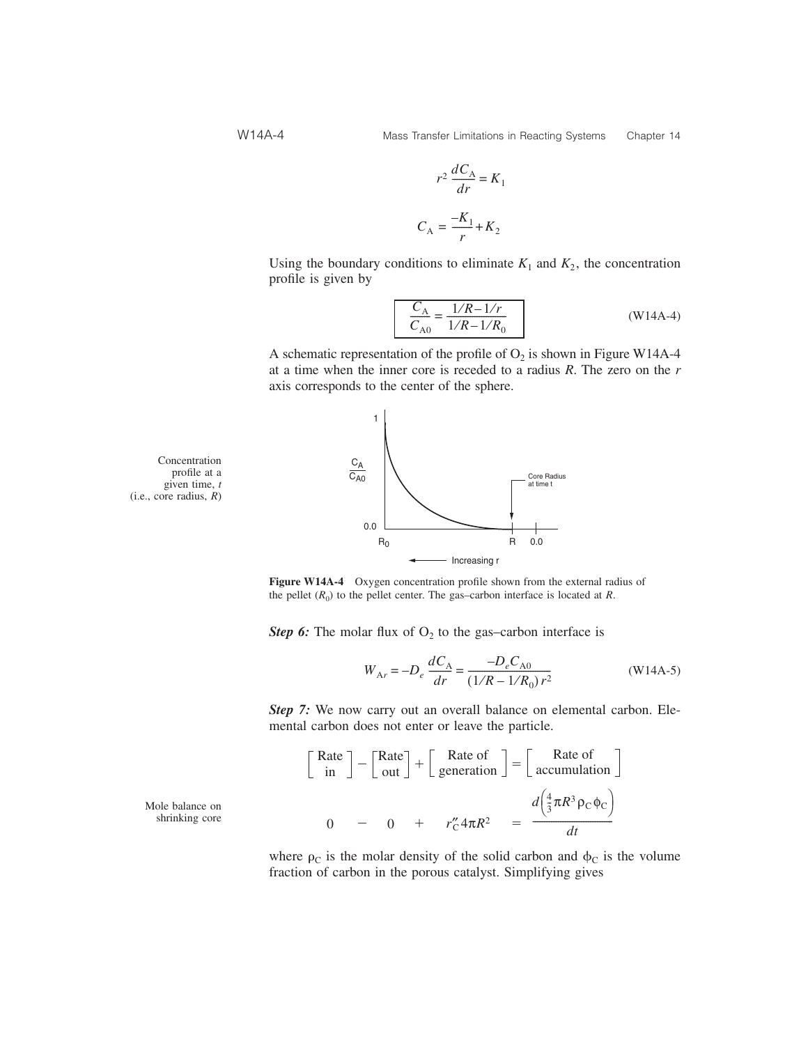$$r^2 \frac{dC_A}{dr} = K_1$$

$$C_A = \frac{-K_1}{r} + K_2$$

Using the boundary conditions to eliminate $K_1$ and $K_2$, the concentration profile is given by

$$\boxed{\frac{C_A}{C_{A0}} = \frac{1/R - 1/r}{1/R - 1/R_0}} \tag{W14A-4}$$

A schematic representation of the profile of $O_2$ is shown in Figure W14A-4 at a time when the inner core is receded to a radius $R$. The zero on the $r$ axis corresponds to the center of the sphere.

Concentration profile at a given time, $t$ (i.e., core radius, $R$)

**Figure W14A-4** Oxygen concentration profile shown from the external radius of the pellet ($R_0$) to the pellet center. The gas–carbon interface is located at $R$.

***Step 6:*** The molar flux of $O_2$ to the gas–carbon interface is

$$W_{Ar} = -D_e \frac{dC_A}{dr} = \frac{-D_e C_{A0}}{(1/R - 1/R_0)\, r^2} \tag{W14A-5}$$

***Step 7:*** We now carry out an overall balance on elemental carbon. Elemental carbon does not enter or leave the particle.

Mole balance on shrinking core

$$\begin{bmatrix} \text{Rate} \\ \text{in} \end{bmatrix} - \begin{bmatrix} \text{Rate} \\ \text{out} \end{bmatrix} + \begin{bmatrix} \text{Rate of} \\ \text{generation} \end{bmatrix} = \begin{bmatrix} \text{Rate of} \\ \text{accumulation} \end{bmatrix}$$

$$0 \quad - \quad 0 \quad + \quad r''_C 4\pi R^2 \quad = \quad \frac{d\left(\frac{4}{3}\pi R^3 \rho_C \phi_C\right)}{dt}$$

where $\rho_C$ is the molar density of the solid carbon and $\phi_C$ is the volume fraction of carbon in the porous catalyst. Simplifying gives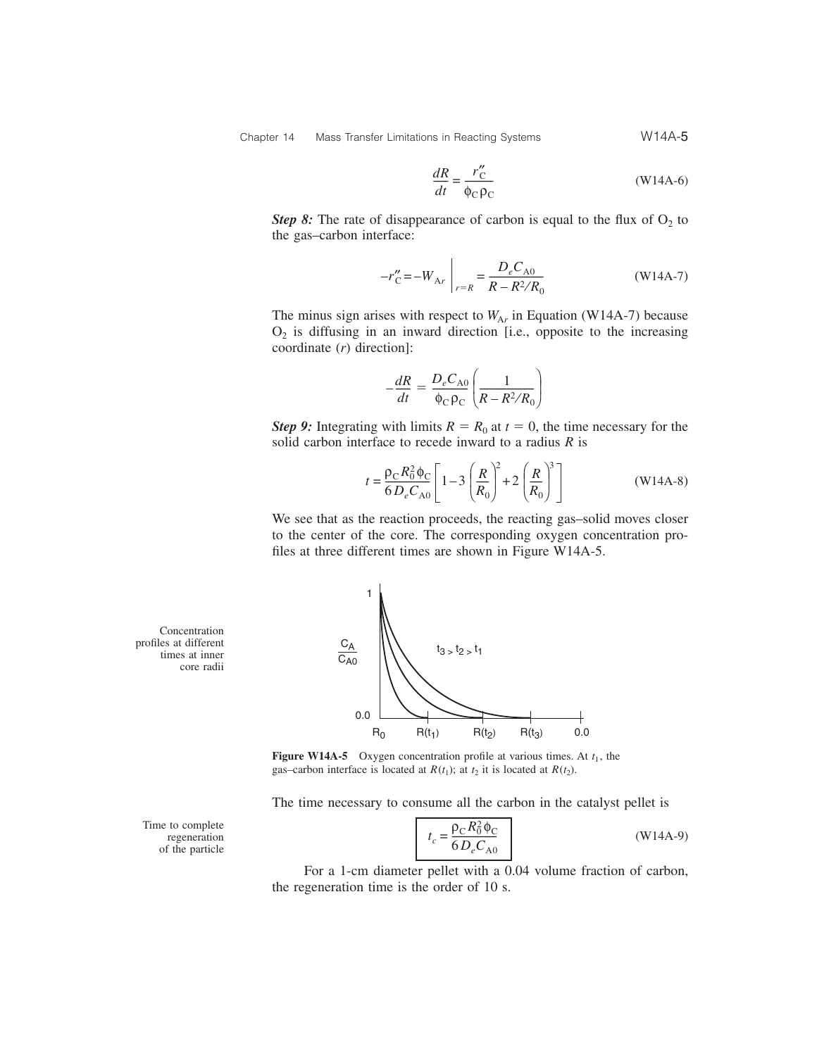$$\frac{dR}{dt} = \frac{r''_{\mathrm{C}}}{\phi_{\mathrm{C}}\rho_{\mathrm{C}}} \tag{W14A-6}$$

***Step 8:*** The rate of disappearance of carbon is equal to the flux of $O_2$ to the gas–carbon interface:

$$-r''_{\mathrm{C}} = -W_{\mathrm{A}r}\bigg|_{r=R} = \frac{D_e C_{\mathrm{A0}}}{R - R^2/R_0} \tag{W14A-7}$$

The minus sign arises with respect to $W_{\mathrm{A}r}$ in Equation (W14A-7) because $O_2$ is diffusing in an inward direction [i.e., opposite to the increasing coordinate ($r$) direction]:

$$-\frac{dR}{dt} = \frac{D_e C_{\mathrm{A0}}}{\phi_{\mathrm{C}}\rho_{\mathrm{C}}}\left(\frac{1}{R - R^2/R_0}\right)$$

***Step 9:*** Integrating with limits $R = R_0$ at $t = 0$, the time necessary for the solid carbon interface to recede inward to a radius $R$ is

$$t = \frac{\rho_{\mathrm{C}} R_0^2 \phi_{\mathrm{C}}}{6 D_e C_{\mathrm{A0}}}\left[1 - 3\left(\frac{R}{R_0}\right)^2 + 2\left(\frac{R}{R_0}\right)^3\right] \tag{W14A-8}$$

We see that as the reaction proceeds, the reacting gas–solid moves closer to the center of the core. The corresponding oxygen concentration profiles at three different times are shown in Figure W14A-5.

Concentration profiles at different times at inner core radii

**Figure W14A-5** Oxygen concentration profile at various times. At $t_1$, the gas–carbon interface is located at $R(t_1)$; at $t_2$ it is located at $R(t_2)$.

The time necessary to consume all the carbon in the catalyst pellet is

Time to complete regeneration of the particle

$$\boxed{t_c = \frac{\rho_{\mathrm{C}} R_0^2 \phi_{\mathrm{C}}}{6 D_e C_{\mathrm{A0}}}} \tag{W14A-9}$$

For a 1-cm diameter pellet with a 0.04 volume fraction of carbon, the regeneration time is the order of 10 s.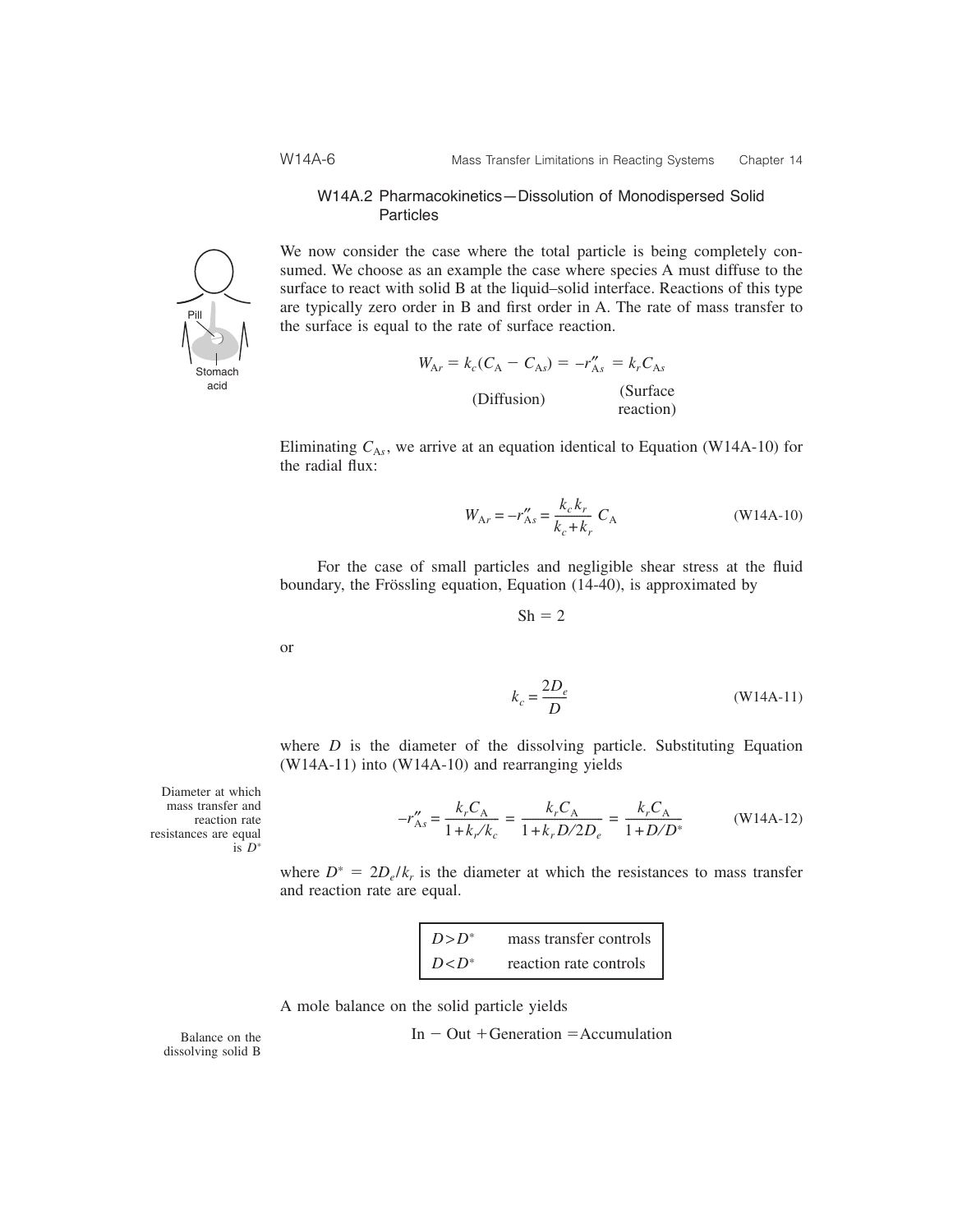### W14A.2 Pharmacokinetics—Dissolution of Monodispersed Solid Particles

Pill

Stomach acid

We now consider the case where the total particle is being completely consumed. We choose as an example the case where species A must diffuse to the surface to react with solid B at the liquid–solid interface. Reactions of this type are typically zero order in B and first order in A. The rate of mass transfer to the surface is equal to the rate of surface reaction.

$$W_{Ar} = k_c(C_A - C_{As}) = -r''_{As} = k_r C_{As}$$

(Diffusion) (Surface reaction)

Eliminating $C_{As}$, we arrive at an equation identical to Equation (W14A-10) for the radial flux:

$$W_{Ar} = -r''_{As} = \frac{k_c k_r}{k_c + k_r} C_A \tag{W14A-10}$$

For the case of small particles and negligible shear stress at the fluid boundary, the Frössling equation, Equation (14-40), is approximated by

$$\text{Sh} = 2$$

or

$$k_c = \frac{2D_e}{D} \tag{W14A-11}$$

where $D$ is the diameter of the dissolving particle. Substituting Equation (W14A-11) into (W14A-10) and rearranging yields

Diameter at which mass transfer and reaction rate resistances are equal is $D^*$

$$-r''_{As} = \frac{k_r C_A}{1 + k_r/k_c} = \frac{k_r C_A}{1 + k_r D/2D_e} = \frac{k_r C_A}{1 + D/D^*} \tag{W14A-12}$$

where $D^* = 2D_e/k_r$ is the diameter at which the resistances to mass transfer and reaction rate are equal.

| | |
|---|---|
| $D > D^*$ | mass transfer controls |
| $D < D^*$ | reaction rate controls |

A mole balance on the solid particle yields

Balance on the dissolving solid B

$$\text{In} - \text{Out} + \text{Generation} = \text{Accumulation}$$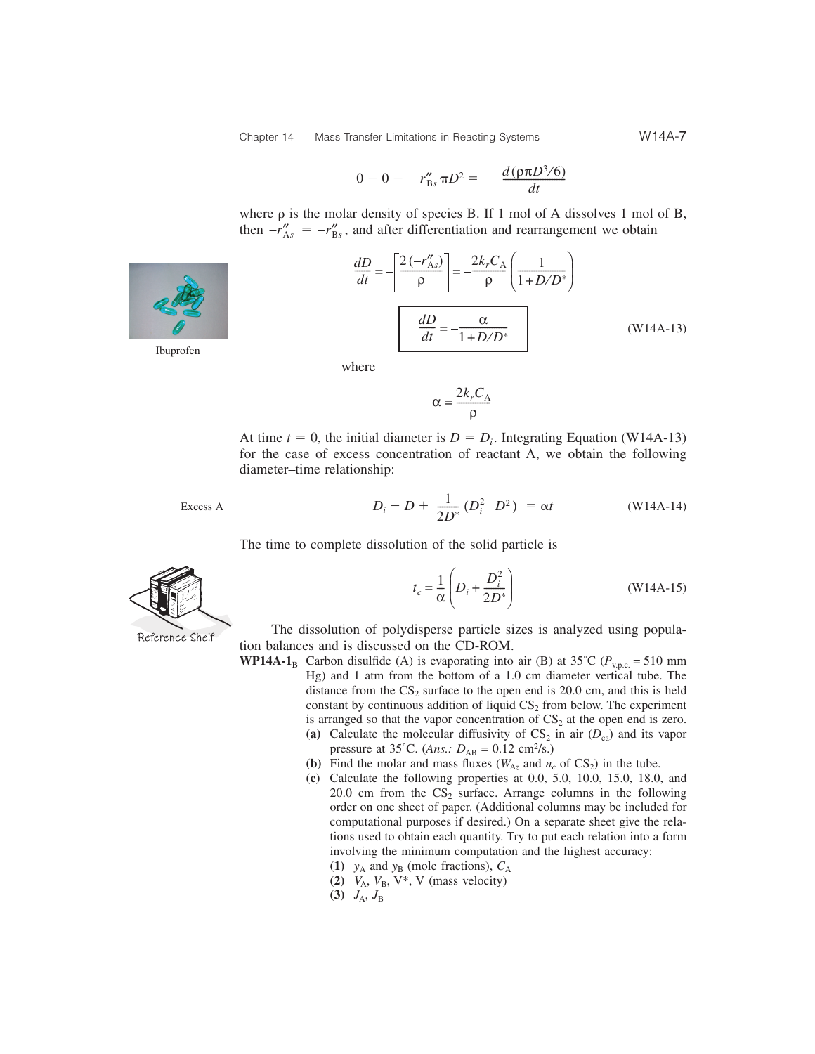$$0 - 0 + \quad r''_{Bs}\,\pi D^2 = \qquad \frac{d(\rho\pi D^3/6)}{dt}$$

where ρ is the molar density of species B. If 1 mol of A dissolves 1 mol of B, then $-r''_{As} = -r''_{Bs}$, and after differentiation and rearrangement we obtain

$$\frac{dD}{dt} = -\left[\frac{2(-r''_{As})}{\rho}\right] = -\frac{2k_r C_A}{\rho}\left(\frac{1}{1+D/D^*}\right)$$

Ibuprofen

$$\boxed{\frac{dD}{dt} = -\frac{\alpha}{1+D/D^*}} \tag{W14A-13}$$

where

$$\alpha = \frac{2k_r C_A}{\rho}$$

At time $t = 0$, the initial diameter is $D = D_i$. Integrating Equation (W14A-13) for the case of excess concentration of reactant A, we obtain the following diameter–time relationship:

Excess A

$$D_i - D + \frac{1}{2D^*}\left(D_i^2 - D^2\right) = \alpha t \tag{W14A-14}$$

The time to complete dissolution of the solid particle is

$$t_c = \frac{1}{\alpha}\left(D_i + \frac{D_i^2}{2D^*}\right) \tag{W14A-15}$$

Reference Shelf

The dissolution of polydisperse particle sizes is analyzed using population balances and is discussed on the CD-ROM.

**WP14A-1$_B$** Carbon disulfide (A) is evaporating into air (B) at 35°C ($P_{v.p.c.}$ = 510 mm Hg) and 1 atm from the bottom of a 1.0 cm diameter vertical tube. The distance from the $CS_2$ surface to the open end is 20.0 cm, and this is held constant by continuous addition of liquid $CS_2$ from below. The experiment is arranged so that the vapor concentration of $CS_2$ at the open end is zero.

- **(a)** Calculate the molecular diffusivity of $CS_2$ in air ($D_{ca}$) and its vapor pressure at 35°C. (*Ans.:* $D_{AB}$ = 0.12 cm²/s.)
- **(b)** Find the molar and mass fluxes ($W_{Az}$ and $n_c$ of $CS_2$) in the tube.
- **(c)** Calculate the following properties at 0.0, 5.0, 10.0, 15.0, 18.0, and 20.0 cm from the $CS_2$ surface. Arrange columns in the following order on one sheet of paper. (Additional columns may be included for computational purposes if desired.) On a separate sheet give the relations used to obtain each quantity. Try to put each relation into a form involving the minimum computation and the highest accuracy:
  - **(1)** $y_A$ and $y_B$ (mole fractions), $C_A$
  - **(2)** $V_A$, $V_B$, $V^*$, V (mass velocity)
  - **(3)** $J_A$, $J_B$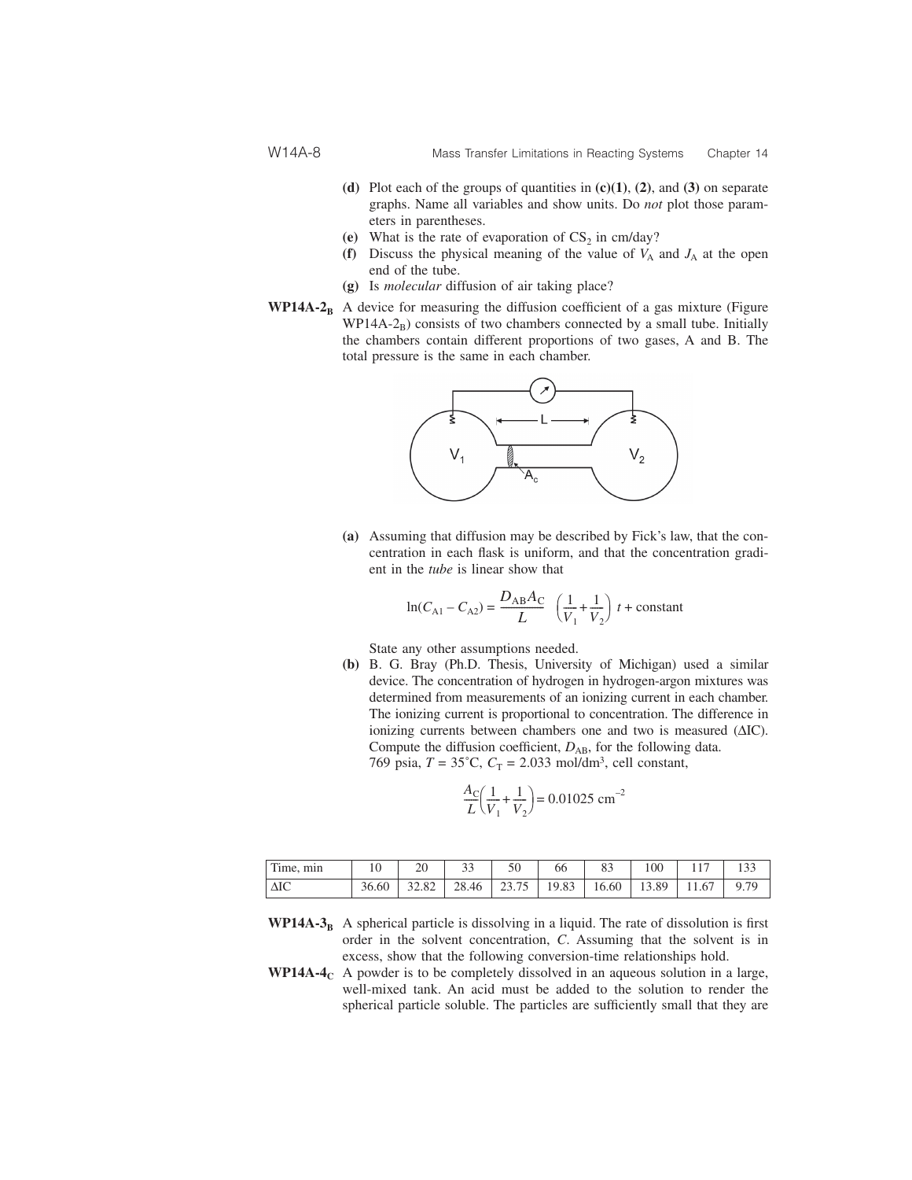(d) Plot each of the groups of quantities in **(c)(1)**, **(2)**, and **(3)** on separate graphs. Name all variables and show units. Do *not* plot those parameters in parentheses.

(e) What is the rate of evaporation of $CS_2$ in cm/day?

(f) Discuss the physical meaning of the value of $V_A$ and $J_A$ at the open end of the tube.

(g) Is *molecular* diffusion of air taking place?

**WP14A-2$_B$** A device for measuring the diffusion coefficient of a gas mixture (Figure WP14A-2$_B$) consists of two chambers connected by a small tube. Initially the chambers contain different proportions of two gases, A and B. The total pressure is the same in each chamber.

(a) Assuming that diffusion may be described by Fick's law, that the concentration in each flask is uniform, and that the concentration gradient in the *tube* is linear show that

$$\ln(C_{A1} - C_{A2}) = \frac{D_{AB}A_C}{L} \left(\frac{1}{V_1} + \frac{1}{V_2}\right) t + \text{constant}$$

State any other assumptions needed.

(b) B. G. Bray (Ph.D. Thesis, University of Michigan) used a similar device. The concentration of hydrogen in hydrogen-argon mixtures was determined from measurements of an ionizing current in each chamber. The ionizing current is proportional to concentration. The difference in ionizing currents between chambers one and two is measured (ΔIC). Compute the diffusion coefficient, $D_{AB}$, for the following data.
769 psia, $T$ = 35°C, $C_T$ = 2.033 mol/dm$^3$, cell constant,

$$\frac{A_C}{L}\left(\frac{1}{V_1} + \frac{1}{V_2}\right) = 0.01025 \text{ cm}^{-2}$$

| Time, min | 10 | 20 | 33 | 50 | 66 | 83 | 100 | 117 | 133 |
|---|---|---|---|---|---|---|---|---|---|
| ΔIC | 36.60 | 32.82 | 28.46 | 23.75 | 19.83 | 16.60 | 13.89 | 11.67 | 9.79 |

**WP14A-3$_B$** A spherical particle is dissolving in a liquid. The rate of dissolution is first order in the solvent concentration, $C$. Assuming that the solvent is in excess, show that the following conversion-time relationships hold.

**WP14A-4$_C$** A powder is to be completely dissolved in an aqueous solution in a large, well-mixed tank. An acid must be added to the solution to render the spherical particle soluble. The particles are sufficiently small that they are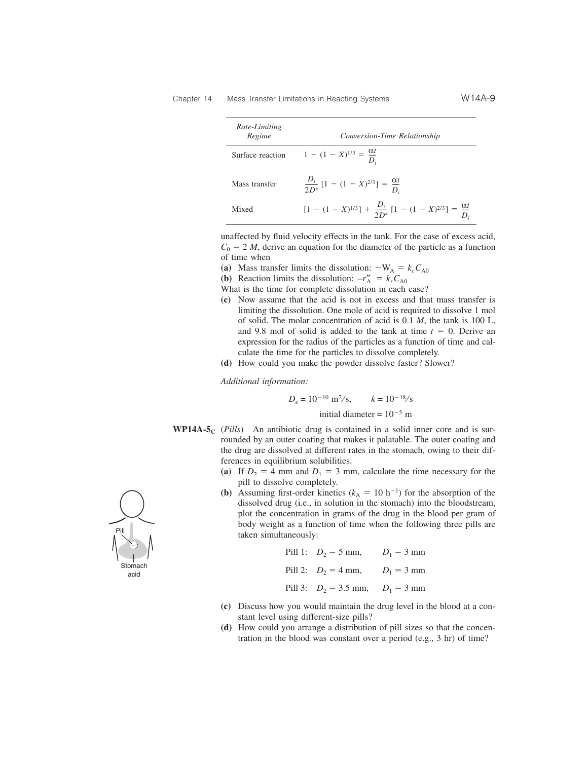| *Rate-Limiting Regime* | *Conversion-Time Relationship* |
|---|---|
| Surface reaction | $1 - (1 - X)^{1/3} = \dfrac{\alpha t}{D_i}$ |
| Mass transfer | $\dfrac{D_i}{2D^*}[1 - (1 - X)^{2/3}] = \dfrac{\alpha t}{D_i}$ |
| Mixed | $[1 - (1 - X)^{1/3}] + \dfrac{D_i}{2D^*}[1 - (1 - X)^{2/3}] = \dfrac{\alpha t}{D_i}$ |

unaffected by fluid velocity effects in the tank. For the case of excess acid, $C_0 = 2\ M$, derive an equation for the diameter of the particle as a function of time when

**(a)** Mass transfer limits the dissolution: $-W_A = k_c C_{A0}$

**(b)** Reaction limits the dissolution: $-r''_A = k_r C_{A0}$

What is the time for complete dissolution in each case?

**(c)** Now assume that the acid is not in excess and that mass transfer is limiting the dissolution. One mole of acid is required to dissolve 1 mol of solid. The molar concentration of acid is 0.1 *M*, the tank is 100 L, and 9.8 mol of solid is added to the tank at time $t = 0$. Derive an expression for the radius of the particles as a function of time and calculate the time for the particles to dissolve completely.

**(d)** How could you make the powder dissolve faster? Slower?

*Additional information:*

$$D_e = 10^{-10}\ \text{m}^2/\text{s}, \qquad k = 10^{-18}/\text{s}$$

$$\text{initial diameter} = 10^{-5}\ \text{m}$$

**WP14A-5$_C$** (*Pills*) An antibiotic drug is contained in a solid inner core and is surrounded by an outer coating that makes it palatable. The outer coating and the drug are dissolved at different rates in the stomach, owing to their differences in equilibrium solubilities.

**(a)** If $D_2 = 4$ mm and $D_1 = 3$ mm, calculate the time necessary for the pill to dissolve completely.

**(b)** Assuming first-order kinetics ($k_A = 10\ \text{h}^{-1}$) for the absorption of the dissolved drug (i.e., in solution in the stomach) into the bloodstream, plot the concentration in grams of the drug in the blood per gram of body weight as a function of time when the following three pills are taken simultaneously:

Pill 1: $D_2 = 5$ mm, $D_1 = 3$ mm

Pill 2: $D_2 = 4$ mm, $D_1 = 3$ mm

Pill 3: $D_2 = 3.5$ mm, $D_1 = 3$ mm

Pill

Stomach acid

**(c)** Discuss how you would maintain the drug level in the blood at a constant level using different-size pills?

**(d)** How could you arrange a distribution of pill sizes so that the concentration in the blood was constant over a period (e.g., 3 hr) of time?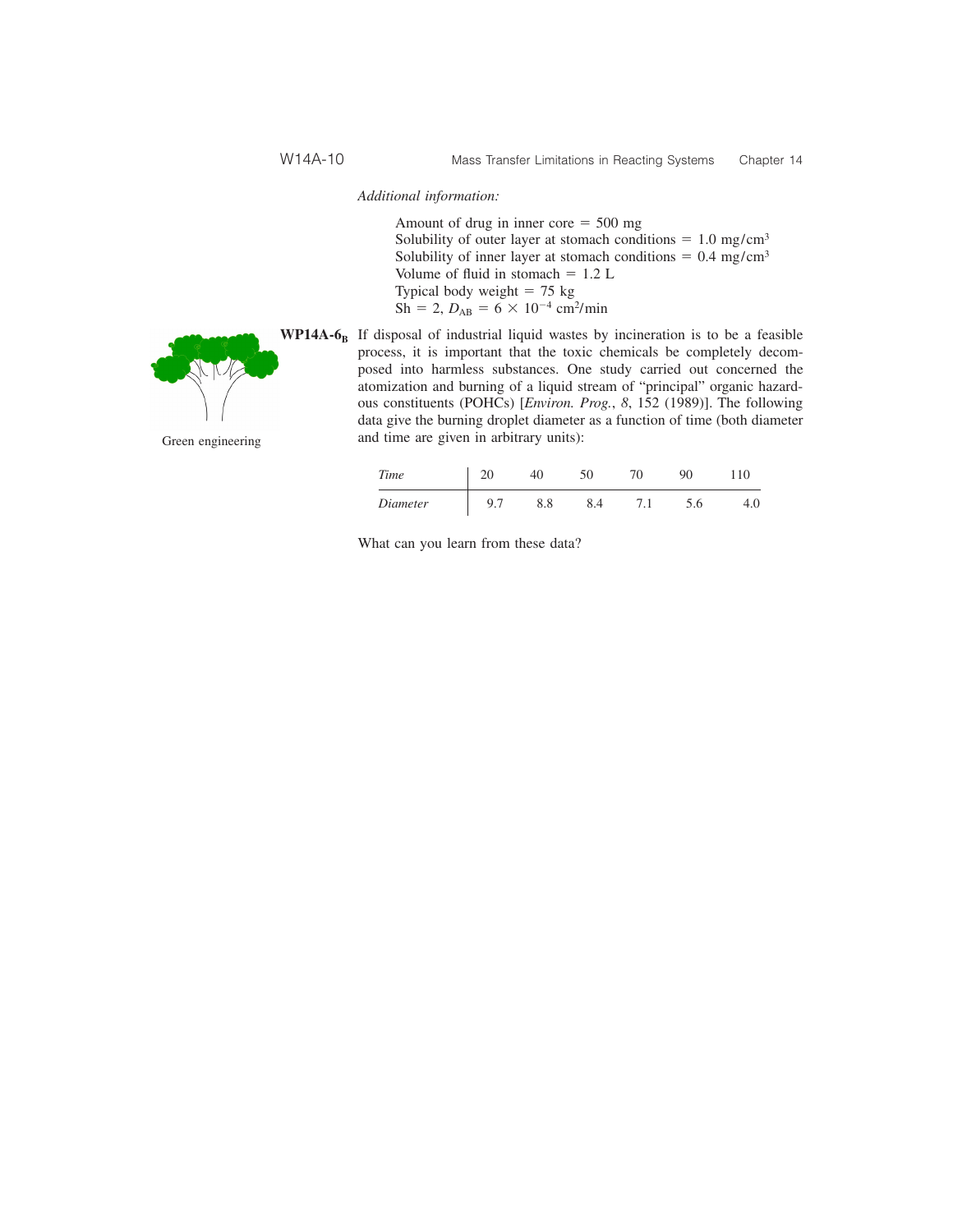*Additional information:*

Amount of drug in inner core = 500 mg
Solubility of outer layer at stomach conditions = 1.0 mg/cm$^3$
Solubility of inner layer at stomach conditions = 0.4 mg/cm$^3$
Volume of fluid in stomach = 1.2 L
Typical body weight = 75 kg
Sh = 2, $D_{AB} = 6 \times 10^{-4}$ cm$^2$/min

Green engineering

**WP14A-6$_B$** If disposal of industrial liquid wastes by incineration is to be a feasible process, it is important that the toxic chemicals be completely decomposed into harmless substances. One study carried out concerned the atomization and burning of a liquid stream of "principal" organic hazardous constituents (POHCs) [*Environ. Prog.*, *8*, 152 (1989)]. The following data give the burning droplet diameter as a function of time (both diameter and time are given in arbitrary units):

| *Time* | 20 | 40 | 50 | 70 | 90 | 110 |
|---|---|---|---|---|---|---|
| *Diameter* | 9.7 | 8.8 | 8.4 | 7.1 | 5.6 | 4.0 |

What can you learn from these data?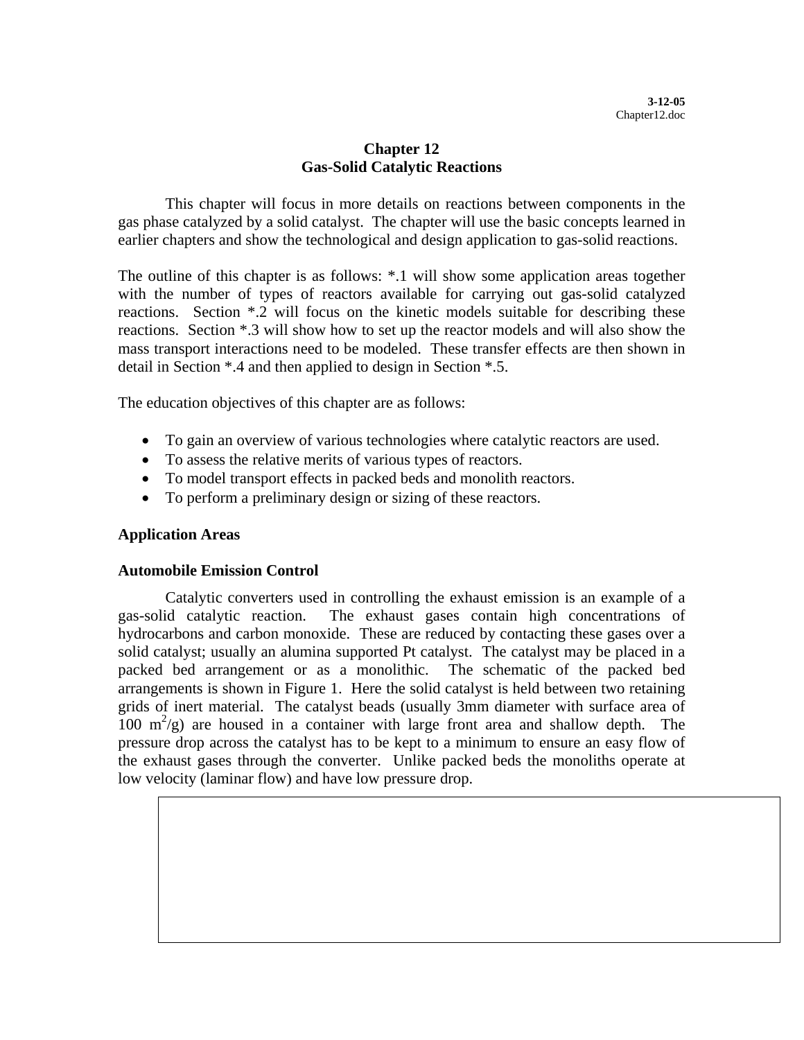# Chapter 12
## Gas-Solid Catalytic Reactions

This chapter will focus in more details on reactions between components in the gas phase catalyzed by a solid catalyst. The chapter will use the basic concepts learned in earlier chapters and show the technological and design application to gas-solid reactions.

The outline of this chapter is as follows: *.1 will show some application areas together with the number of types of reactors available for carrying out gas-solid catalyzed reactions. Section *.2 will focus on the kinetic models suitable for describing these reactions. Section *.3 will show how to set up the reactor models and will also show the mass transport interactions need to be modeled. These transfer effects are then shown in detail in Section *.4 and then applied to design in Section *.5.

The education objectives of this chapter are as follows:

- To gain an overview of various technologies where catalytic reactors are used.
- To assess the relative merits of various types of reactors.
- To model transport effects in packed beds and monolith reactors.
- To perform a preliminary design or sizing of these reactors.

### Application Areas

### Automobile Emission Control

Catalytic converters used in controlling the exhaust emission is an example of a gas-solid catalytic reaction. The exhaust gases contain high concentrations of hydrocarbons and carbon monoxide. These are reduced by contacting these gases over a solid catalyst; usually an alumina supported Pt catalyst. The catalyst may be placed in a packed bed arrangement or as a monolithic. The schematic of the packed bed arrangements is shown in Figure 1. Here the solid catalyst is held between two retaining grids of inert material. The catalyst beads (usually 3mm diameter with surface area of 100 $m^2/g$) are housed in a container with large front area and shallow depth. The pressure drop across the catalyst has to be kept to a minimum to ensure an easy flow of the exhaust gases through the converter. Unlike packed beds the monoliths operate at low velocity (laminar flow) and have low pressure drop.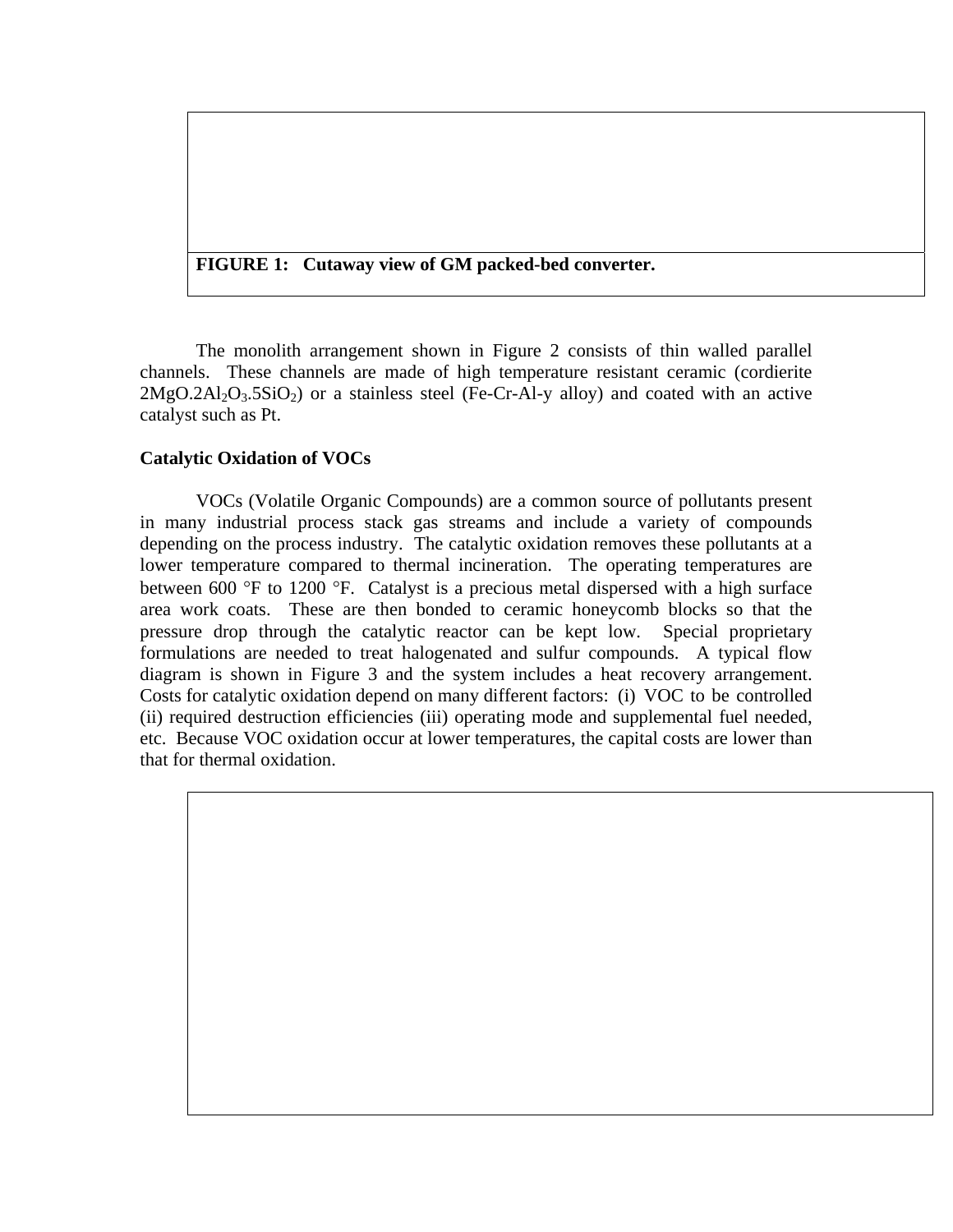**FIGURE 1: Cutaway view of GM packed-bed converter.**

The monolith arrangement shown in Figure 2 consists of thin walled parallel channels. These channels are made of high temperature resistant ceramic (cordierite $2MgO.2Al_2O_3.5SiO_2$) or a stainless steel (Fe-Cr-Al-y alloy) and coated with an active catalyst such as Pt.

**Catalytic Oxidation of VOCs**

VOCs (Volatile Organic Compounds) are a common source of pollutants present in many industrial process stack gas streams and include a variety of compounds depending on the process industry. The catalytic oxidation removes these pollutants at a lower temperature compared to thermal incineration. The operating temperatures are between 600 °F to 1200 °F. Catalyst is a precious metal dispersed with a high surface area work coats. These are then bonded to ceramic honeycomb blocks so that the pressure drop through the catalytic reactor can be kept low. Special proprietary formulations are needed to treat halogenated and sulfur compounds. A typical flow diagram is shown in Figure 3 and the system includes a heat recovery arrangement. Costs for catalytic oxidation depend on many different factors: (i) VOC to be controlled (ii) required destruction efficiencies (iii) operating mode and supplemental fuel needed, etc. Because VOC oxidation occur at lower temperatures, the capital costs are lower than that for thermal oxidation.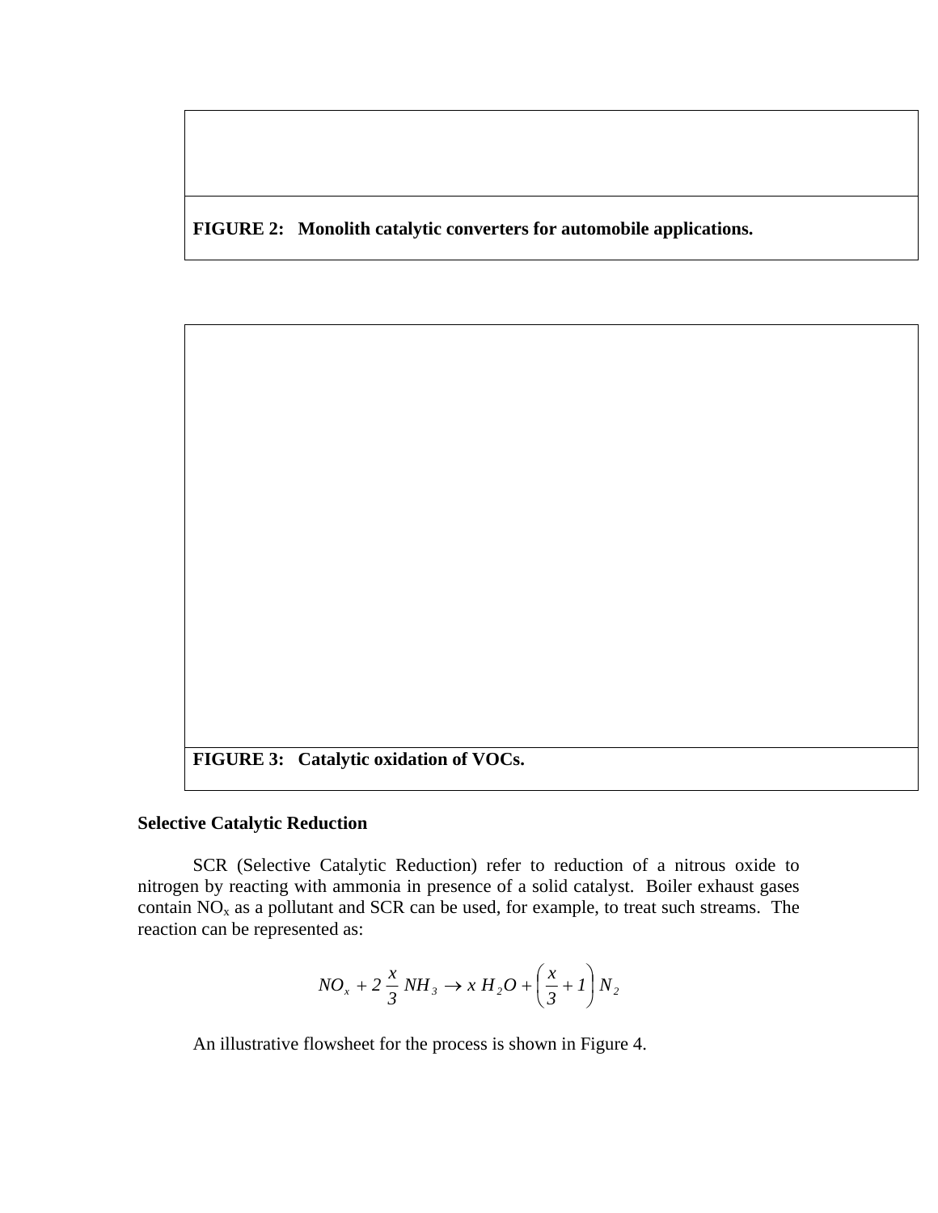**FIGURE 2: Monolith catalytic converters for automobile applications.**

**FIGURE 3: Catalytic oxidation of VOCs.**

**Selective Catalytic Reduction**

SCR (Selective Catalytic Reduction) refer to reduction of a nitrous oxide to nitrogen by reacting with ammonia in presence of a solid catalyst. Boiler exhaust gases contain $NO_x$ as a pollutant and SCR can be used, for example, to treat such streams. The reaction can be represented as:

$$NO_x + 2\,\frac{x}{3}\,NH_3 \rightarrow x\,H_2O + \left(\frac{x}{3}+1\right)N_2$$

An illustrative flowsheet for the process is shown in Figure 4.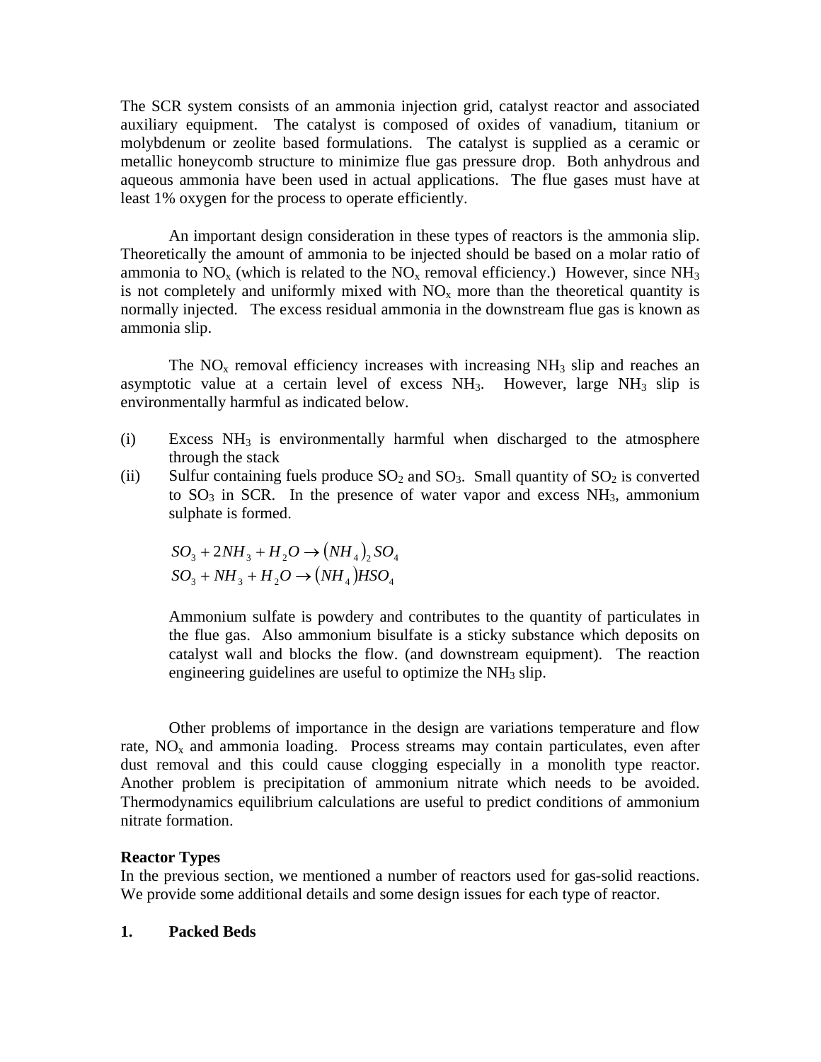The SCR system consists of an ammonia injection grid, catalyst reactor and associated auxiliary equipment. The catalyst is composed of oxides of vanadium, titanium or molybdenum or zeolite based formulations. The catalyst is supplied as a ceramic or metallic honeycomb structure to minimize flue gas pressure drop. Both anhydrous and aqueous ammonia have been used in actual applications. The flue gases must have at least 1% oxygen for the process to operate efficiently.

An important design consideration in these types of reactors is the ammonia slip. Theoretically the amount of ammonia to be injected should be based on a molar ratio of ammonia to $NO_x$ (which is related to the $NO_x$ removal efficiency.) However, since $NH_3$ is not completely and uniformly mixed with $NO_x$ more than the theoretical quantity is normally injected. The excess residual ammonia in the downstream flue gas is known as ammonia slip.

The $NO_x$ removal efficiency increases with increasing $NH_3$ slip and reaches an asymptotic value at a certain level of excess $NH_3$. However, large $NH_3$ slip is environmentally harmful as indicated below.

(i) Excess $NH_3$ is environmentally harmful when discharged to the atmosphere through the stack

(ii) Sulfur containing fuels produce $SO_2$ and $SO_3$. Small quantity of $SO_2$ is converted to $SO_3$ in SCR. In the presence of water vapor and excess $NH_3$, ammonium sulphate is formed.

$$SO_3 + 2NH_3 + H_2O \rightarrow (NH_4)_2 SO_4$$
$$SO_3 + NH_3 + H_2O \rightarrow (NH_4) HSO_4$$

Ammonium sulfate is powdery and contributes to the quantity of particulates in the flue gas. Also ammonium bisulfate is a sticky substance which deposits on catalyst wall and blocks the flow. (and downstream equipment). The reaction engineering guidelines are useful to optimize the $NH_3$ slip.

Other problems of importance in the design are variations temperature and flow rate, $NO_x$ and ammonia loading. Process streams may contain particulates, even after dust removal and this could cause clogging especially in a monolith type reactor. Another problem is precipitation of ammonium nitrate which needs to be avoided. Thermodynamics equilibrium calculations are useful to predict conditions of ammonium nitrate formation.

**Reactor Types**

In the previous section, we mentioned a number of reactors used for gas-solid reactions. We provide some additional details and some design issues for each type of reactor.

**1. Packed Beds**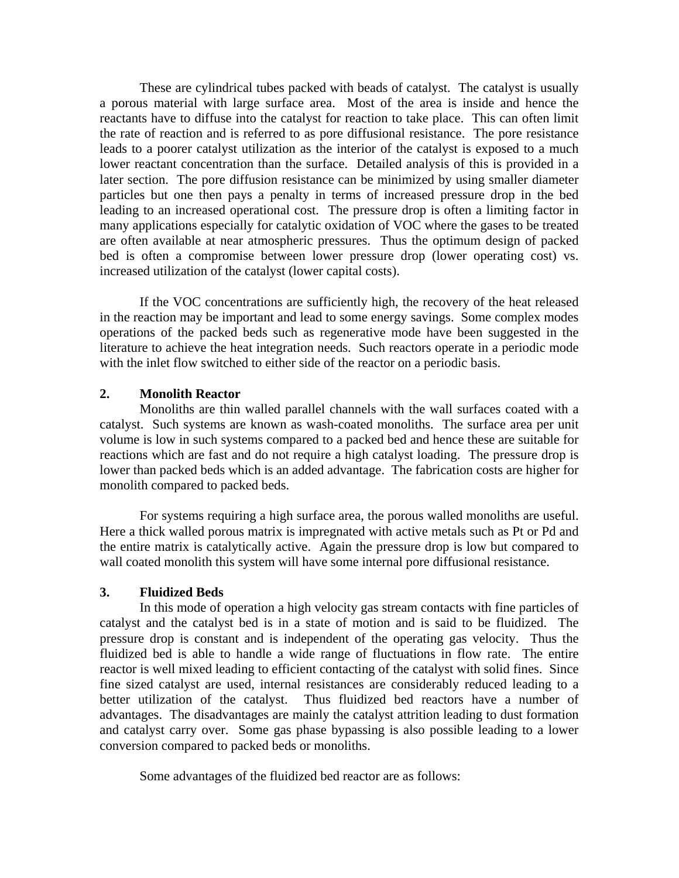These are cylindrical tubes packed with beads of catalyst. The catalyst is usually a porous material with large surface area. Most of the area is inside and hence the reactants have to diffuse into the catalyst for reaction to take place. This can often limit the rate of reaction and is referred to as pore diffusional resistance. The pore resistance leads to a poorer catalyst utilization as the interior of the catalyst is exposed to a much lower reactant concentration than the surface. Detailed analysis of this is provided in a later section. The pore diffusion resistance can be minimized by using smaller diameter particles but one then pays a penalty in terms of increased pressure drop in the bed leading to an increased operational cost. The pressure drop is often a limiting factor in many applications especially for catalytic oxidation of VOC where the gases to be treated are often available at near atmospheric pressures. Thus the optimum design of packed bed is often a compromise between lower pressure drop (lower operating cost) vs. increased utilization of the catalyst (lower capital costs).

If the VOC concentrations are sufficiently high, the recovery of the heat released in the reaction may be important and lead to some energy savings. Some complex modes operations of the packed beds such as regenerative mode have been suggested in the literature to achieve the heat integration needs. Such reactors operate in a periodic mode with the inlet flow switched to either side of the reactor on a periodic basis.

## 2. Monolith Reactor

Monoliths are thin walled parallel channels with the wall surfaces coated with a catalyst. Such systems are known as wash-coated monoliths. The surface area per unit volume is low in such systems compared to a packed bed and hence these are suitable for reactions which are fast and do not require a high catalyst loading. The pressure drop is lower than packed beds which is an added advantage. The fabrication costs are higher for monolith compared to packed beds.

For systems requiring a high surface area, the porous walled monoliths are useful. Here a thick walled porous matrix is impregnated with active metals such as Pt or Pd and the entire matrix is catalytically active. Again the pressure drop is low but compared to wall coated monolith this system will have some internal pore diffusional resistance.

## 3. Fluidized Beds

In this mode of operation a high velocity gas stream contacts with fine particles of catalyst and the catalyst bed is in a state of motion and is said to be fluidized. The pressure drop is constant and is independent of the operating gas velocity. Thus the fluidized bed is able to handle a wide range of fluctuations in flow rate. The entire reactor is well mixed leading to efficient contacting of the catalyst with solid fines. Since fine sized catalyst are used, internal resistances are considerably reduced leading to a better utilization of the catalyst. Thus fluidized bed reactors have a number of advantages. The disadvantages are mainly the catalyst attrition leading to dust formation and catalyst carry over. Some gas phase bypassing is also possible leading to a lower conversion compared to packed beds or monoliths.

Some advantages of the fluidized bed reactor are as follows: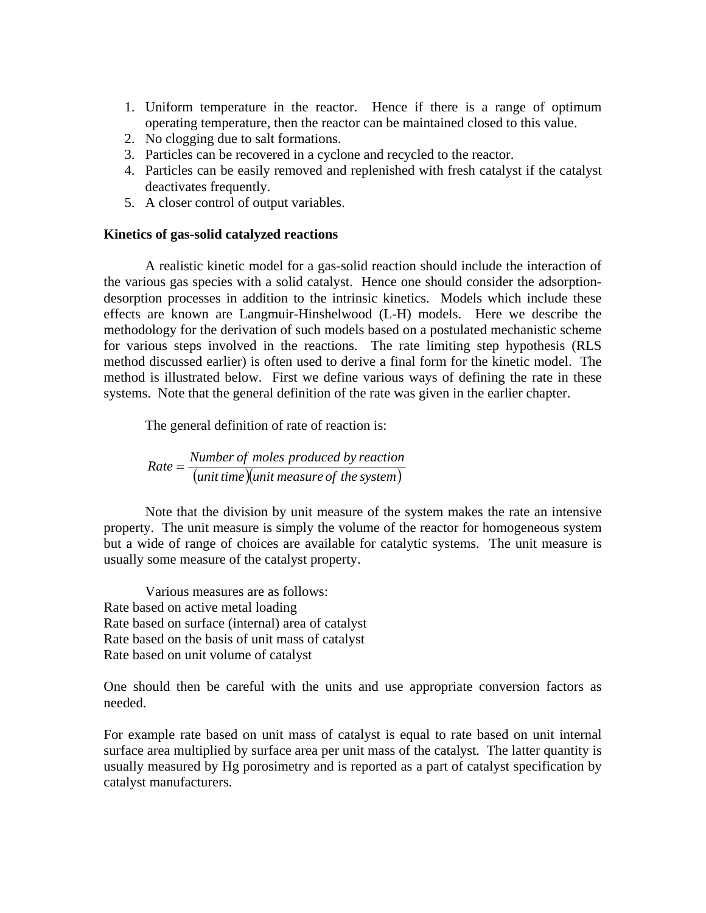1. Uniform temperature in the reactor. Hence if there is a range of optimum operating temperature, then the reactor can be maintained closed to this value.
2. No clogging due to salt formations.
3. Particles can be recovered in a cyclone and recycled to the reactor.
4. Particles can be easily removed and replenished with fresh catalyst if the catalyst deactivates frequently.
5. A closer control of output variables.

**Kinetics of gas-solid catalyzed reactions**

A realistic kinetic model for a gas-solid reaction should include the interaction of the various gas species with a solid catalyst. Hence one should consider the adsorption-desorption processes in addition to the intrinsic kinetics. Models which include these effects are known are Langmuir-Hinshelwood (L-H) models. Here we describe the methodology for the derivation of such models based on a postulated mechanistic scheme for various steps involved in the reactions. The rate limiting step hypothesis (RLS method discussed earlier) is often used to derive a final form for the kinetic model. The method is illustrated below. First we define various ways of defining the rate in these systems. Note that the general definition of the rate was given in the earlier chapter.

The general definition of rate of reaction is:

$$Rate = \frac{Number\ of\ moles\ produced\ by\ reaction}{(unit\ time)(unit\ measure\ of\ the\ system)}$$

Note that the division by unit measure of the system makes the rate an intensive property. The unit measure is simply the volume of the reactor for homogeneous system but a wide of range of choices are available for catalytic systems. The unit measure is usually some measure of the catalyst property.

Various measures are as follows:
Rate based on active metal loading
Rate based on surface (internal) area of catalyst
Rate based on the basis of unit mass of catalyst
Rate based on unit volume of catalyst

One should then be careful with the units and use appropriate conversion factors as needed.

For example rate based on unit mass of catalyst is equal to rate based on unit internal surface area multiplied by surface area per unit mass of the catalyst. The latter quantity is usually measured by Hg porosimetry and is reported as a part of catalyst specification by catalyst manufacturers.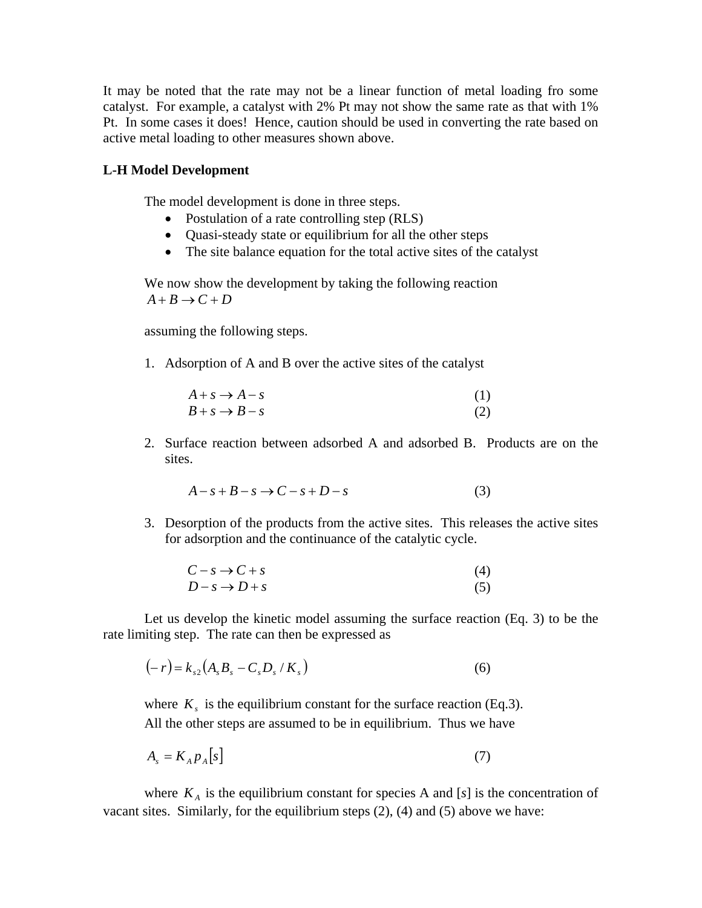It may be noted that the rate may not be a linear function of metal loading fro some catalyst. For example, a catalyst with 2% Pt may not show the same rate as that with 1% Pt. In some cases it does! Hence, caution should be used in converting the rate based on active metal loading to other measures shown above.

**L-H Model Development**

The model development is done in three steps.

- Postulation of a rate controlling step (RLS)
- Quasi-steady state or equilibrium for all the other steps
- The site balance equation for the total active sites of the catalyst

We now show the development by taking the following reaction

$A + B \rightarrow C + D$

assuming the following steps.

1. Adsorption of A and B over the active sites of the catalyst

$$A + s \rightarrow A - s \quad (1)$$

$$B + s \rightarrow B - s \quad (2)$$

2. Surface reaction between adsorbed A and adsorbed B. Products are on the sites.

$$A - s + B - s \rightarrow C - s + D - s \quad (3)$$

3. Desorption of the products from the active sites. This releases the active sites for adsorption and the continuance of the catalytic cycle.

$$C - s \rightarrow C + s \quad (4)$$

$$D - s \rightarrow D + s \quad (5)$$

Let us develop the kinetic model assuming the surface reaction (Eq. 3) to be the rate limiting step. The rate can then be expressed as

$$(-r) = k_{s2}\left(A_s B_s - C_s D_s / K_s\right) \quad (6)$$

where $K_s$ is the equilibrium constant for the surface reaction (Eq.3).

All the other steps are assumed to be in equilibrium. Thus we have

$$A_s = K_A p_A [s] \quad (7)$$

where $K_A$ is the equilibrium constant for species A and [*s*] is the concentration of vacant sites. Similarly, for the equilibrium steps (2), (4) and (5) above we have: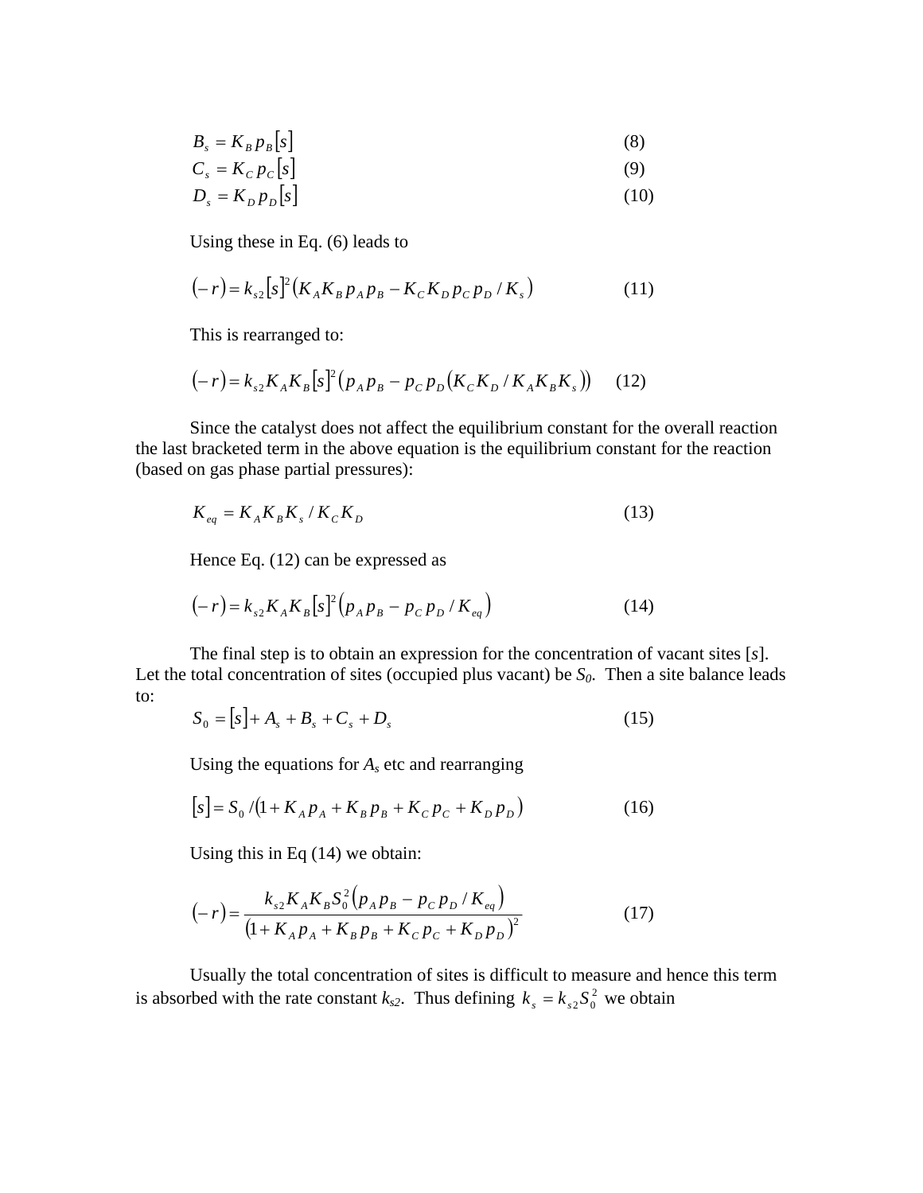$$B_s = K_B p_B [s] \tag{8}$$

$$C_s = K_C p_C [s] \tag{9}$$

$$D_s = K_D p_D [s] \tag{10}$$

Using these in Eq. (6) leads to

$$(-r) = k_{s2} [s]^2 \left( K_A K_B p_A p_B - K_C K_D p_C p_D / K_s \right) \tag{11}$$

This is rearranged to:

$$(-r) = k_{s2} K_A K_B [s]^2 \left( p_A p_B - p_C p_D \left( K_C K_D / K_A K_B K_s \right) \right) \tag{12}$$

Since the catalyst does not affect the equilibrium constant for the overall reaction the last bracketed term in the above equation is the equilibrium constant for the reaction (based on gas phase partial pressures):

$$K_{eq} = K_A K_B K_s / K_C K_D \tag{13}$$

Hence Eq. (12) can be expressed as

$$(-r) = k_{s2} K_A K_B [s]^2 \left( p_A p_B - p_C p_D / K_{eq} \right) \tag{14}$$

The final step is to obtain an expression for the concentration of vacant sites [*s*]. Let the total concentration of sites (occupied plus vacant) be $S_0$. Then a site balance leads to:

$$S_0 = [s] + A_s + B_s + C_s + D_s \tag{15}$$

Using the equations for $A_s$ etc and rearranging

$$[s] = S_0 / \left( 1 + K_A p_A + K_B p_B + K_C p_C + K_D p_D \right) \tag{16}$$

Using this in Eq (14) we obtain:

$$(-r) = \frac{k_{s2} K_A K_B S_0^2 \left( p_A p_B - p_C p_D / K_{eq} \right)}{\left( 1 + K_A p_A + K_B p_B + K_C p_C + K_D p_D \right)^2} \tag{17}$$

Usually the total concentration of sites is difficult to measure and hence this term is absorbed with the rate constant $k_{s2}$. Thus defining $k_s = k_{s2} S_0^2$ we obtain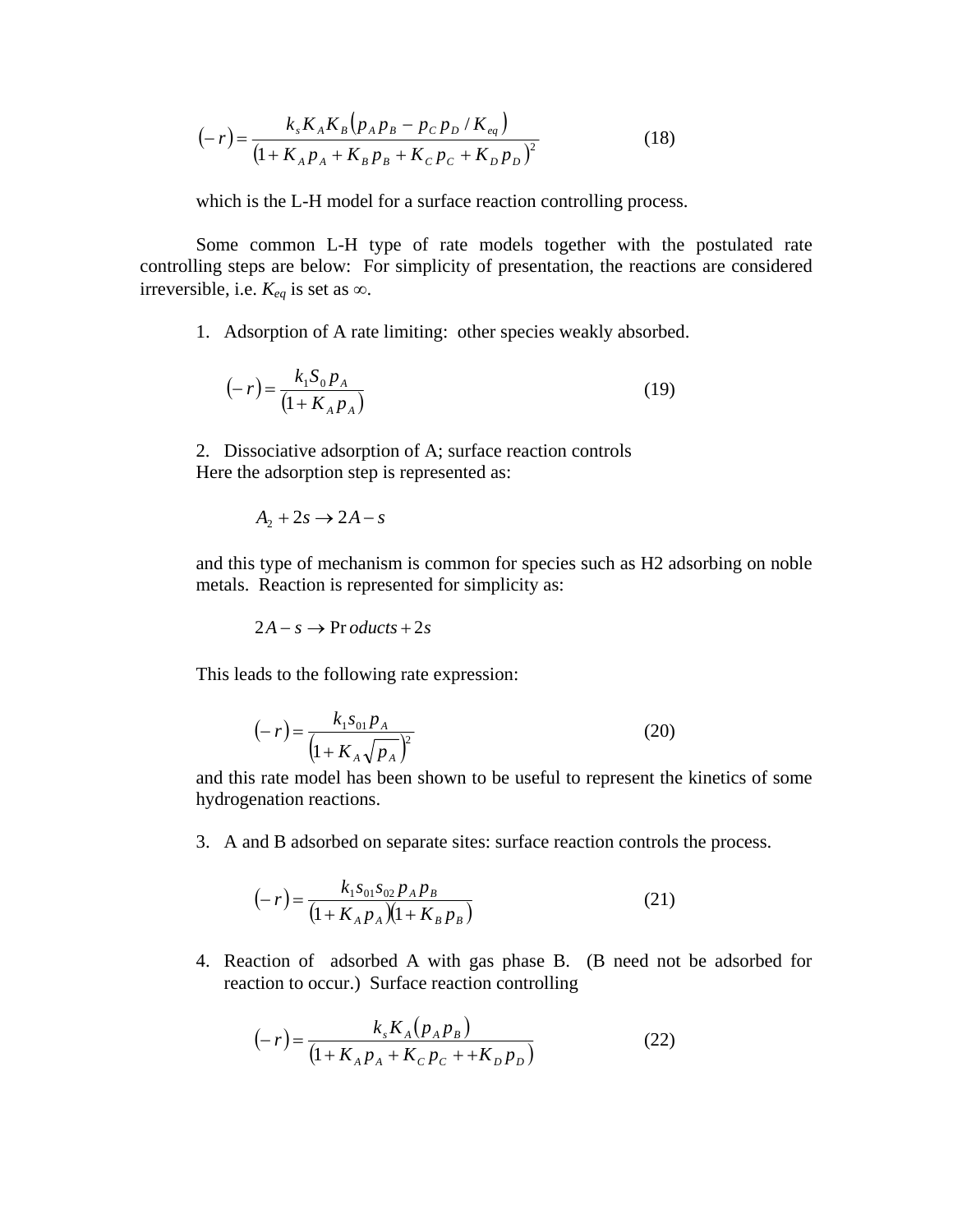$$(-r) = \frac{k_s K_A K_B \left(p_A p_B - p_C p_D / K_{eq}\right)}{\left(1 + K_A p_A + K_B p_B + K_C p_C + K_D p_D\right)^2} \tag{18}$$

which is the L-H model for a surface reaction controlling process.

Some common L-H type of rate models together with the postulated rate controlling steps are below: For simplicity of presentation, the reactions are considered irreversible, i.e. $K_{eq}$ is set as $\infty$.

1. Adsorption of A rate limiting: other species weakly absorbed.

$$(-r) = \frac{k_1 S_0 p_A}{\left(1 + K_A p_A\right)} \tag{19}$$

2. Dissociative adsorption of A; surface reaction controls
Here the adsorption step is represented as:

$$A_2 + 2s \rightarrow 2A - s$$

and this type of mechanism is common for species such as H2 adsorbing on noble metals. Reaction is represented for simplicity as:

$$2A - s \rightarrow \Pr oducts + 2s$$

This leads to the following rate expression:

$$(-r) = \frac{k_1 s_{01} p_A}{\left(1 + K_A \sqrt{p_A}\right)^2} \tag{20}$$

and this rate model has been shown to be useful to represent the kinetics of some hydrogenation reactions.

3. A and B adsorbed on separate sites: surface reaction controls the process.

$$(-r) = \frac{k_1 s_{01} s_{02} p_A p_B}{\left(1 + K_A p_A\right)\left(1 + K_B p_B\right)} \tag{21}$$

4. Reaction of adsorbed A with gas phase B. (B need not be adsorbed for reaction to occur.) Surface reaction controlling

$$(-r) = \frac{k_s K_A \left(p_A p_B\right)}{\left(1 + K_A p_A + K_C p_C + + K_D p_D\right)} \tag{22}$$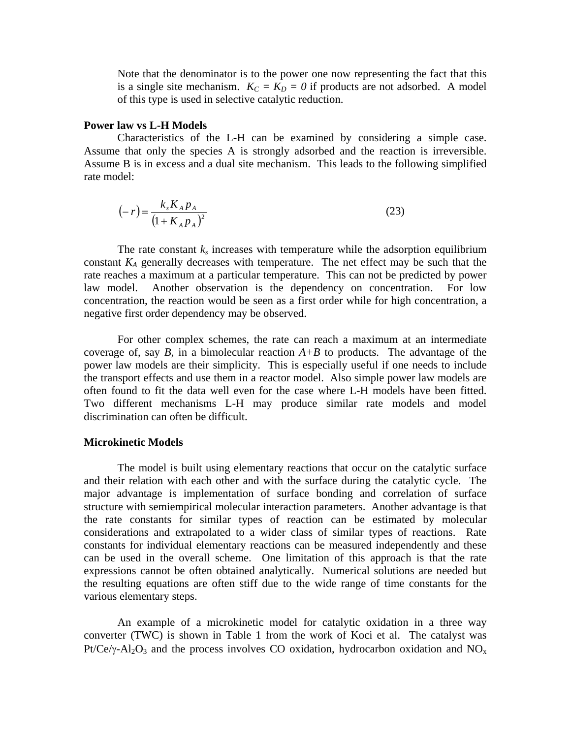Note that the denominator is to the power one now representing the fact that this is a single site mechanism. $K_C = K_D = 0$ if products are not adsorbed. A model of this type is used in selective catalytic reduction.

**Power law vs L-H Models**

Characteristics of the L-H can be examined by considering a simple case. Assume that only the species A is strongly adsorbed and the reaction is irreversible. Assume B is in excess and a dual site mechanism. This leads to the following simplified rate model:

$$(-r) = \frac{k_s K_A p_A}{(1 + K_A p_A)^2} \tag{23}$$

The rate constant $k_s$ increases with temperature while the adsorption equilibrium constant $K_A$ generally decreases with temperature. The net effect may be such that the rate reaches a maximum at a particular temperature. This can not be predicted by power law model. Another observation is the dependency on concentration. For low concentration, the reaction would be seen as a first order while for high concentration, a negative first order dependency may be observed.

For other complex schemes, the rate can reach a maximum at an intermediate coverage of, say *B*, in a bimolecular reaction *A+B* to products. The advantage of the power law models are their simplicity. This is especially useful if one needs to include the transport effects and use them in a reactor model. Also simple power law models are often found to fit the data well even for the case where L-H models have been fitted. Two different mechanisms L-H may produce similar rate models and model discrimination can often be difficult.

**Microkinetic Models**

The model is built using elementary reactions that occur on the catalytic surface and their relation with each other and with the surface during the catalytic cycle. The major advantage is implementation of surface bonding and correlation of surface structure with semiempirical molecular interaction parameters. Another advantage is that the rate constants for similar types of reaction can be estimated by molecular considerations and extrapolated to a wider class of similar types of reactions. Rate constants for individual elementary reactions can be measured independently and these can be used in the overall scheme. One limitation of this approach is that the rate expressions cannot be often obtained analytically. Numerical solutions are needed but the resulting equations are often stiff due to the wide range of time constants for the various elementary steps.

An example of a microkinetic model for catalytic oxidation in a three way converter (TWC) is shown in Table 1 from the work of Koci et al. The catalyst was $Pt/Ce/\gamma\text{-}Al_2O_3$ and the process involves CO oxidation, hydrocarbon oxidation and $NO_x$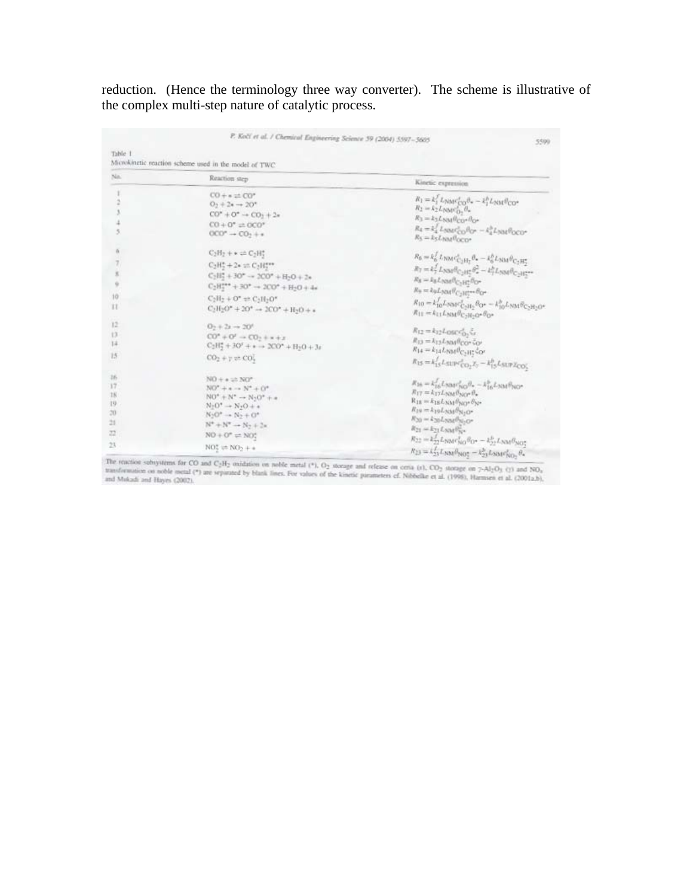reduction. (Hence the terminology three way converter). The scheme is illustrative of the complex multi-step nature of catalytic process.

P. Kočí et al. / Chemical Engineering Science 59 (2004) 5597–5605

Table 1
Microkinetic reaction scheme used in the model of TWC

| No. | Reaction step | Kinetic expression |
|---|---|---|
| 1 | $CO + * \rightleftharpoons CO^*$ | $R_1 = k_1^f L_{NM} c_{CO}^s \theta_* - k_1^b L_{NM} \theta_{CO^*}$ |
| 2 | $O_2 + 2* \rightarrow 2O^*$ | $R_2 = k_2 L_{NM} c_{O_2}^s \theta_*$ |
| 3 | $CO^* + O^* \rightarrow CO_2 + 2*$ | $R_3 = k_3 L_{NM} \theta_{CO^*} \theta_{O^*}$ |
| 4 | $CO + O^* \rightleftharpoons OCO^*$ | $R_4 = k_4^f L_{NM} c_{CO}^s \theta_{O^*} - k_4^b L_{NM} \theta_{OCO^*}$ |
| 5 | $OCO^* \rightarrow CO_2 + *$ | $R_5 = k_5 L_{NM} \theta_{OCO^*}$ |
| | | |
| 6 | $C_2H_2 + * \rightleftharpoons C_2H_2^*$ | $R_6 = k_6^f L_{NM} c_{C_2H_2}^s \theta_* - k_6^b L_{NM} \theta_{C_2H_2^*}$ |
| 7 | $C_2H_2^* + 2* \rightleftharpoons C_2H_2^{***}$ | $R_7 = k_7^f L_{NM} \theta_{C_2H_2^*} \theta_*^2 - k_7^b L_{NM} \theta_{C_2H_2^{***}}$ |
| 8 | $C_2H_2^* + 3O^* \rightarrow 2CO^* + H_2O + 2*$ | $R_8 = k_8 L_{NM} \theta_{C_2H_2^*} \theta_{O^*}$ |
| 9 | $C_2H_2^{***} + 3O^* \rightarrow 2CO^* + H_2O + 4*$ | $R_9 = k_9 L_{NM} \theta_{C_2H_2^{***}} \theta_{O^*}$ |
| 10 | $C_2H_2 + O^* \rightleftharpoons C_2H_2O^*$ | $R_{10} = k_{10}^f L_{NM} c_{C_2H_2}^s \theta_{O^*} - k_{10}^b L_{NM} \theta_{C_2H_2O^*}$ |
| 11 | $C_2H_2O^* + 2O^* \rightarrow 2CO^* + H_2O + *$ | $R_{11} = k_{11} L_{NM} \theta_{C_2H_2O^*} \theta_{O^*}$ |
| | | |
| 12 | $O_2 + 2s \rightarrow 2O^s$ | $R_{12} = k_{12} L_{OSC} c_{O_2}^s \xi_s$ |
| 13 | $CO^* + O^s \rightarrow CO_2 + * + s$ | $R_{13} = k_{13} L_{NM} \theta_{CO^*} \xi_{O^s}$ |
| 14 | $C_2H_2^* + 3O^s + * \rightarrow 2CO^* + H_2O + 3s$ | $R_{14} = k_{14} L_{NM} \theta_{C_2H_2^*} \xi_{O^s}$ |
| 15 | $CO_2 + \gamma \rightleftharpoons CO_2^{\gamma}$ | $R_{15} = k_{15}^f L_{SUP} c_{CO_2}^s \chi_\gamma - k_{15}^b L_{SUP} \chi_{CO_2^\gamma}$ |
| | | |
| 16 | $NO + * \rightleftharpoons NO^*$ | $R_{16} = k_{16}^f L_{NM} c_{NO}^s \theta_* - k_{16}^b L_{NM} \theta_{NO^*}$ |
| 17 | $NO^* + * \rightarrow N^* + O^*$ | $R_{17} = k_{17} L_{NM} \theta_{NO^*} \theta_*$ |
| 18 | $NO^* + N^* \rightarrow N_2O^* + *$ | $R_{18} = k_{18} L_{NM} \theta_{NO^*} \theta_{N^*}$ |
| 19 | $N_2O^* \rightarrow N_2O + *$ | $R_{19} = k_{19} L_{NM} \theta_{N_2O^*}$ |
| 20 | $N_2O^* \rightarrow N_2 + O^*$ | $R_{20} = k_{20} L_{NM} \theta_{N_2O^*}$ |
| 21 | $N^* + N^* \rightarrow N_2 + 2*$ | $R_{21} = k_{21} L_{NM} \theta_{N^*}^2$ |
| 22 | $NO + O^* \rightleftharpoons NO_2^*$ | $R_{22} = k_{22}^f L_{NM} c_{NO}^s \theta_{O^*} - k_{22}^b L_{NM} \theta_{NO_2^*}$ |
| 23 | $NO_2^* \rightleftharpoons NO_2 + *$ | $R_{23} = k_{23}^f L_{NM} \theta_{NO_2^*} - k_{23}^b L_{NM} c_{NO_2}^s \theta_*$ |

The reaction subsystems for CO and $C_2H_2$ oxidation on noble metal (*), $O_2$ storage and release on ceria (s), $CO_2$ storage on $\gamma$-$Al_2O_3$ ($\gamma$) and $NO_x$ transformation on noble metal (*) are separated by blank lines. For values of the kinetic parameters cf. Nibbelke et al. (1998), Harmsen et al. (2001a,b), and Mukadi and Hayes (2002).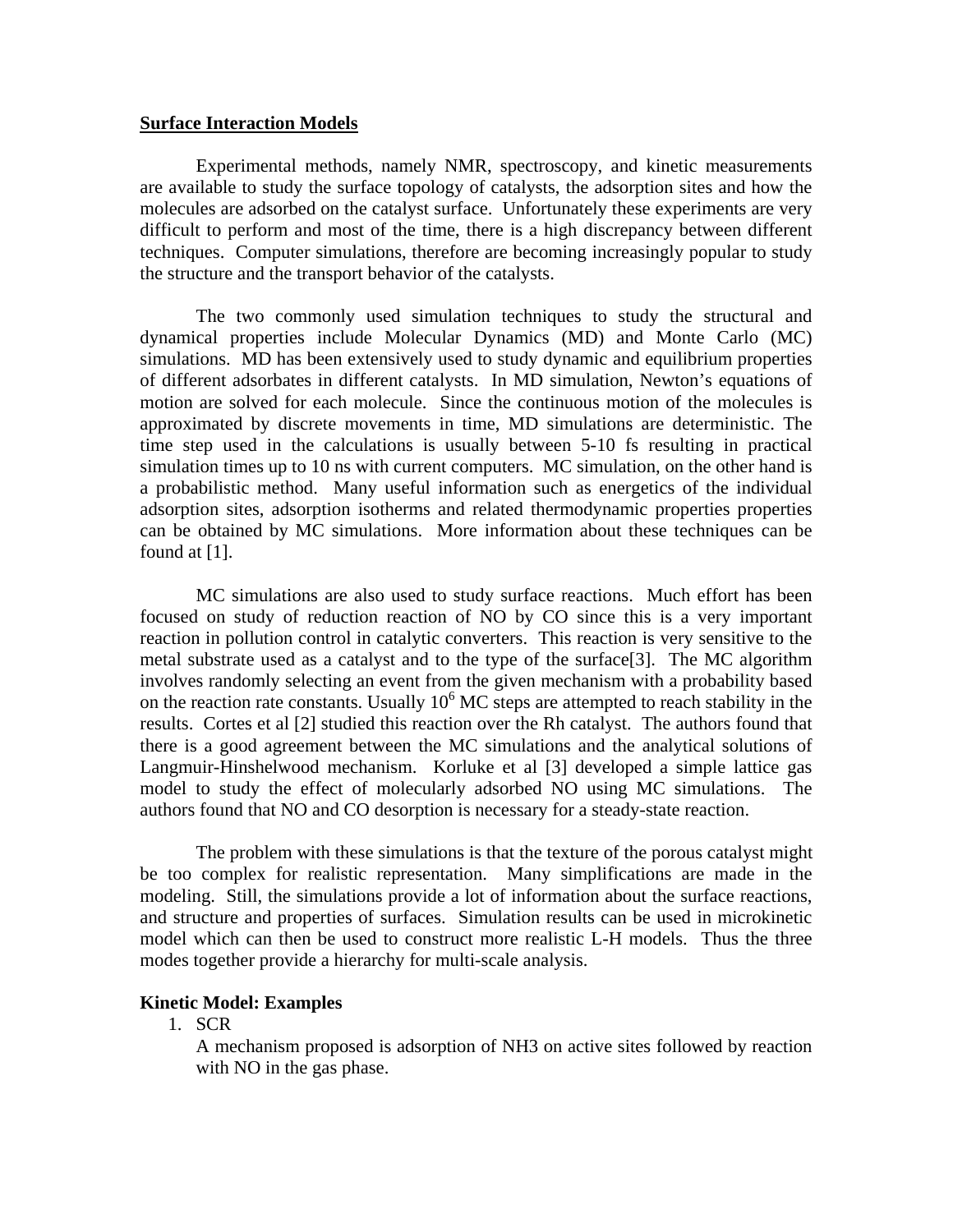## Surface Interaction Models

Experimental methods, namely NMR, spectroscopy, and kinetic measurements are available to study the surface topology of catalysts, the adsorption sites and how the molecules are adsorbed on the catalyst surface. Unfortunately these experiments are very difficult to perform and most of the time, there is a high discrepancy between different techniques. Computer simulations, therefore are becoming increasingly popular to study the structure and the transport behavior of the catalysts.

The two commonly used simulation techniques to study the structural and dynamical properties include Molecular Dynamics (MD) and Monte Carlo (MC) simulations. MD has been extensively used to study dynamic and equilibrium properties of different adsorbates in different catalysts. In MD simulation, Newton's equations of motion are solved for each molecule. Since the continuous motion of the molecules is approximated by discrete movements in time, MD simulations are deterministic. The time step used in the calculations is usually between 5-10 fs resulting in practical simulation times up to 10 ns with current computers. MC simulation, on the other hand is a probabilistic method. Many useful information such as energetics of the individual adsorption sites, adsorption isotherms and related thermodynamic properties properties can be obtained by MC simulations. More information about these techniques can be found at [1].

MC simulations are also used to study surface reactions. Much effort has been focused on study of reduction reaction of NO by CO since this is a very important reaction in pollution control in catalytic converters. This reaction is very sensitive to the metal substrate used as a catalyst and to the type of the surface[3]. The MC algorithm involves randomly selecting an event from the given mechanism with a probability based on the reaction rate constants. Usually $10^6$ MC steps are attempted to reach stability in the results. Cortes et al [2] studied this reaction over the Rh catalyst. The authors found that there is a good agreement between the MC simulations and the analytical solutions of Langmuir-Hinshelwood mechanism. Korluke et al [3] developed a simple lattice gas model to study the effect of molecularly adsorbed NO using MC simulations. The authors found that NO and CO desorption is necessary for a steady-state reaction.

The problem with these simulations is that the texture of the porous catalyst might be too complex for realistic representation. Many simplifications are made in the modeling. Still, the simulations provide a lot of information about the surface reactions, and structure and properties of surfaces. Simulation results can be used in microkinetic model which can then be used to construct more realistic L-H models. Thus the three modes together provide a hierarchy for multi-scale analysis.

**Kinetic Model: Examples**

1. SCR

   A mechanism proposed is adsorption of $NH_3$ on active sites followed by reaction with NO in the gas phase.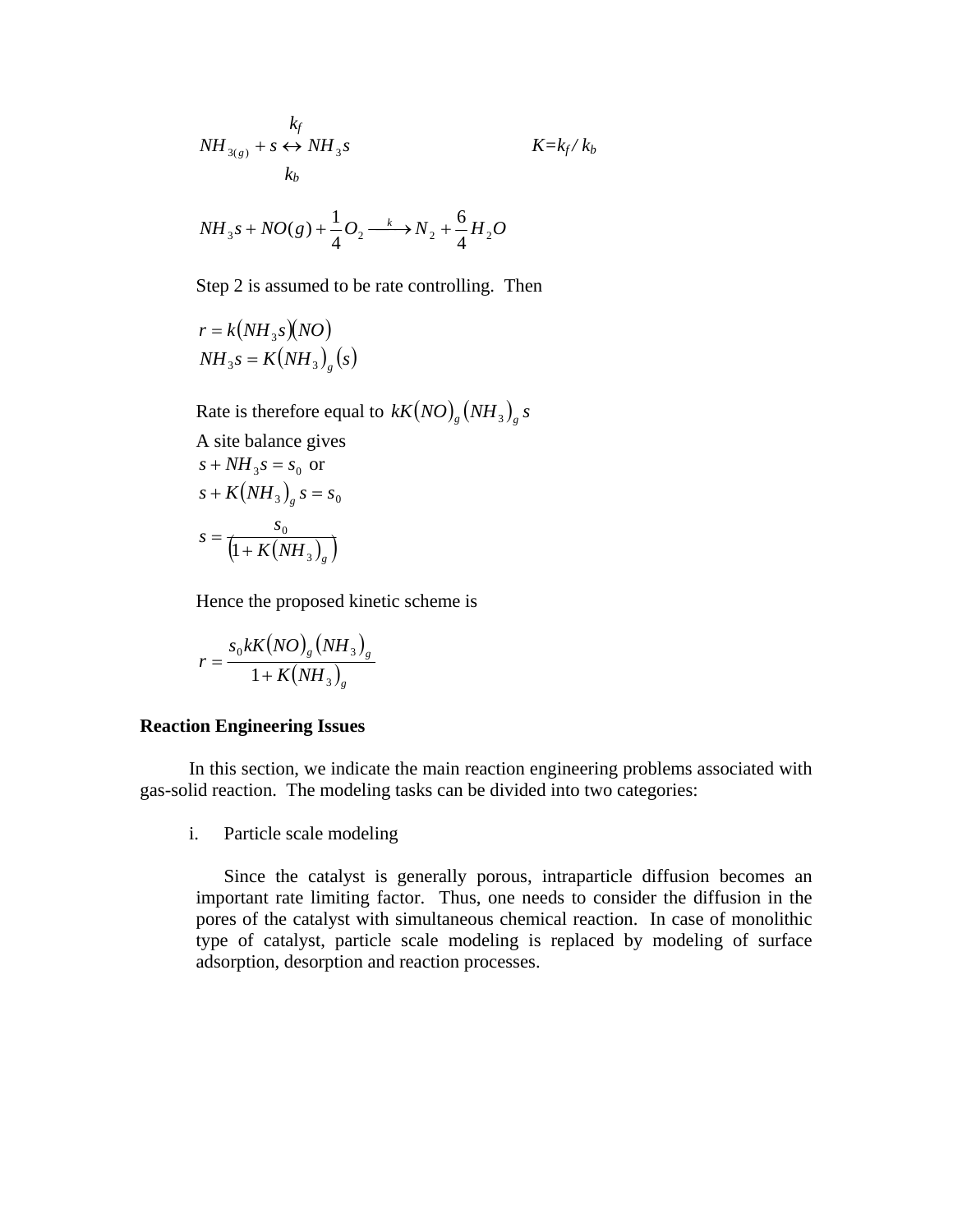$$NH_{3(g)} + s \underset{k_b}{\overset{k_f}{\leftrightarrow}} NH_3s \qquad\qquad K = k_f / k_b$$

$$NH_3s + NO(g) + \frac{1}{4}O_2 \xrightarrow{k} N_2 + \frac{6}{4}H_2O$$

Step 2 is assumed to be rate controlling. Then

$$r = k(NH_3s)(NO)$$
$$NH_3s = K(NH_3)_g(s)$$

Rate is therefore equal to $kK(NO)_g(NH_3)_g s$

A site balance gives

$$s + NH_3s = s_0 \text{ or}$$
$$s + K(NH_3)_g s = s_0$$
$$s = \frac{s_0}{\left(1 + K(NH_3)_g\right)}$$

Hence the proposed kinetic scheme is

$$r = \frac{s_0 kK(NO)_g(NH_3)_g}{1 + K(NH_3)_g}$$

**Reaction Engineering Issues**

In this section, we indicate the main reaction engineering problems associated with gas-solid reaction. The modeling tasks can be divided into two categories:

i. Particle scale modeling

Since the catalyst is generally porous, intraparticle diffusion becomes an important rate limiting factor. Thus, one needs to consider the diffusion in the pores of the catalyst with simultaneous chemical reaction. In case of monolithic type of catalyst, particle scale modeling is replaced by modeling of surface adsorption, desorption and reaction processes.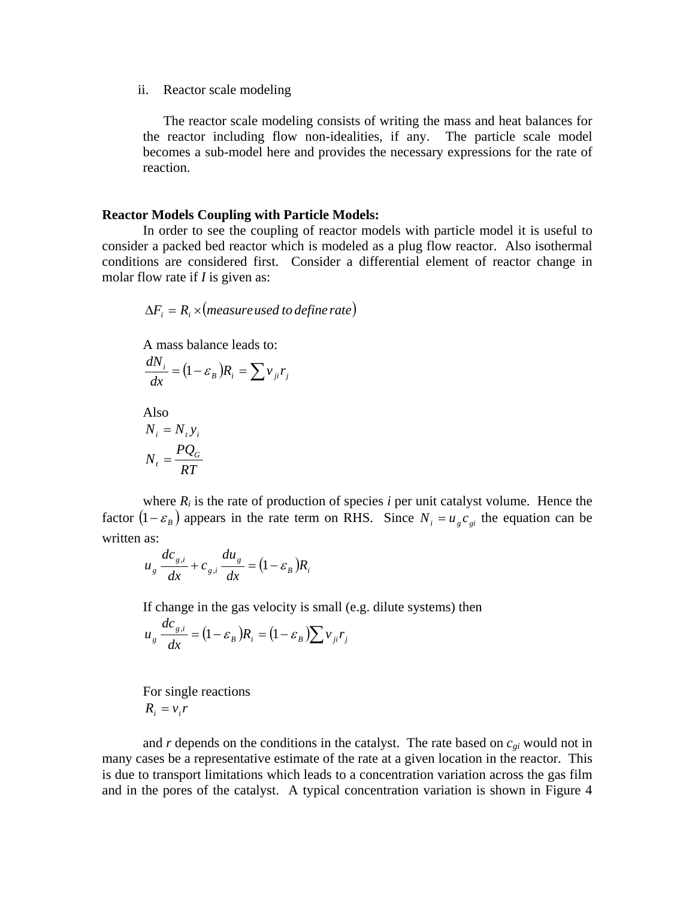ii. Reactor scale modeling

The reactor scale modeling consists of writing the mass and heat balances for the reactor including flow non-idealities, if any. The particle scale model becomes a sub-model here and provides the necessary expressions for the rate of reaction.

**Reactor Models Coupling with Particle Models:**

In order to see the coupling of reactor models with particle model it is useful to consider a packed bed reactor which is modeled as a plug flow reactor. Also isothermal conditions are considered first. Consider a differential element of reactor change in molar flow rate if *I* is given as:

$$\Delta F_i = R_i \times (measure\,used\,to\,define\,rate)$$

A mass balance leads to:

$$\frac{dN_i}{dx} = (1-\varepsilon_B)R_i = \sum v_{ji} r_j$$

Also

$$N_i = N_t y_i$$

$$N_t = \frac{PQ_G}{RT}$$

where $R_i$ is the rate of production of species *i* per unit catalyst volume. Hence the factor $(1-\varepsilon_B)$ appears in the rate term on RHS. Since $N_i = u_g c_{gi}$ the equation can be written as:

$$u_g \frac{dc_{g,i}}{dx} + c_{g,i}\frac{du_g}{dx} = (1-\varepsilon_B)R_i$$

If change in the gas velocity is small (e.g. dilute systems) then

$$u_g \frac{dc_{g,i}}{dx} = (1-\varepsilon_B)R_i = (1-\varepsilon_B)\sum v_{ji} r_j$$

For single reactions

$$R_i = v_i r$$

and *r* depends on the conditions in the catalyst. The rate based on $c_{gi}$ would not in many cases be a representative estimate of the rate at a given location in the reactor. This is due to transport limitations which leads to a concentration variation across the gas film and in the pores of the catalyst. A typical concentration variation is shown in Figure 4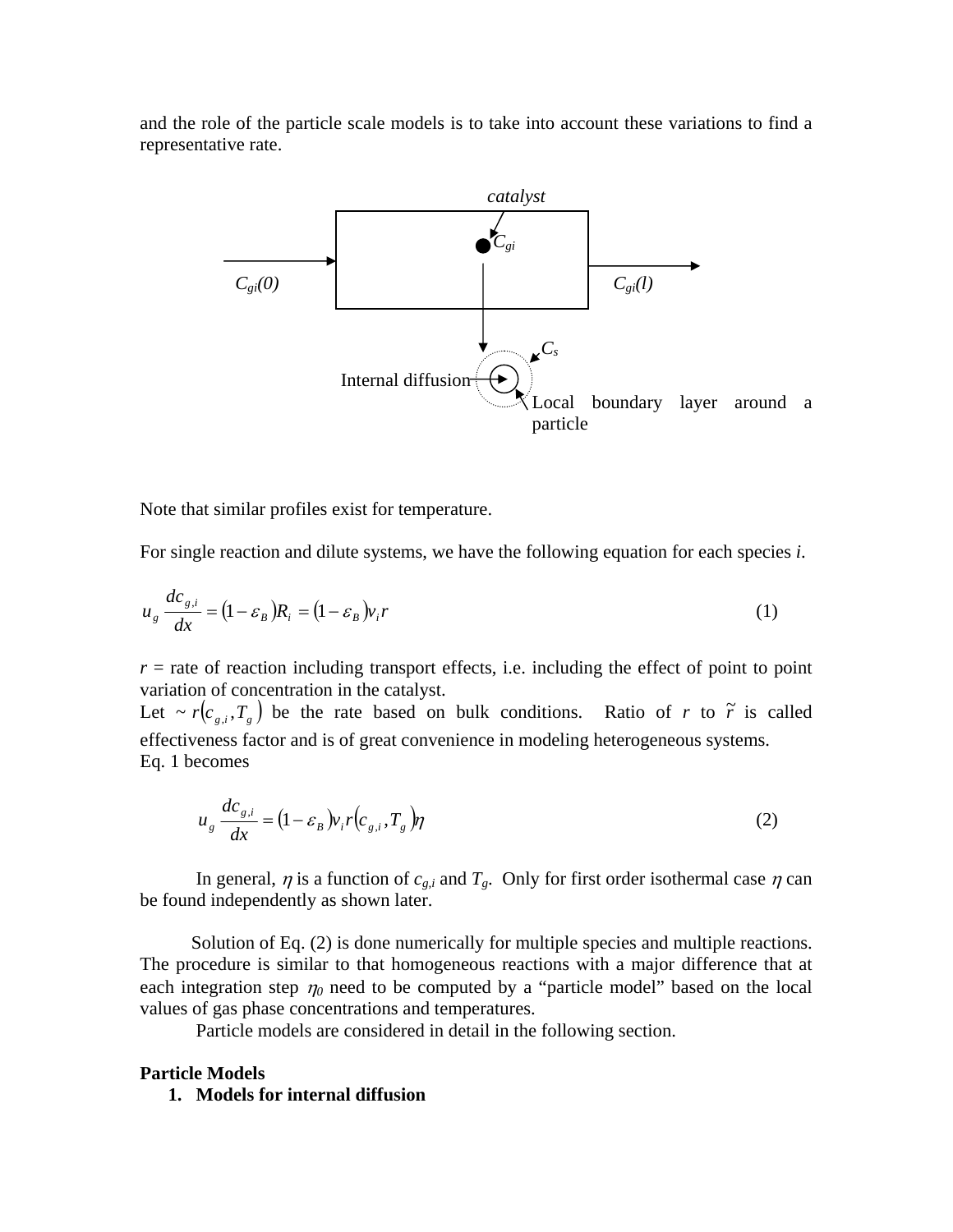and the role of the particle scale models is to take into account these variations to find a representative rate.

*catalyst*

$C_{gi}$

$C_{gi}(0)$ $C_{gi}(l)$

$C_s$

Internal diffusion

Local boundary layer around a particle

Note that similar profiles exist for temperature.

For single reaction and dilute systems, we have the following equation for each species *i*.

$$u_g \frac{dc_{g,i}}{dx} = (1-\varepsilon_B)R_i = (1-\varepsilon_B)v_i r \tag{1}$$

$r$ = rate of reaction including transport effects, i.e. including the effect of point to point variation of concentration in the catalyst.

Let $\tilde{r}(c_{g,i}, T_g)$ be the rate based on bulk conditions. Ratio of $r$ to $\tilde{r}$ is called effectiveness factor and is of great convenience in modeling heterogeneous systems.

Eq. 1 becomes

$$u_g \frac{dc_{g,i}}{dx} = (1-\varepsilon_B)v_i r(c_{g,i}, T_g)\eta \tag{2}$$

In general, $\eta$ is a function of $c_{g,i}$ and $T_g$. Only for first order isothermal case $\eta$ can be found independently as shown later.

Solution of Eq. (2) is done numerically for multiple species and multiple reactions. The procedure is similar to that homogeneous reactions with a major difference that at each integration step $\eta_0$ need to be computed by a "particle model" based on the local values of gas phase concentrations and temperatures.

Particle models are considered in detail in the following section.

**Particle Models**

1. **Models for internal diffusion**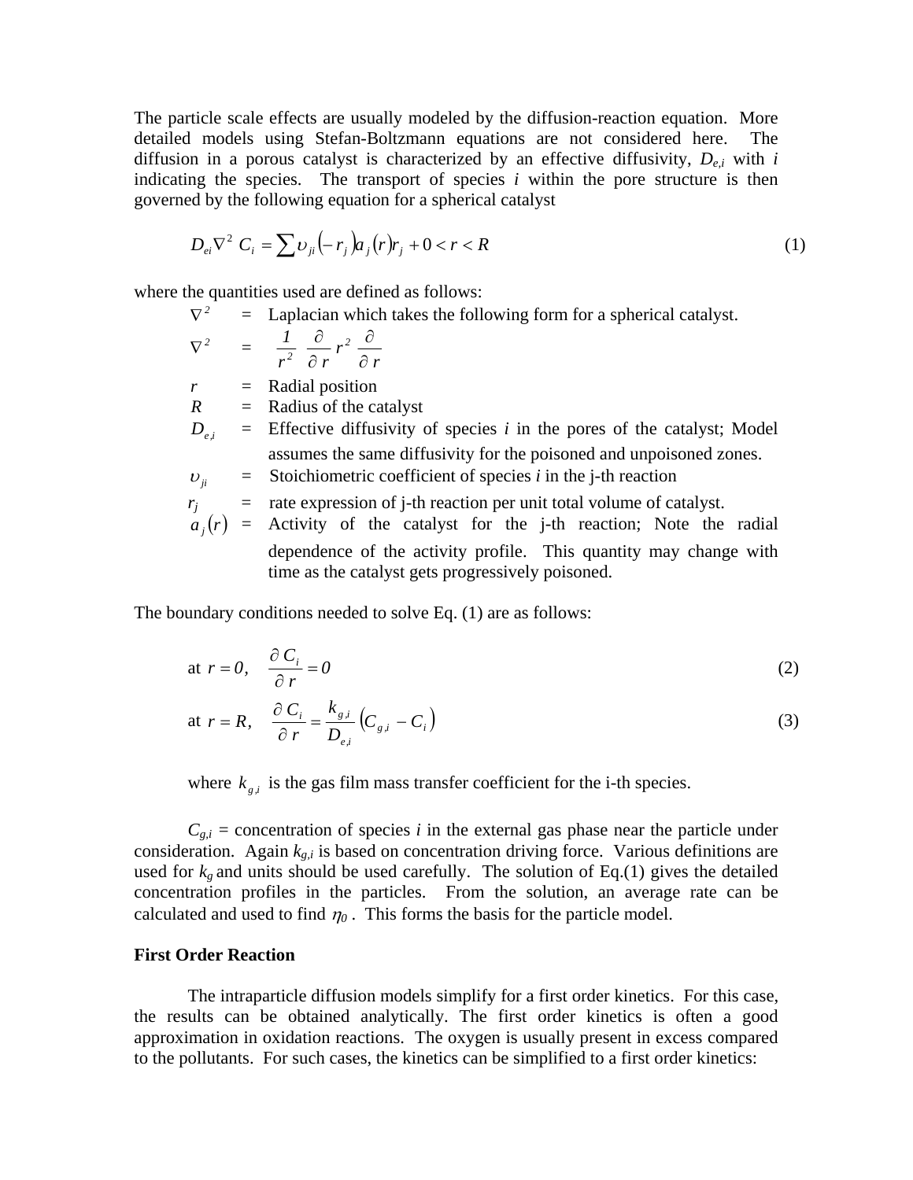The particle scale effects are usually modeled by the diffusion-reaction equation. More detailed models using Stefan-Boltzmann equations are not considered here. The diffusion in a porous catalyst is characterized by an effective diffusivity, $D_{e,i}$ with $i$ indicating the species. The transport of species $i$ within the pore structure is then governed by the following equation for a spherical catalyst

$$D_{ei}\nabla^2 C_i = \sum \upsilon_{ji}(-r_j)a_j(r)r_j + 0 < r < R \tag{1}$$

where the quantities used are defined as follows:

- $\nabla^2$ = Laplacian which takes the following form for a spherical catalyst.
- $\nabla^2$ = $\dfrac{1}{r^2}\dfrac{\partial}{\partial r}r^2\dfrac{\partial}{\partial r}$
- $r$ = Radial position
- $R$ = Radius of the catalyst
- $D_{e,i}$ = Effective diffusivity of species $i$ in the pores of the catalyst; Model assumes the same diffusivity for the poisoned and unpoisoned zones.
- $\upsilon_{ji}$ = Stoichiometric coefficient of species $i$ in the j-th reaction
- $r_j$ = rate expression of j-th reaction per unit total volume of catalyst.
- $a_j(r)$ = Activity of the catalyst for the j-th reaction; Note the radial dependence of the activity profile. This quantity may change with time as the catalyst gets progressively poisoned.

The boundary conditions needed to solve Eq. (1) are as follows:

$$\text{at } r = 0, \quad \frac{\partial C_i}{\partial r} = 0 \tag{2}$$

$$\text{at } r = R, \quad \frac{\partial C_i}{\partial r} = \frac{k_{g,i}}{D_{e,i}}\left(C_{g,i} - C_i\right) \tag{3}$$

where $k_{g,i}$ is the gas film mass transfer coefficient for the i-th species.

$C_{g,i}$ = concentration of species $i$ in the external gas phase near the particle under consideration. Again $k_{g,i}$ is based on concentration driving force. Various definitions are used for $k_g$ and units should be used carefully. The solution of Eq.(1) gives the detailed concentration profiles in the particles. From the solution, an average rate can be calculated and used to find $\eta_0$. This forms the basis for the particle model.

**First Order Reaction**

The intraparticle diffusion models simplify for a first order kinetics. For this case, the results can be obtained analytically. The first order kinetics is often a good approximation in oxidation reactions. The oxygen is usually present in excess compared to the pollutants. For such cases, the kinetics can be simplified to a first order kinetics: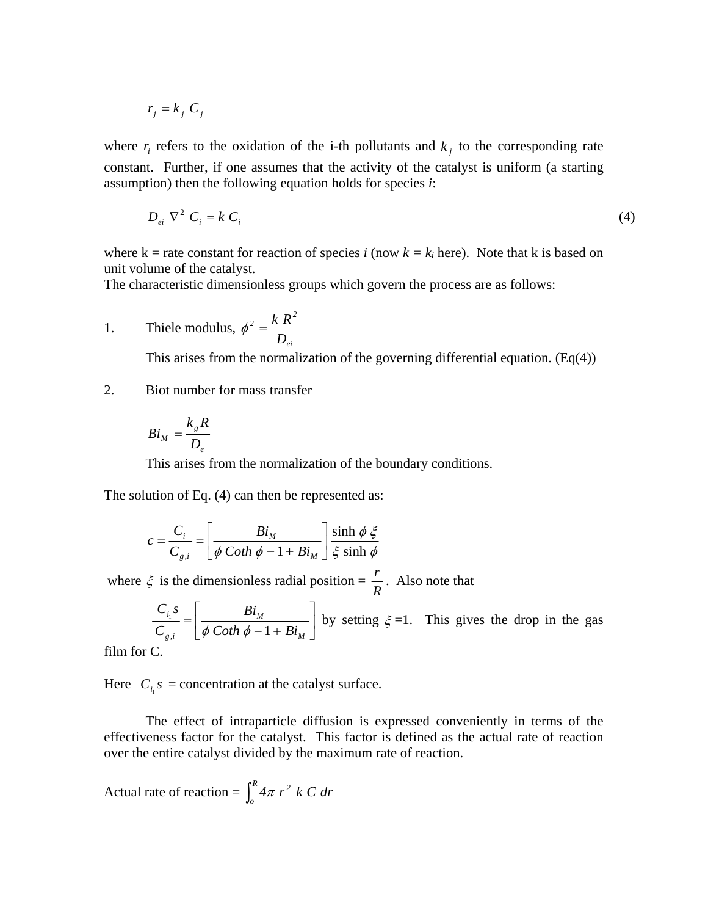$$r_j = k_j \ C_j$$

where $r_i$ refers to the oxidation of the i-th pollutants and $k_j$ to the corresponding rate constant. Further, if one assumes that the activity of the catalyst is uniform (a starting assumption) then the following equation holds for species *i*:

$$D_{ei} \ \nabla^2 \ C_i = k \ C_i \tag{4}$$

where k = rate constant for reaction of species *i* (now $k = k_i$ here). Note that k is based on unit volume of the catalyst.
The characteristic dimensionless groups which govern the process are as follows:

1. Thiele modulus, $\phi^2 = \dfrac{k \ R^2}{D_{ei}}$

   This arises from the normalization of the governing differential equation. (Eq(4))

2. Biot number for mass transfer

   $$Bi_M = \frac{k_g R}{D_e}$$

   This arises from the normalization of the boundary conditions.

The solution of Eq. (4) can then be represented as:

$$c = \frac{C_i}{C_{g,i}} = \left[ \frac{Bi_M}{\phi \ Coth \ \phi - 1 + Bi_M} \right] \frac{\sinh \phi \ \xi}{\xi \ \sinh \phi}$$

where $\xi$ is the dimensionless radial position = $\dfrac{r}{R}$. Also note that

$\dfrac{C_{i_1} s}{C_{g,i}} = \left[ \dfrac{Bi_M}{\phi \ Coth \ \phi - 1 + Bi_M} \right]$ by setting $\xi$ =1. This gives the drop in the gas film for C.

Here $C_{i_1} s$ = concentration at the catalyst surface.

The effect of intraparticle diffusion is expressed conveniently in terms of the effectiveness factor for the catalyst. This factor is defined as the actual rate of reaction over the entire catalyst divided by the maximum rate of reaction.

Actual rate of reaction = $\int_o^R 4\pi \ r^2 \ k \ C \ dr$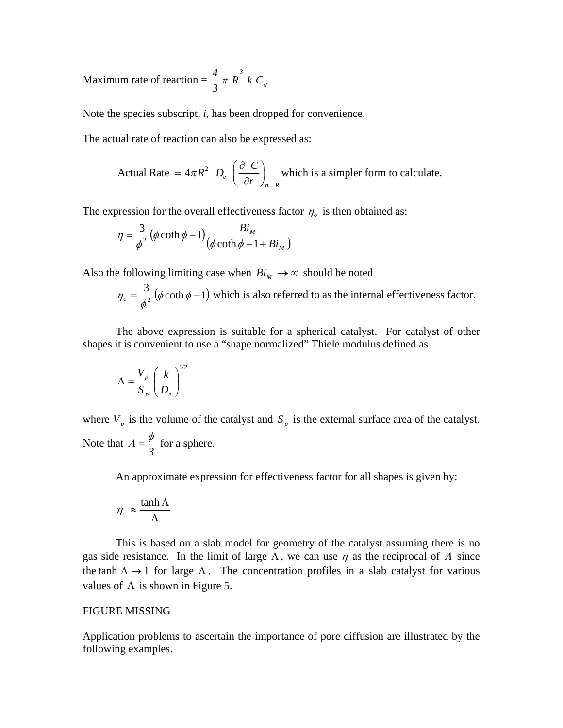Maximum rate of reaction = $\frac{4}{3} \pi R^3 \; k \, C_g$

Note the species subscript, *i*, has been dropped for convenience.

The actual rate of reaction can also be expressed as:

Actual Rate $= 4\pi R^2 \;\; D_e \; \left( \frac{\partial \;\, C}{\partial r} \right)_{n=R}$ which is a simpler form to calculate.

The expression for the overall effectiveness factor $\eta_o$ is then obtained as:

$$\eta = \frac{3}{\phi^2} \left( \phi \coth \phi - 1 \right) \frac{Bi_M}{\left( \phi \coth \phi - 1 + Bi_M \right)}$$

Also the following limiting case when $Bi_M \; \to \infty$ should be noted

$\eta_c = \frac{3}{\phi^2} \left( \phi \coth \phi - 1 \right)$ which is also referred to as the internal effectiveness factor.

The above expression is suitable for a spherical catalyst. For catalyst of other shapes it is convenient to use a "shape normalized" Thiele modulus defined as

$$\Lambda = \frac{V_p}{S_p} \left( \frac{k}{D_e} \right)^{1/2}$$

where $V_p$ is the volume of the catalyst and $S_p$ is the external surface area of the catalyst. Note that $\Lambda = \frac{\phi}{3}$ for a sphere.

An approximate expression for effectiveness factor for all shapes is given by:

$$\eta_c \approx \frac{\tanh \Lambda}{\Lambda}$$

This is based on a slab model for geometry of the catalyst assuming there is no gas side resistance. In the limit of large $\Lambda$, we can use $\eta$ as the reciprocal of $\Lambda$ since the $\tanh \Lambda \to 1$ for large $\Lambda$. The concentration profiles in a slab catalyst for various values of $\Lambda$ is shown in Figure 5.

FIGURE MISSING

Application problems to ascertain the importance of pore diffusion are illustrated by the following examples.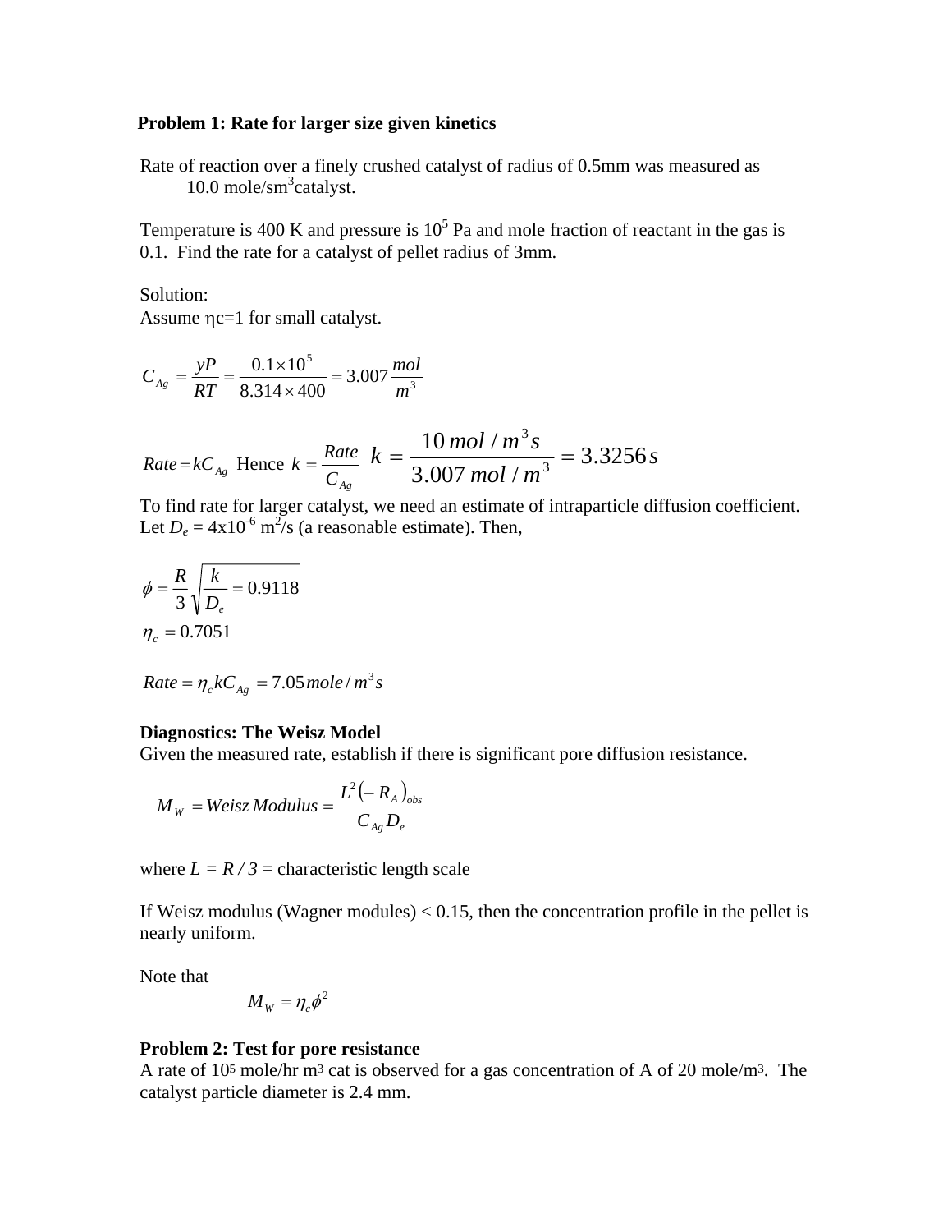**Problem 1: Rate for larger size given kinetics**

Rate of reaction over a finely crushed catalyst of radius of 0.5mm was measured as 10.0 mole/sm$^3$catalyst.

Temperature is 400 K and pressure is $10^5$ Pa and mole fraction of reactant in the gas is 0.1. Find the rate for a catalyst of pellet radius of 3mm.

Solution:
Assume ηc=1 for small catalyst.

$$C_{Ag} = \frac{yP}{RT} = \frac{0.1 \times 10^5}{8.314 \times 400} = 3.007 \frac{mol}{m^3}$$

$Rate = kC_{Ag}$ Hence $k = \dfrac{Rate}{C_{Ag}}$ $\quad k = \dfrac{10\, mol / m^3 s}{3.007\, mol / m^3} = 3.3256\, s$

To find rate for larger catalyst, we need an estimate of intraparticle diffusion coefficient. Let $D_e$ = 4x10$^{-6}$ m$^2$/s (a reasonable estimate). Then,

$$\phi = \frac{R}{3}\sqrt{\frac{k}{D_e}} = 0.9118$$

$$\eta_c = 0.7051$$

$$Rate = \eta_c k C_{Ag} = 7.05\, mole / m^3 s$$

**Diagnostics: The Weisz Model**

Given the measured rate, establish if there is significant pore diffusion resistance.

$$M_W = Weisz\, Modulus = \frac{L^2 \left(-R_A\right)_{obs}}{C_{Ag} D_e}$$

where $L = R / 3$ = characteristic length scale

If Weisz modulus (Wagner modules) < 0.15, then the concentration profile in the pellet is nearly uniform.

Note that

$$M_W = \eta_c \phi^2$$

**Problem 2: Test for pore resistance**

A rate of $10^5$ mole/hr m$^3$ cat is observed for a gas concentration of A of 20 mole/m$^3$. The catalyst particle diameter is 2.4 mm.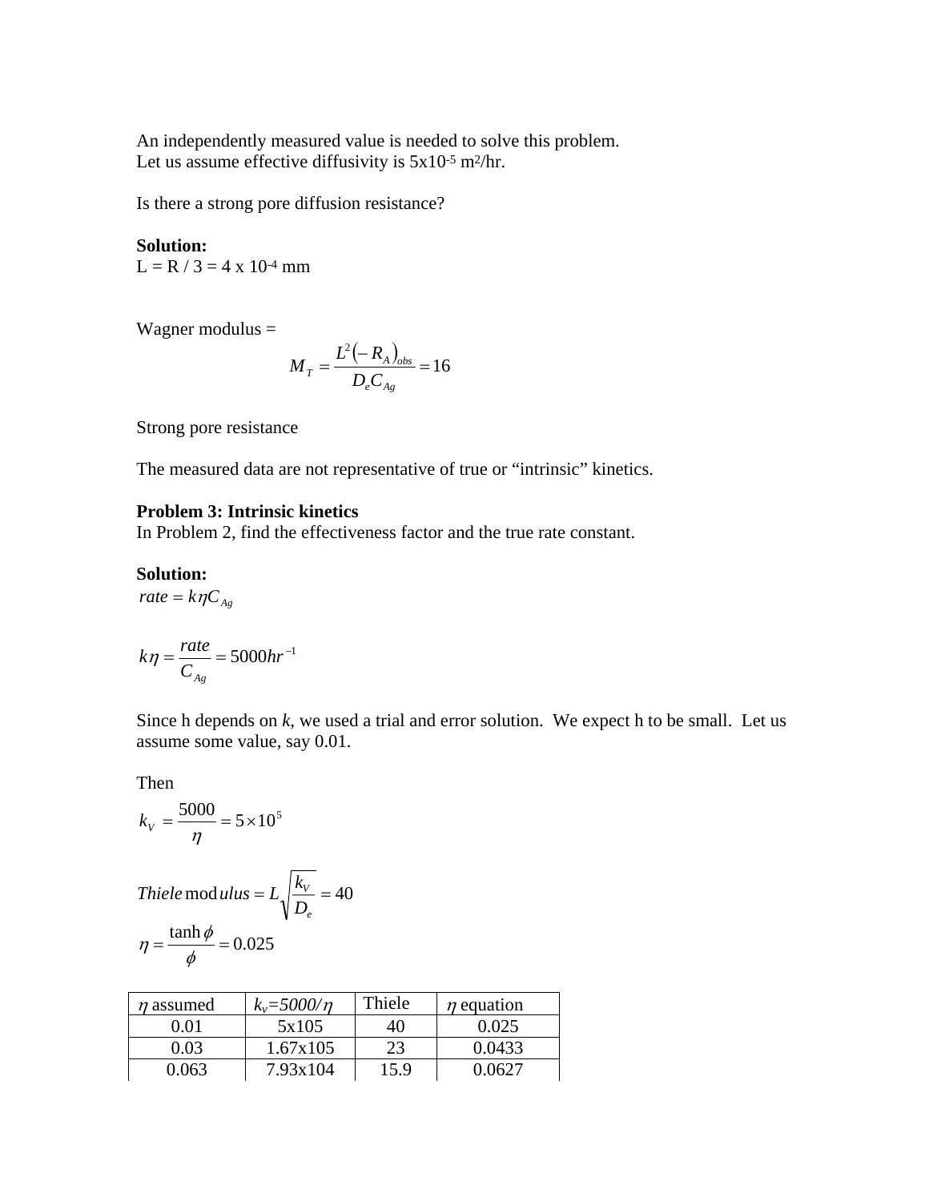An independently measured value is needed to solve this problem.
Let us assume effective diffusivity is $5x10^{-5}$ $m^2/hr$.

Is there a strong pore diffusion resistance?

**Solution:**
L = R / 3 = 4 x $10^{-4}$ mm

Wagner modulus =

$$M_T = \frac{L^2\left(-R_A\right)_{obs}}{D_e C_{Ag}} = 16$$

Strong pore resistance

The measured data are not representative of true or "intrinsic" kinetics.

**Problem 3: Intrinsic kinetics**
In Problem 2, find the effectiveness factor and the true rate constant.

**Solution:**

$$rate = k\eta C_{Ag}$$

$$k\eta = \frac{rate}{C_{Ag}} = 5000 hr^{-1}$$

Since h depends on *k*, we used a trial and error solution. We expect h to be small. Let us assume some value, say 0.01.

Then

$$k_V = \frac{5000}{\eta} = 5\times10^5$$

$$Thiele\,modulus = L\sqrt{\frac{k_V}{D_e}} = 40$$

$$\eta = \frac{\tanh\phi}{\phi} = 0.025$$

| $\eta$ assumed | $k_v$=*5000/*$\eta$ | Thiele | $\eta$ equation |
|---|---|---|---|
| 0.01 | 5x105 | 40 | 0.025 |
| 0.03 | 1.67x105 | 23 | 0.0433 |
| 0.063 | 7.93x104 | 15.9 | 0.0627 |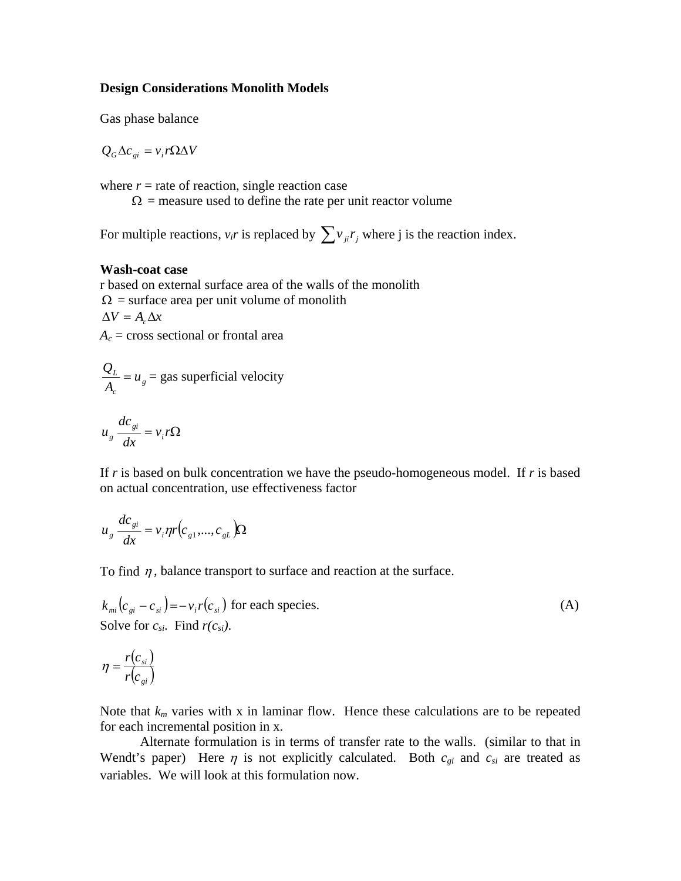**Design Considerations Monolith Models**

Gas phase balance

$$Q_G \Delta c_{gi} = v_i r \Omega \Delta V$$

where $r$ = rate of reaction, single reaction case
 $\Omega$ = measure used to define the rate per unit reactor volume

For multiple reactions, $v_i r$ is replaced by $\sum v_{ji} r_j$ where j is the reaction index.

**Wash-coat case**

r based on external surface area of the walls of the monolith
$\Omega$ = surface area per unit volume of monolith
$\Delta V = A_c \Delta x$
$A_c$ = cross sectional or frontal area

$$\frac{Q_L}{A_c} = u_g = \text{gas superficial velocity}$$

$$u_g \frac{dc_{gi}}{dx} = v_i r \Omega$$

If $r$ is based on bulk concentration we have the pseudo-homogeneous model. If $r$ is based on actual concentration, use effectiveness factor

$$u_g \frac{dc_{gi}}{dx} = v_i \eta r\left(c_{g1},...,c_{gL}\right)\Omega$$

To find $\eta$, balance transport to surface and reaction at the surface.

$$k_{mi}\left(c_{gi} - c_{si}\right) = -v_i r\left(c_{si}\right) \text{ for each species.} \tag{A}$$

Solve for $c_{si}$. Find $r(c_{si})$.

$$\eta = \frac{r\left(c_{si}\right)}{r\left(c_{gi}\right)}$$

Note that $k_m$ varies with x in laminar flow. Hence these calculations are to be repeated for each incremental position in x.

Alternate formulation is in terms of transfer rate to the walls. (similar to that in Wendt's paper) Here $\eta$ is not explicitly calculated. Both $c_{gi}$ and $c_{si}$ are treated as variables. We will look at this formulation now.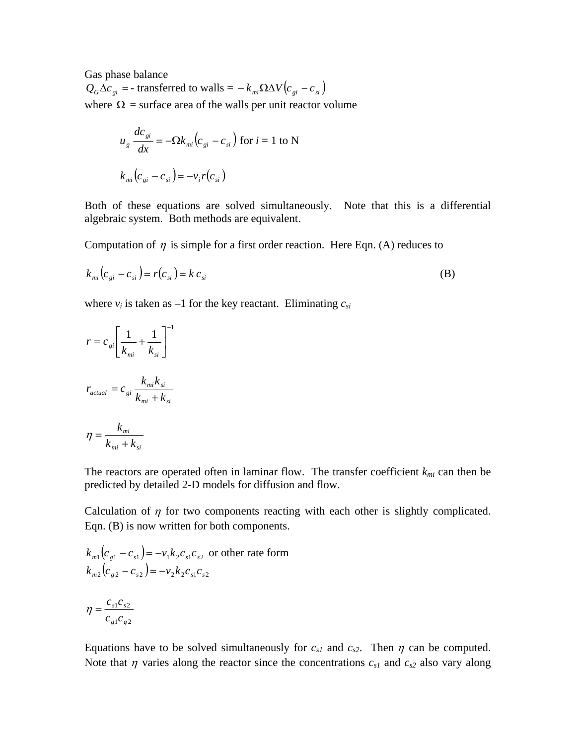Gas phase balance

$Q_G \Delta c_{gi}$ = - transferred to walls = $-k_{mi} \Omega \Delta V (c_{gi} - c_{si})$

where $\Omega$ = surface area of the walls per unit reactor volume

$$u_g \frac{dc_{gi}}{dx} = -\Omega k_{mi} (c_{gi} - c_{si}) \text{ for } i = 1 \text{ to N}$$

$$k_{mi} (c_{gi} - c_{si}) = -v_i r(c_{si})$$

Both of these equations are solved simultaneously. Note that this is a differential algebraic system. Both methods are equivalent.

Computation of $\eta$ is simple for a first order reaction. Here Eqn. (A) reduces to

$$k_{mi} (c_{gi} - c_{si}) = r(c_{si}) = k \, c_{si} \tag{B}$$

where $v_i$ is taken as –1 for the key reactant. Eliminating $c_{si}$

$$r = c_{gi} \left[ \frac{1}{k_{mi}} + \frac{1}{k_{si}} \right]^{-1}$$

$$r_{actual} = c_{gi} \frac{k_{mi} k_{si}}{k_{mi} + k_{si}}$$

$$\eta = \frac{k_{mi}}{k_{mi} + k_{si}}$$

The reactors are operated often in laminar flow. The transfer coefficient $k_{mi}$ can then be predicted by detailed 2-D models for diffusion and flow.

Calculation of $\eta$ for two components reacting with each other is slightly complicated. Eqn. (B) is now written for both components.

$$k_{m1} (c_{g1} - c_{s1}) = -v_1 k_2 c_{s1} c_{s2} \text{ or other rate form}$$
$$k_{m2} (c_{g2} - c_{s2}) = -v_2 k_2 c_{s1} c_{s2}$$

$$\eta = \frac{c_{s1} c_{s2}}{c_{g1} c_{g2}}$$

Equations have to be solved simultaneously for $c_{s1}$ and $c_{s2}$. Then $\eta$ can be computed. Note that $\eta$ varies along the reactor since the concentrations $c_{s1}$ and $c_{s2}$ also vary along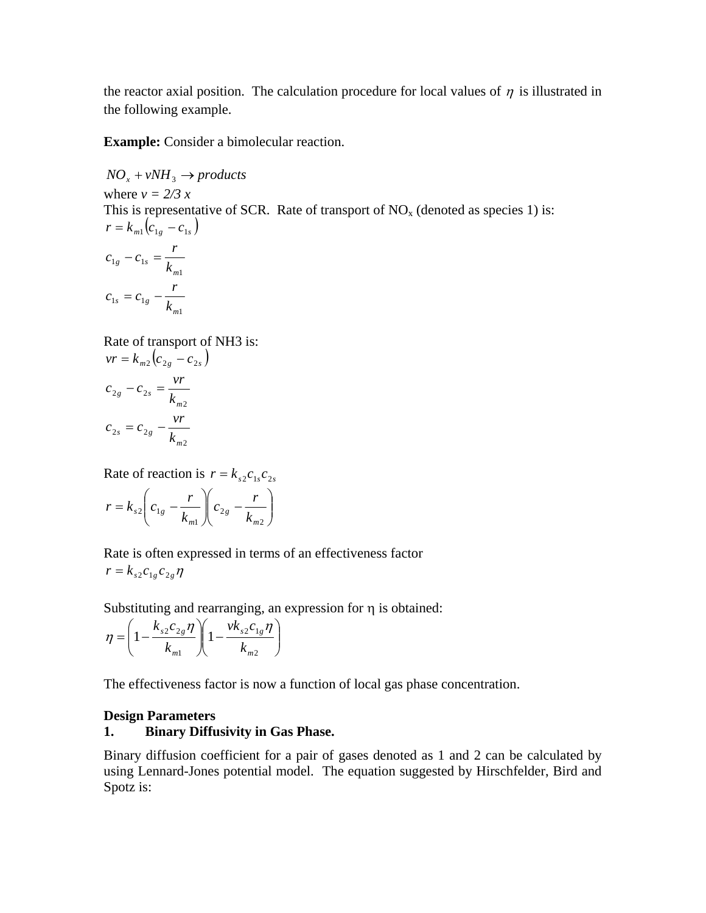the reactor axial position. The calculation procedure for local values of $\eta$ is illustrated in the following example.

**Example:** Consider a bimolecular reaction.

$$NO_x + vNH_3 \rightarrow products$$

where $v = 2/3\ x$

This is representative of SCR. Rate of transport of $NO_x$ (denoted as species 1) is:

$$r = k_{m1}\left(c_{1g} - c_{1s}\right)$$

$$c_{1g} - c_{1s} = \frac{r}{k_{m1}}$$

$$c_{1s} = c_{1g} - \frac{r}{k_{m1}}$$

Rate of transport of NH3 is:

$$vr = k_{m2}\left(c_{2g} - c_{2s}\right)$$

$$c_{2g} - c_{2s} = \frac{vr}{k_{m2}}$$

$$c_{2s} = c_{2g} - \frac{vr}{k_{m2}}$$

Rate of reaction is $r = k_{s2}c_{1s}c_{2s}$

$$r = k_{s2}\left(c_{1g} - \frac{r}{k_{m1}}\right)\left(c_{2g} - \frac{r}{k_{m2}}\right)$$

Rate is often expressed in terms of an effectiveness factor

$$r = k_{s2}c_{1g}c_{2g}\eta$$

Substituting and rearranging, an expression for $\eta$ is obtained:

$$\eta = \left(1 - \frac{k_{s2}c_{2g}\eta}{k_{m1}}\right)\left(1 - \frac{vk_{s2}c_{1g}\eta}{k_{m2}}\right)$$

The effectiveness factor is now a function of local gas phase concentration.

**Design Parameters**

**1. Binary Diffusivity in Gas Phase.**

Binary diffusion coefficient for a pair of gases denoted as 1 and 2 can be calculated by using Lennard-Jones potential model. The equation suggested by Hirschfelder, Bird and Spotz is: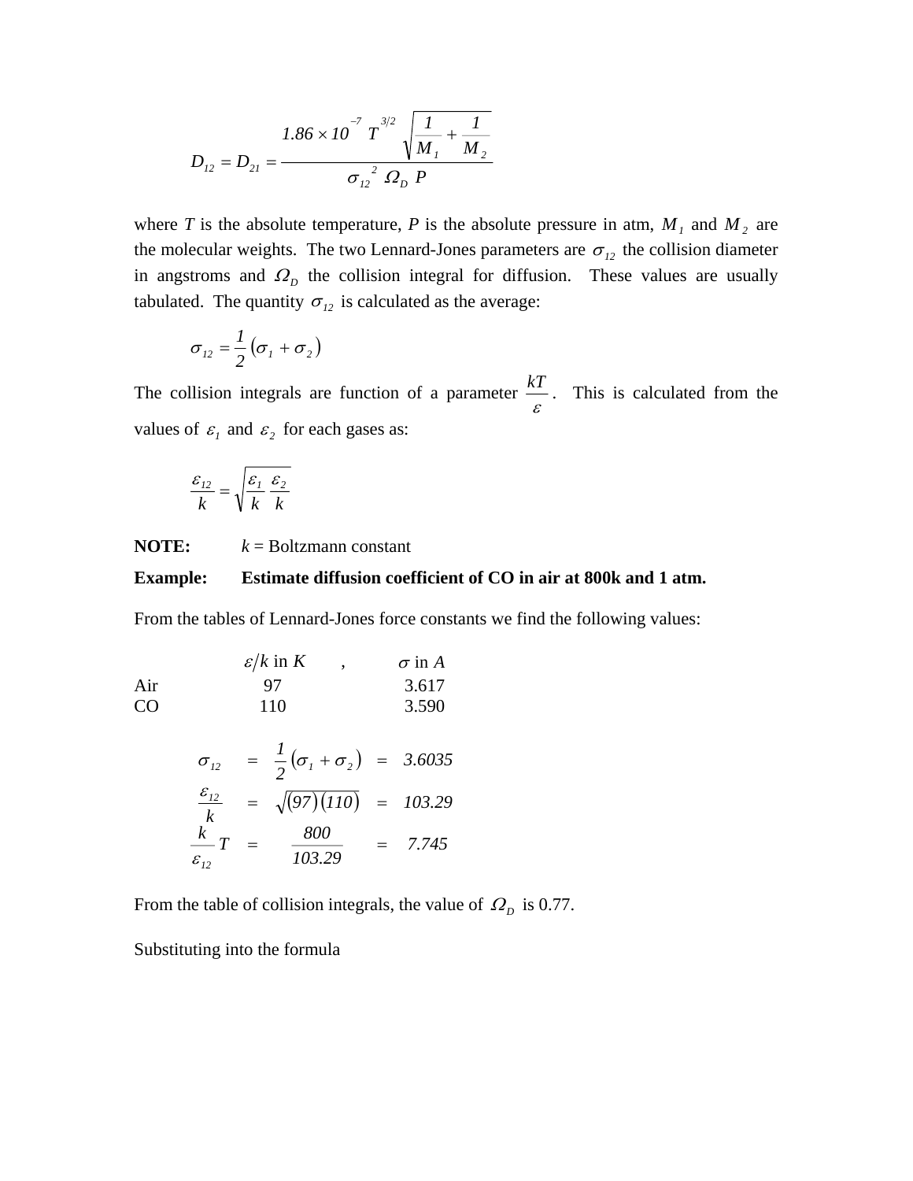$$D_{12} = D_{21} = \frac{1.86 \times 10^{-7} \; T^{3/2} \; \sqrt{\dfrac{1}{M_1} + \dfrac{1}{M_2}}}{\sigma_{12}^{\;2} \; \Omega_D \; P}$$

where $T$ is the absolute temperature, $P$ is the absolute pressure in atm, $M_1$ and $M_2$ are the molecular weights. The two Lennard-Jones parameters are $\sigma_{12}$ the collision diameter in angstroms and $\Omega_D$ the collision integral for diffusion. These values are usually tabulated. The quantity $\sigma_{12}$ is calculated as the average:

$$\sigma_{12} = \frac{1}{2}\left(\sigma_1 + \sigma_2\right)$$

The collision integrals are function of a parameter $\dfrac{kT}{\varepsilon}$. This is calculated from the values of $\varepsilon_1$ and $\varepsilon_2$ for each gases as:

$$\frac{\varepsilon_{12}}{k} = \sqrt{\frac{\varepsilon_1}{k}\,\frac{\varepsilon_2}{k}}$$

**NOTE:** $k$ = Boltzmann constant

**Example: Estimate diffusion coefficient of CO in air at 800k and 1 atm.**

From the tables of Lennard-Jones force constants we find the following values:

| | $\varepsilon / k$ in $K$ | $\sigma$ in $A$ |
|---|---|---|
| Air | 97 | 3.617 |
| CO | 110 | 3.590 |

$$\sigma_{12} = \frac{1}{2}\left(\sigma_1 + \sigma_2\right) = 3.6035$$

$$\frac{\varepsilon_{12}}{k} = \sqrt{(97)(110)} = 103.29$$

$$\frac{k}{\varepsilon_{12}} T = \frac{800}{103.29} = 7.745$$

From the table of collision integrals, the value of $\Omega_D$ is 0.77.

Substituting into the formula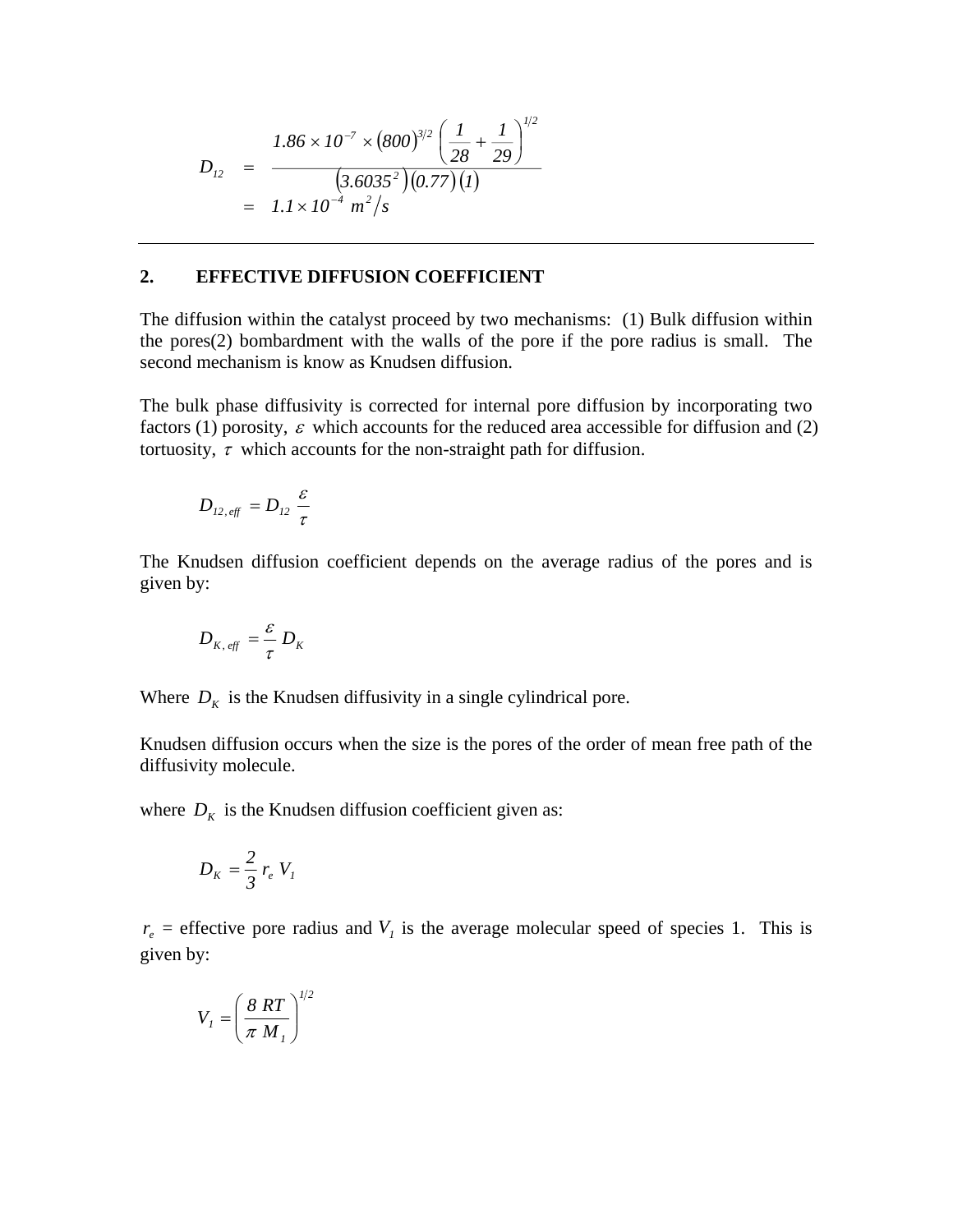$$D_{12} = \frac{1.86 \times 10^{-7} \times (800)^{3/2} \left( \frac{1}{28} + \frac{1}{29} \right)^{1/2}}{\left(3.6035^2\right)(0.77)(1)}$$

$$= 1.1 \times 10^{-4} \ m^2/s$$

---

## 2. EFFECTIVE DIFFUSION COEFFICIENT

The diffusion within the catalyst proceed by two mechanisms: (1) Bulk diffusion within the pores(2) bombardment with the walls of the pore if the pore radius is small. The second mechanism is know as Knudsen diffusion.

The bulk phase diffusivity is corrected for internal pore diffusion by incorporating two factors (1) porosity, $\varepsilon$ which accounts for the reduced area accessible for diffusion and (2) tortuosity, $\tau$ which accounts for the non-straight path for diffusion.

$$D_{12,\,eff} = D_{12} \frac{\varepsilon}{\tau}$$

The Knudsen diffusion coefficient depends on the average radius of the pores and is given by:

$$D_{K,\,eff} = \frac{\varepsilon}{\tau} D_K$$

Where $D_K$ is the Knudsen diffusivity in a single cylindrical pore.

Knudsen diffusion occurs when the size is the pores of the order of mean free path of the diffusivity molecule.

where $D_K$ is the Knudsen diffusion coefficient given as:

$$D_K = \frac{2}{3} r_e V_1$$

$r_e$ = effective pore radius and $V_1$ is the average molecular speed of species 1. This is given by:

$$V_1 = \left( \frac{8 \ RT}{\pi \ M_1} \right)^{1/2}$$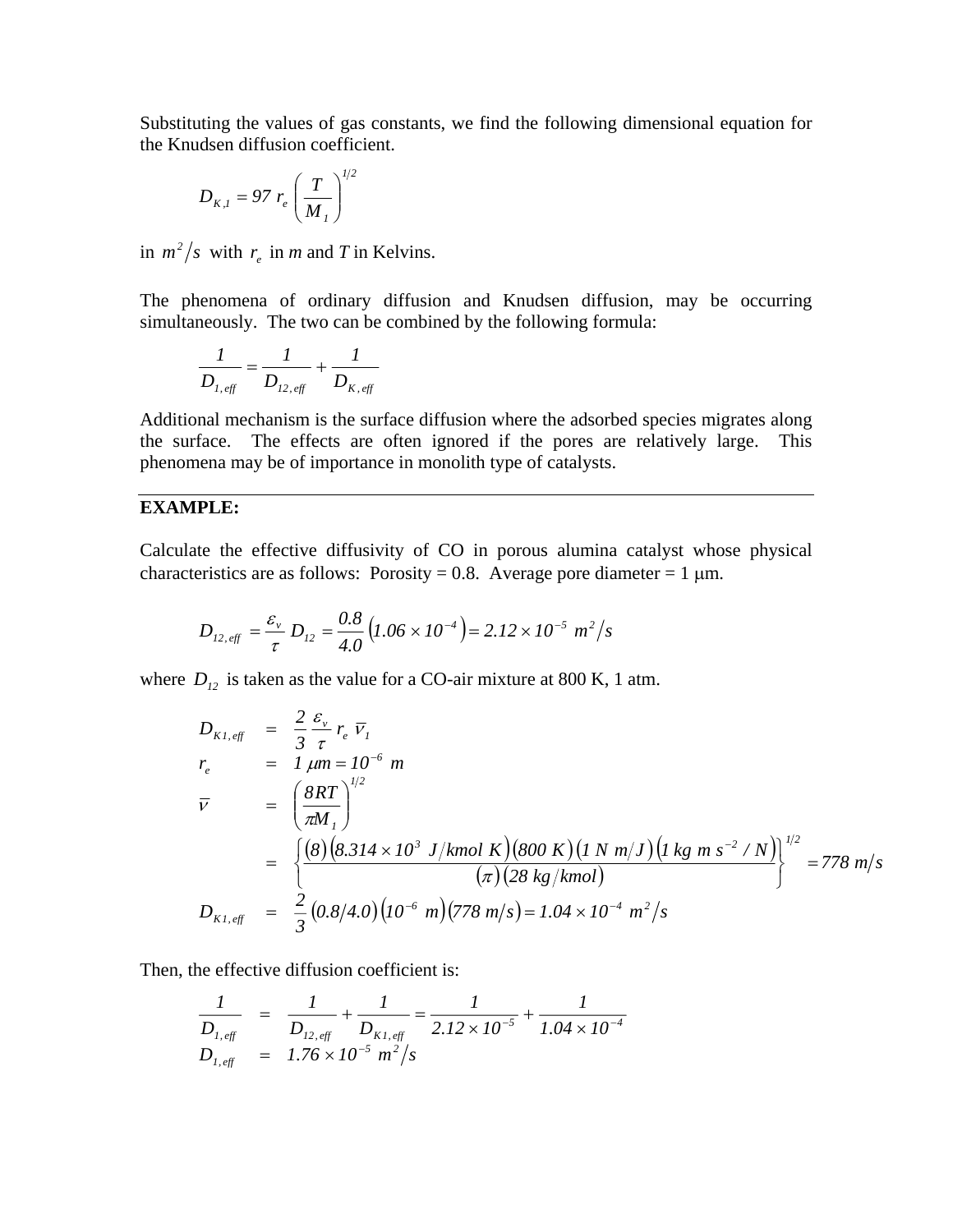Substituting the values of gas constants, we find the following dimensional equation for the Knudsen diffusion coefficient.

$$D_{K,1} = 97\ r_e \left( \frac{T}{M_1} \right)^{1/2}$$

in $m^2/s$ with $r_e$ in *m* and *T* in Kelvins.

The phenomena of ordinary diffusion and Knudsen diffusion, may be occurring simultaneously. The two can be combined by the following formula:

$$\frac{1}{D_{1,eff}} = \frac{1}{D_{12,eff}} + \frac{1}{D_{K,eff}}$$

Additional mechanism is the surface diffusion where the adsorbed species migrates along the surface. The effects are often ignored if the pores are relatively large. This phenomena may be of importance in monolith type of catalysts.

---

**EXAMPLE:**

Calculate the effective diffusivity of CO in porous alumina catalyst whose physical characteristics are as follows: Porosity = 0.8. Average pore diameter = 1 μm.

$$D_{12,eff} = \frac{\varepsilon_v}{\tau} D_{12} = \frac{0.8}{4.0}\left(1.06 \times 10^{-4}\right) = 2.12 \times 10^{-5}\ m^2/s$$

where $D_{12}$ is taken as the value for a CO-air mixture at 800 K, 1 atm.

$$D_{K1,eff} = \frac{2}{3}\frac{\varepsilon_v}{\tau} r_e\ \bar{v}_1$$

$$r_e = 1\ \mu m = 10^{-6}\ m$$

$$\bar{v} = \left( \frac{8RT}{\pi M_1} \right)^{1/2}$$

$$= \left\{ \frac{(8)\left(8.314 \times 10^3\ J/kmol\ K\right)(800\ K)(1\ N\ m/J)\left(1\ kg\ m\ s^{-2} / N\right)}{(\pi)(28\ kg/kmol)} \right\}^{1/2} = 778\ m/s$$

$$D_{K1,eff} = \frac{2}{3}(0.8/4.0)\left(10^{-6}\ m\right)(778\ m/s) = 1.04 \times 10^{-4}\ m^2/s$$

Then, the effective diffusion coefficient is:

$$\frac{1}{D_{1,eff}} = \frac{1}{D_{12,eff}} + \frac{1}{D_{K1,eff}} = \frac{1}{2.12 \times 10^{-5}} + \frac{1}{1.04 \times 10^{-4}}$$

$$D_{1,eff} = 1.76 \times 10^{-5}\ m^2/s$$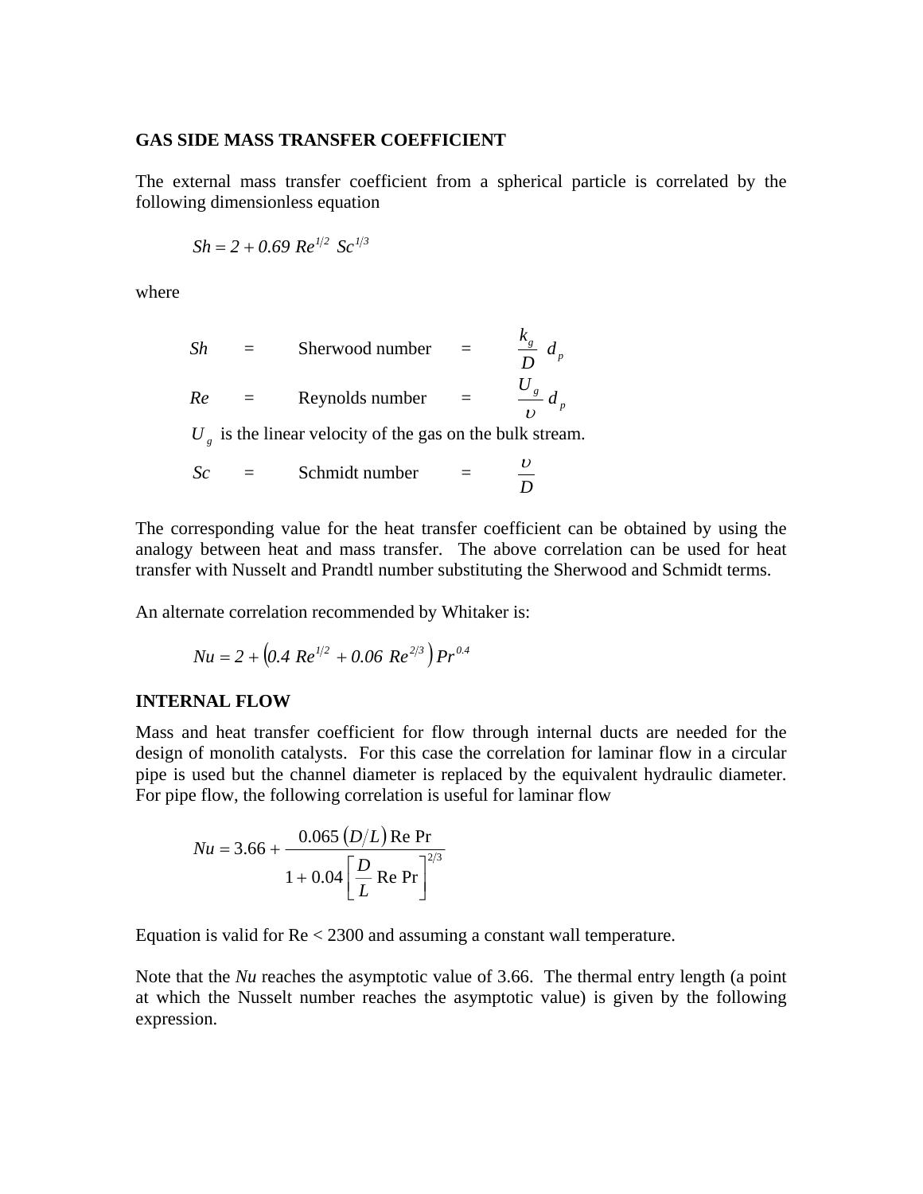**GAS SIDE MASS TRANSFER COEFFICIENT**

The external mass transfer coefficient from a spherical particle is correlated by the following dimensionless equation

$$Sh = 2 + 0.69\ Re^{1/2}\ Sc^{1/3}$$

where

| | | | | |
|---|---|---|---|---|
| $Sh$ | = | Sherwood number | = | $\frac{k_g}{D}\ d_p$ |
| $Re$ | = | Reynolds number | = | $\frac{U_g}{\upsilon}\ d_p$ |

$U_g$ is the linear velocity of the gas on the bulk stream.

| | | | | |
|---|---|---|---|---|
| $Sc$ | = | Schmidt number | = | $\frac{\upsilon}{D}$ |

The corresponding value for the heat transfer coefficient can be obtained by using the analogy between heat and mass transfer. The above correlation can be used for heat transfer with Nusselt and Prandtl number substituting the Sherwood and Schmidt terms.

An alternate correlation recommended by Whitaker is:

$$Nu = 2 + \left(0.4\ Re^{1/2} + 0.06\ Re^{2/3}\right) Pr^{0.4}$$

**INTERNAL FLOW**

Mass and heat transfer coefficient for flow through internal ducts are needed for the design of monolith catalysts. For this case the correlation for laminar flow in a circular pipe is used but the channel diameter is replaced by the equivalent hydraulic diameter. For pipe flow, the following correlation is useful for laminar flow

$$Nu = 3.66 + \frac{0.065\ (D/L)\ \text{Re Pr}}{1 + 0.04\left[\frac{D}{L}\ \text{Re Pr}\right]^{2/3}}$$

Equation is valid for Re < 2300 and assuming a constant wall temperature.

Note that the *Nu* reaches the asymptotic value of 3.66. The thermal entry length (a point at which the Nusselt number reaches the asymptotic value) is given by the following expression.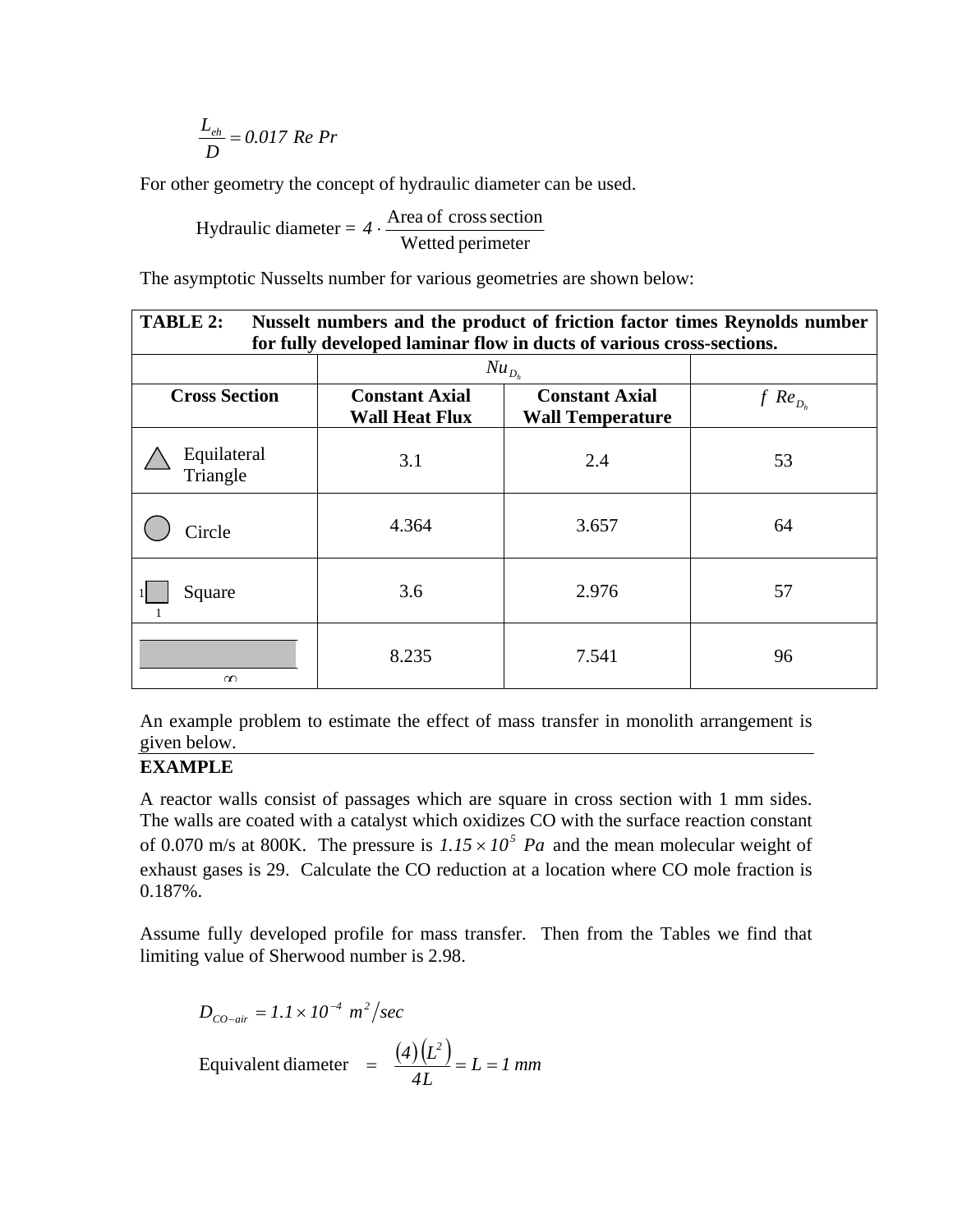$$\frac{L_{eh}}{D} = 0.017\ Re\ Pr$$

For other geometry the concept of hydraulic diameter can be used.

$$\text{Hydraulic diameter} = 4 \cdot \frac{\text{Area of cross section}}{\text{Wetted perimeter}}$$

The asymptotic Nusselts number for various geometries are shown below:

**TABLE 2: Nusselt numbers and the product of friction factor times Reynolds number for fully developed laminar flow in ducts of various cross-sections.**

| | $Nu_{D_h}$ | | |
|---|---|---|---|
| **Cross Section** | **Constant Axial Wall Heat Flux** | **Constant Axial Wall Temperature** | $f\ Re_{D_h}$ |
| Equilateral Triangle | 3.1 | 2.4 | 53 |
| Circle | 4.364 | 3.657 | 64 |
| Square (1 × 1) | 3.6 | 2.976 | 57 |
| Parallel plates ($\infty$) | 8.235 | 7.541 | 96 |

An example problem to estimate the effect of mass transfer in monolith arrangement is given below.

**EXAMPLE**

A reactor walls consist of passages which are square in cross section with 1 mm sides. The walls are coated with a catalyst which oxidizes CO with the surface reaction constant of 0.070 m/s at 800K. The pressure is $1.15 \times 10^5\ Pa$ and the mean molecular weight of exhaust gases is 29. Calculate the CO reduction at a location where CO mole fraction is 0.187%.

Assume fully developed profile for mass transfer. Then from the Tables we find that limiting value of Sherwood number is 2.98.

$$D_{CO-air} = 1.1 \times 10^{-4}\ m^2/sec$$

$$\text{Equivalent diameter} = \frac{(4)(L^2)}{4L} = L = 1\ mm$$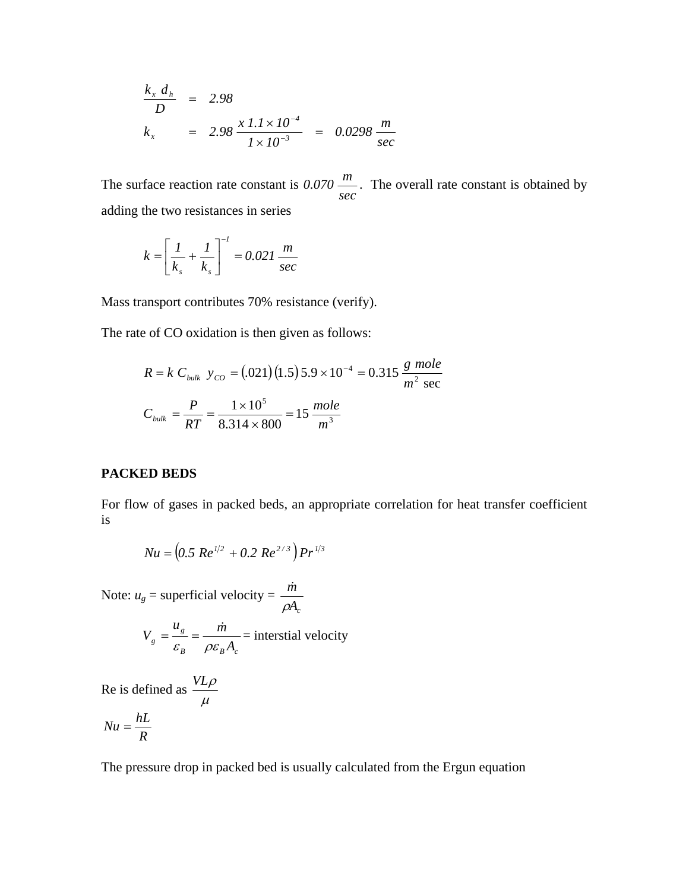$$\frac{k_x \; d_h}{D} \quad = \quad 2.98$$

$$k_x \qquad = \quad 2.98 \; \frac{x \; 1.1 \times 10^{-4}}{1 \times 10^{-3}} \quad = \quad 0.0298 \; \frac{m}{sec}$$

The surface reaction rate constant is $0.070 \; \frac{m}{sec}$. The overall rate constant is obtained by adding the two resistances in series

$$k = \left[ \frac{1}{k_s} + \frac{1}{k_s} \right]^{-1} = 0.021 \; \frac{m}{sec}$$

Mass transport contributes 70% resistance (verify).

The rate of CO oxidation is then given as follows:

$$R = k \; C_{bulk} \;\; y_{CO} \; = (.021)(1.5) \, 5.9 \times 10^{-4} \; = 0.315 \; \frac{g \; mole}{m^2 \; \sec}$$

$$C_{bulk} \; = \frac{P}{RT} = \frac{1 \times 10^5}{8.314 \times 800} = 15 \; \frac{mole}{m^3}$$

**PACKED BEDS**

For flow of gases in packed beds, an appropriate correlation for heat transfer coefficient is

$$Nu = \left( 0.5 \; Re^{1/2} \; + 0.2 \; Re^{2/3} \right) Pr^{1/3}$$

Note: $u_g$ = superficial velocity = $\frac{\dot{m}}{\rho A_c}$

$$V_g \; = \frac{u_g}{\varepsilon_B} = \frac{\dot{m}}{\rho \varepsilon_B A_c} = \text{interstial velocity}$$

Re is defined as $\frac{VL\rho}{\mu}$

$$Nu = \frac{hL}{R}$$

The pressure drop in packed bed is usually calculated from the Ergun equation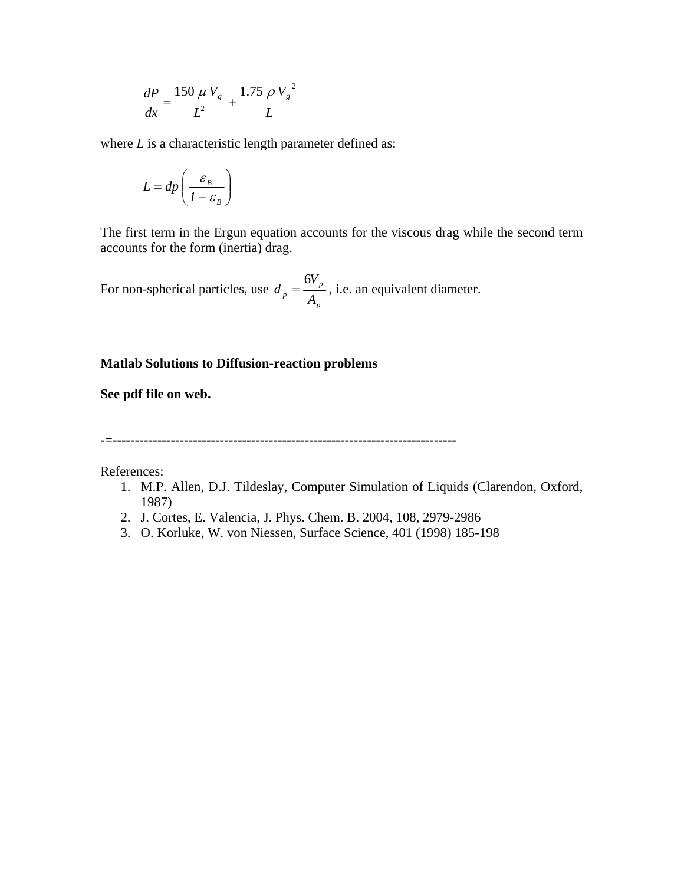$$\frac{dP}{dx} = \frac{150\ \mu\ V_g}{L^2} + \frac{1.75\ \rho\ V_g^{\ 2}}{L}$$

where *L* is a characteristic length parameter defined as:

$$L = dp\left(\frac{\varepsilon_B}{1-\varepsilon_B}\right)$$

The first term in the Ergun equation accounts for the viscous drag while the second term accounts for the form (inertia) drag.

For non-spherical particles, use $d_p = \frac{6V_p}{A_p}$, i.e. an equivalent diameter.

**Matlab Solutions to Diffusion-reaction problems**

**See pdf file on web.**

-=-----------------------------------------------------------------------------

References:

1. M.P. Allen, D.J. Tildeslay, Computer Simulation of Liquids (Clarendon, Oxford, 1987)
2. J. Cortes, E. Valencia, J. Phys. Chem. B. 2004, 108, 2979-2986
3. O. Korluke, W. von Niessen, Surface Science, 401 (1998) 185-198